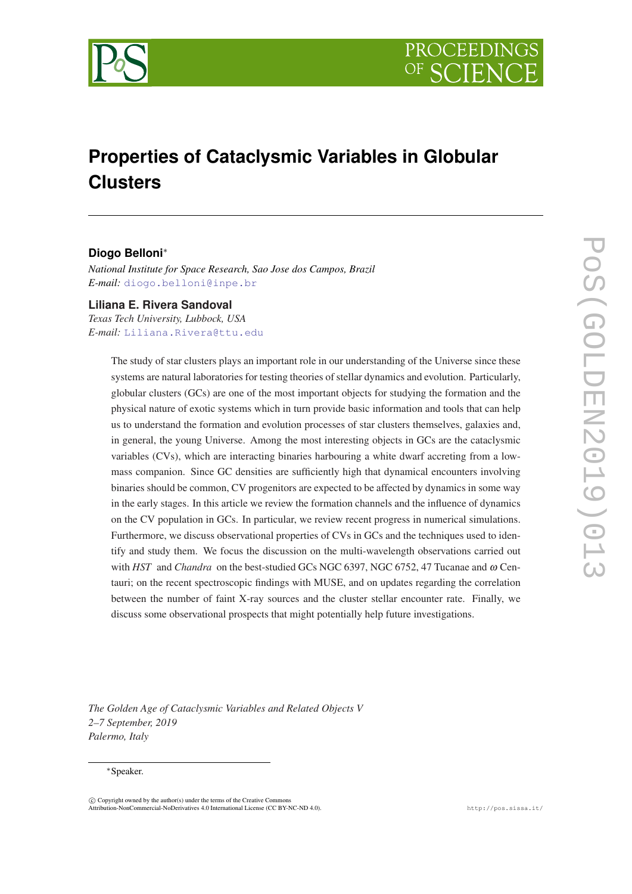# Properties of Cataclysmic Variables in Globular Clusters

**Diogo Belloni***

*National Institute for Space Research, Sao Jose dos Campos, Brazil*
*E-mail:* diogo.belloni@inpe.br

**Liliana E. Rivera Sandoval**

*Texas Tech University, Lubbock, USA*
*E-mail:* Liliana.Rivera@ttu.edu

The study of star clusters plays an important role in our understanding of the Universe since these systems are natural laboratories for testing theories of stellar dynamics and evolution. Particularly, globular clusters (GCs) are one of the most important objects for studying the formation and the physical nature of exotic systems which in turn provide basic information and tools that can help us to understand the formation and evolution processes of star clusters themselves, galaxies and, in general, the young Universe. Among the most interesting objects in GCs are the cataclysmic variables (CVs), which are interacting binaries harbouring a white dwarf accreting from a low-mass companion. Since GC densities are sufficiently high that dynamical encounters involving binaries should be common, CV progenitors are expected to be affected by dynamics in some way in the early stages. In this article we review the formation channels and the influence of dynamics on the CV population in GCs. In particular, we review recent progress in numerical simulations. Furthermore, we discuss observational properties of CVs in GCs and the techniques used to identify and study them. We focus the discussion on the multi-wavelength observations carried out with *HST* and *Chandra* on the best-studied GCs NGC 6397, NGC 6752, 47 Tucanae and $\omega$ Centauri; on the recent spectroscopic findings with MUSE, and on updates regarding the correlation between the number of faint X-ray sources and the cluster stellar encounter rate. Finally, we discuss some observational prospects that might potentially help future investigations.

*The Golden Age of Cataclysmic Variables and Related Objects V*
*2–7 September, 2019*
*Palermo, Italy*

*Speaker.

© Copyright owned by the author(s) under the terms of the Creative Commons Attribution-NonCommercial-NoDerivatives 4.0 International License (CC BY-NC-ND 4.0).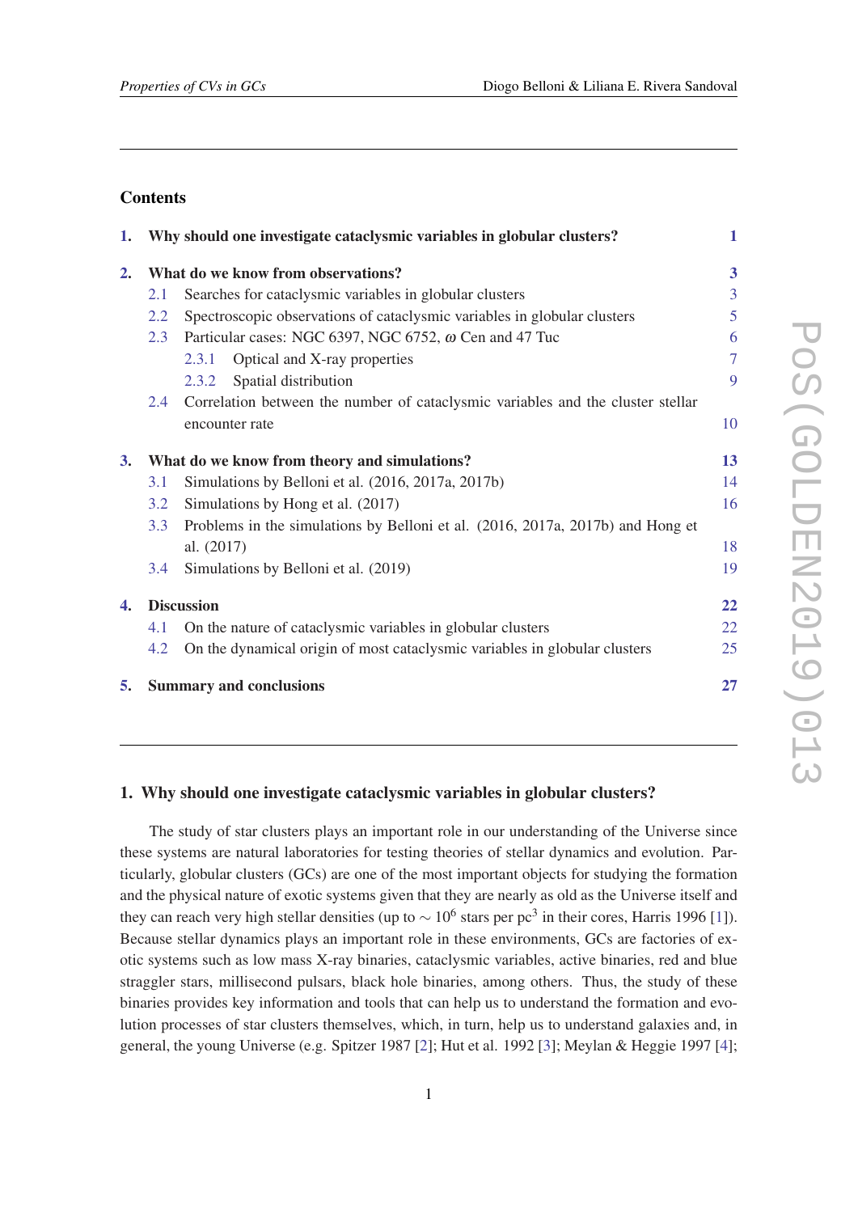## Contents

| | | |
|---|---|---|
| **1.** | **Why should one investigate cataclysmic variables in globular clusters?** | **1** |
| **2.** | **What do we know from observations?** | **3** |
| 2.1 | Searches for cataclysmic variables in globular clusters | 3 |
| 2.2 | Spectroscopic observations of cataclysmic variables in globular clusters | 5 |
| 2.3 | Particular cases: NGC 6397, NGC 6752, $\omega$ Cen and 47 Tuc | 6 |
| 2.3.1 | Optical and X-ray properties | 7 |
| 2.3.2 | Spatial distribution | 9 |
| 2.4 | Correlation between the number of cataclysmic variables and the cluster stellar encounter rate | 10 |
| **3.** | **What do we know from theory and simulations?** | **13** |
| 3.1 | Simulations by Belloni et al. (2016, 2017a, 2017b) | 14 |
| 3.2 | Simulations by Hong et al. (2017) | 16 |
| 3.3 | Problems in the simulations by Belloni et al. (2016, 2017a, 2017b) and Hong et al. (2017) | 18 |
| 3.4 | Simulations by Belloni et al. (2019) | 19 |
| **4.** | **Discussion** | **22** |
| 4.1 | On the nature of cataclysmic variables in globular clusters | 22 |
| 4.2 | On the dynamical origin of most cataclysmic variables in globular clusters | 25 |
| **5.** | **Summary and conclusions** | **27** |

## 1. Why should one investigate cataclysmic variables in globular clusters?

The study of star clusters plays an important role in our understanding of the Universe since these systems are natural laboratories for testing theories of stellar dynamics and evolution. Particularly, globular clusters (GCs) are one of the most important objects for studying the formation and the physical nature of exotic systems given that they are nearly as old as the Universe itself and they can reach very high stellar densities (up to $\sim 10^6$ stars per pc$^3$ in their cores, Harris 1996 [1]). Because stellar dynamics plays an important role in these environments, GCs are factories of exotic systems such as low mass X-ray binaries, cataclysmic variables, active binaries, red and blue straggler stars, millisecond pulsars, black hole binaries, among others. Thus, the study of these binaries provides key information and tools that can help us to understand the formation and evolution processes of star clusters themselves, which, in turn, help us to understand galaxies and, in general, the young Universe (e.g. Spitzer 1987 [2]; Hut et al. 1992 [3]; Meylan & Heggie 1997 [4];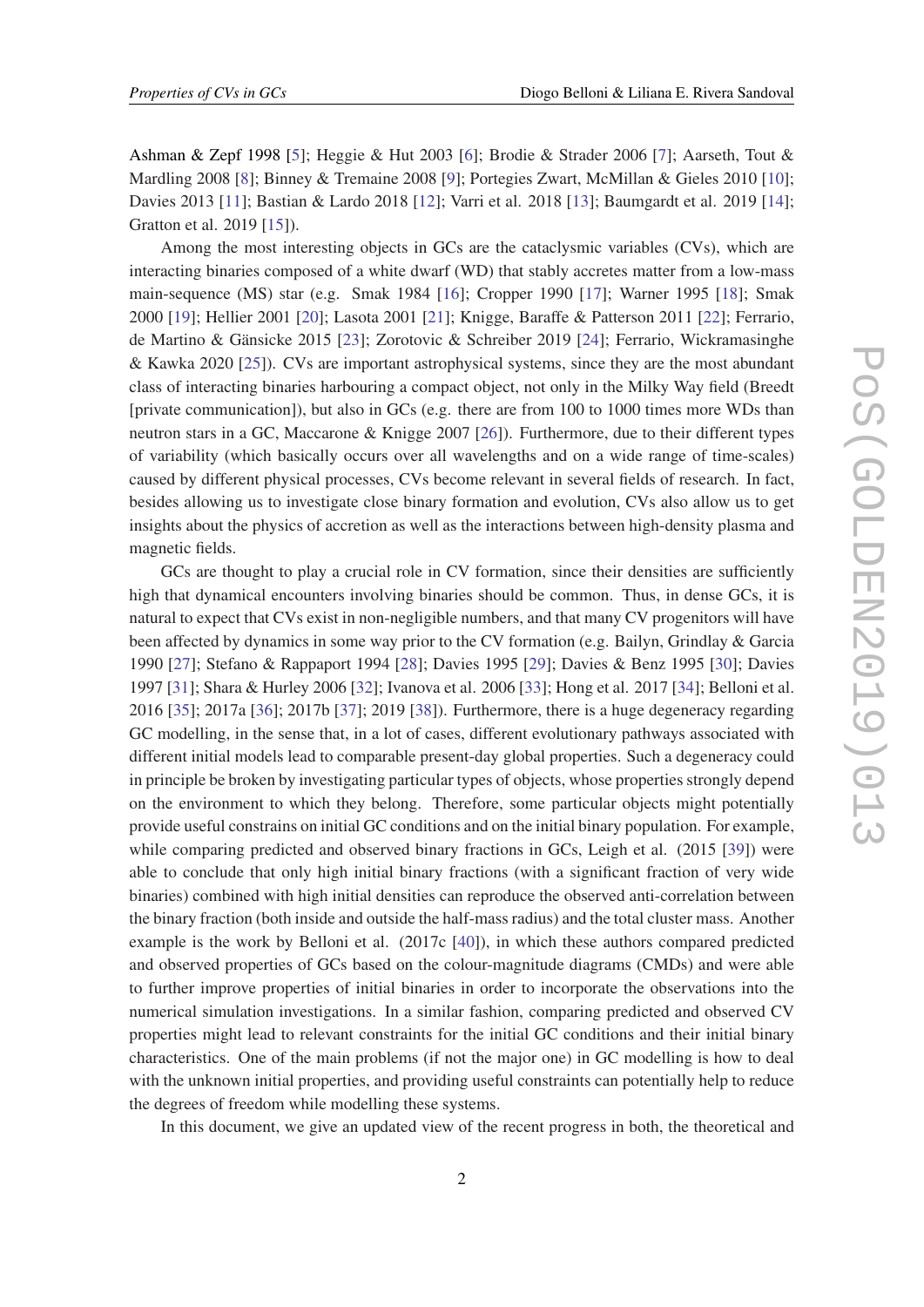Ashman & Zepf 1998 [5]; Heggie & Hut 2003 [6]; Brodie & Strader 2006 [7]; Aarseth, Tout & Mardling 2008 [8]; Binney & Tremaine 2008 [9]; Portegies Zwart, McMillan & Gieles 2010 [10]; Davies 2013 [11]; Bastian & Lardo 2018 [12]; Varri et al. 2018 [13]; Baumgardt et al. 2019 [14]; Gratton et al. 2019 [15]).

Among the most interesting objects in GCs are the cataclysmic variables (CVs), which are interacting binaries composed of a white dwarf (WD) that stably accretes matter from a low-mass main-sequence (MS) star (e.g. Smak 1984 [16]; Cropper 1990 [17]; Warner 1995 [18]; Smak 2000 [19]; Hellier 2001 [20]; Lasota 2001 [21]; Knigge, Baraffe & Patterson 2011 [22]; Ferrario, de Martino & Gänsicke 2015 [23]; Zorotovic & Schreiber 2019 [24]; Ferrario, Wickramasinghe & Kawka 2020 [25]). CVs are important astrophysical systems, since they are the most abundant class of interacting binaries harbouring a compact object, not only in the Milky Way field (Breedt [private communication]), but also in GCs (e.g. there are from 100 to 1000 times more WDs than neutron stars in a GC, Maccarone & Knigge 2007 [26]). Furthermore, due to their different types of variability (which basically occurs over all wavelengths and on a wide range of time-scales) caused by different physical processes, CVs become relevant in several fields of research. In fact, besides allowing us to investigate close binary formation and evolution, CVs also allow us to get insights about the physics of accretion as well as the interactions between high-density plasma and magnetic fields.

GCs are thought to play a crucial role in CV formation, since their densities are sufficiently high that dynamical encounters involving binaries should be common. Thus, in dense GCs, it is natural to expect that CVs exist in non-negligible numbers, and that many CV progenitors will have been affected by dynamics in some way prior to the CV formation (e.g. Bailyn, Grindlay & Garcia 1990 [27]; Stefano & Rappaport 1994 [28]; Davies 1995 [29]; Davies & Benz 1995 [30]; Davies 1997 [31]; Shara & Hurley 2006 [32]; Ivanova et al. 2006 [33]; Hong et al. 2017 [34]; Belloni et al. 2016 [35]; 2017a [36]; 2017b [37]; 2019 [38]). Furthermore, there is a huge degeneracy regarding GC modelling, in the sense that, in a lot of cases, different evolutionary pathways associated with different initial models lead to comparable present-day global properties. Such a degeneracy could in principle be broken by investigating particular types of objects, whose properties strongly depend on the environment to which they belong. Therefore, some particular objects might potentially provide useful constrains on initial GC conditions and on the initial binary population. For example, while comparing predicted and observed binary fractions in GCs, Leigh et al. (2015 [39]) were able to conclude that only high initial binary fractions (with a significant fraction of very wide binaries) combined with high initial densities can reproduce the observed anti-correlation between the binary fraction (both inside and outside the half-mass radius) and the total cluster mass. Another example is the work by Belloni et al. (2017c [40]), in which these authors compared predicted and observed properties of GCs based on the colour-magnitude diagrams (CMDs) and were able to further improve properties of initial binaries in order to incorporate the observations into the numerical simulation investigations. In a similar fashion, comparing predicted and observed CV properties might lead to relevant constraints for the initial GC conditions and their initial binary characteristics. One of the main problems (if not the major one) in GC modelling is how to deal with the unknown initial properties, and providing useful constraints can potentially help to reduce the degrees of freedom while modelling these systems.

In this document, we give an updated view of the recent progress in both, the theoretical and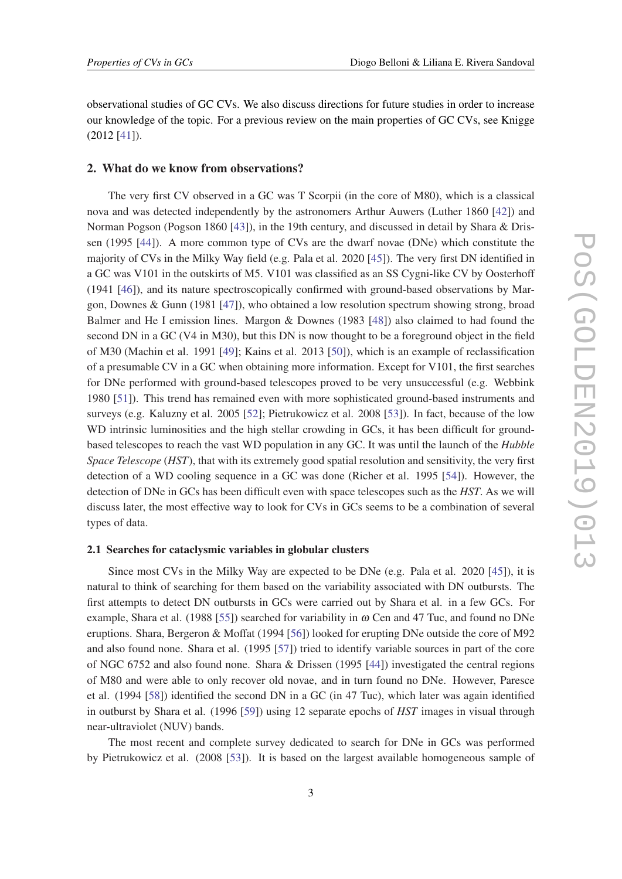observational studies of GC CVs. We also discuss directions for future studies in order to increase our knowledge of the topic. For a previous review on the main properties of GC CVs, see Knigge (2012 [41]).

## 2. What do we know from observations?

The very first CV observed in a GC was T Scorpii (in the core of M80), which is a classical nova and was detected independently by the astronomers Arthur Auwers (Luther 1860 [42]) and Norman Pogson (Pogson 1860 [43]), in the 19th century, and discussed in detail by Shara & Drissen (1995 [44]). A more common type of CVs are the dwarf novae (DNe) which constitute the majority of CVs in the Milky Way field (e.g. Pala et al. 2020 [45]). The very first DN identified in a GC was V101 in the outskirts of M5. V101 was classified as an SS Cygni-like CV by Oosterhoff (1941 [46]), and its nature spectroscopically confirmed with ground-based observations by Margon, Downes & Gunn (1981 [47]), who obtained a low resolution spectrum showing strong, broad Balmer and He I emission lines. Margon & Downes (1983 [48]) also claimed to had found the second DN in a GC (V4 in M30), but this DN is now thought to be a foreground object in the field of M30 (Machin et al. 1991 [49]; Kains et al. 2013 [50]), which is an example of reclassification of a presumable CV in a GC when obtaining more information. Except for V101, the first searches for DNe performed with ground-based telescopes proved to be very unsuccessful (e.g. Webbink 1980 [51]). This trend has remained even with more sophisticated ground-based instruments and surveys (e.g. Kaluzny et al. 2005 [52]; Pietrukowicz et al. 2008 [53]). In fact, because of the low WD intrinsic luminosities and the high stellar crowding in GCs, it has been difficult for ground-based telescopes to reach the vast WD population in any GC. It was until the launch of the *Hubble Space Telescope* (*HST*), that with its extremely good spatial resolution and sensitivity, the very first detection of a WD cooling sequence in a GC was done (Richer et al. 1995 [54]). However, the detection of DNe in GCs has been difficult even with space telescopes such as the *HST*. As we will discuss later, the most effective way to look for CVs in GCs seems to be a combination of several types of data.

### 2.1 Searches for cataclysmic variables in globular clusters

Since most CVs in the Milky Way are expected to be DNe (e.g. Pala et al. 2020 [45]), it is natural to think of searching for them based on the variability associated with DN outbursts. The first attempts to detect DN outbursts in GCs were carried out by Shara et al. in a few GCs. For example, Shara et al. (1988 [55]) searched for variability in $\omega$ Cen and 47 Tuc, and found no DNe eruptions. Shara, Bergeron & Moffat (1994 [56]) looked for erupting DNe outside the core of M92 and also found none. Shara et al. (1995 [57]) tried to identify variable sources in part of the core of NGC 6752 and also found none. Shara & Drissen (1995 [44]) investigated the central regions of M80 and were able to only recover old novae, and in turn found no DNe. However, Paresce et al. (1994 [58]) identified the second DN in a GC (in 47 Tuc), which later was again identified in outburst by Shara et al. (1996 [59]) using 12 separate epochs of *HST* images in visual through near-ultraviolet (NUV) bands.

The most recent and complete survey dedicated to search for DNe in GCs was performed by Pietrukowicz et al. (2008 [53]). It is based on the largest available homogeneous sample of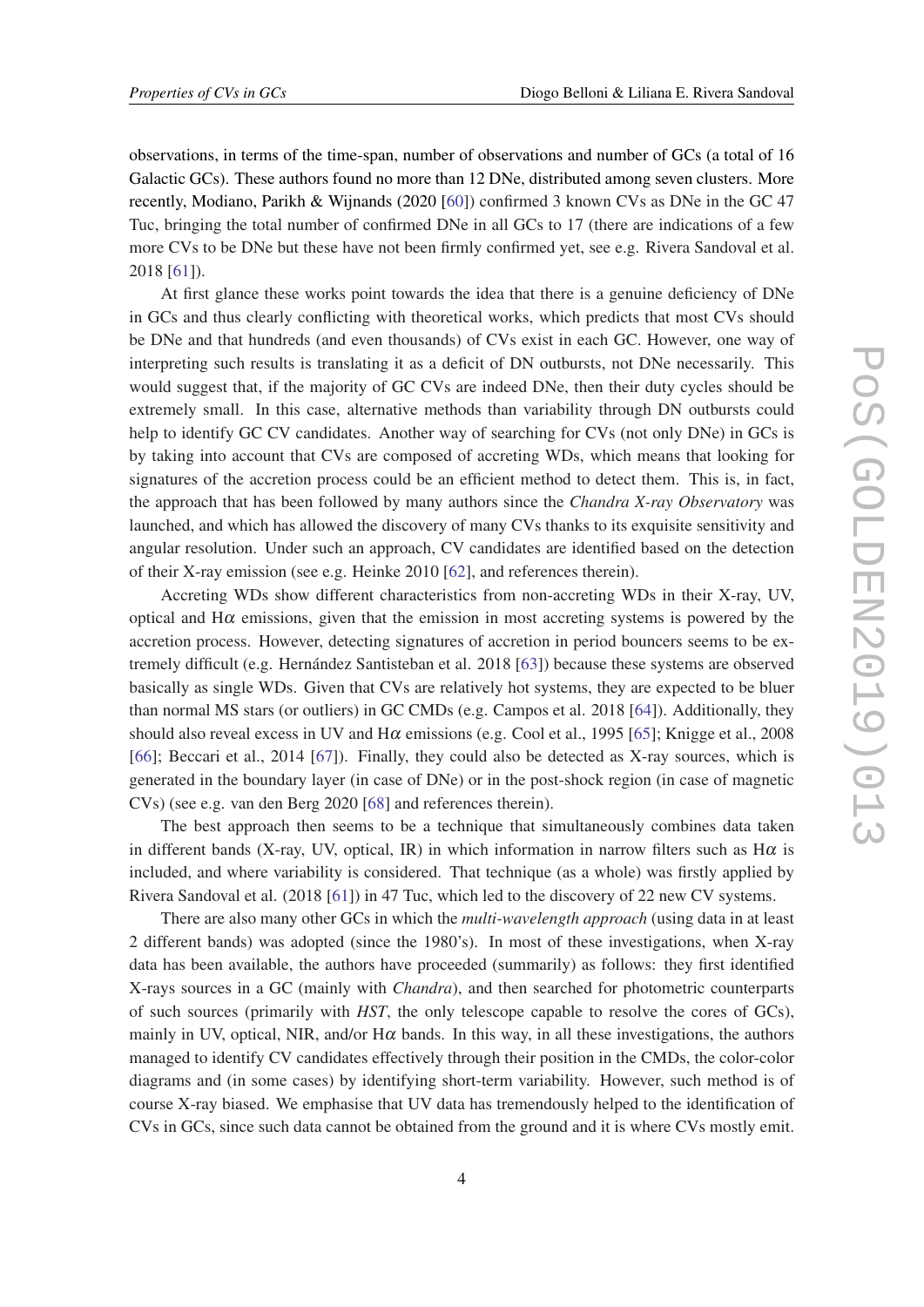observations, in terms of the time-span, number of observations and number of GCs (a total of 16 Galactic GCs). These authors found no more than 12 DNe, distributed among seven clusters. More recently, Modiano, Parikh & Wijnands (2020 [60]) confirmed 3 known CVs as DNe in the GC 47 Tuc, bringing the total number of confirmed DNe in all GCs to 17 (there are indications of a few more CVs to be DNe but these have not been firmly confirmed yet, see e.g. Rivera Sandoval et al. 2018 [61]).

At first glance these works point towards the idea that there is a genuine deficiency of DNe in GCs and thus clearly conflicting with theoretical works, which predicts that most CVs should be DNe and that hundreds (and even thousands) of CVs exist in each GC. However, one way of interpreting such results is translating it as a deficit of DN outbursts, not DNe necessarily. This would suggest that, if the majority of GC CVs are indeed DNe, then their duty cycles should be extremely small. In this case, alternative methods than variability through DN outbursts could help to identify GC CV candidates. Another way of searching for CVs (not only DNe) in GCs is by taking into account that CVs are composed of accreting WDs, which means that looking for signatures of the accretion process could be an efficient method to detect them. This is, in fact, the approach that has been followed by many authors since the *Chandra X-ray Observatory* was launched, and which has allowed the discovery of many CVs thanks to its exquisite sensitivity and angular resolution. Under such an approach, CV candidates are identified based on the detection of their X-ray emission (see e.g. Heinke 2010 [62], and references therein).

Accreting WDs show different characteristics from non-accreting WDs in their X-ray, UV, optical and H$\alpha$ emissions, given that the emission in most accreting systems is powered by the accretion process. However, detecting signatures of accretion in period bouncers seems to be extremely difficult (e.g. Hernández Santisteban et al. 2018 [63]) because these systems are observed basically as single WDs. Given that CVs are relatively hot systems, they are expected to be bluer than normal MS stars (or outliers) in GC CMDs (e.g. Campos et al. 2018 [64]). Additionally, they should also reveal excess in UV and H$\alpha$ emissions (e.g. Cool et al., 1995 [65]; Knigge et al., 2008 [66]; Beccari et al., 2014 [67]). Finally, they could also be detected as X-ray sources, which is generated in the boundary layer (in case of DNe) or in the post-shock region (in case of magnetic CVs) (see e.g. van den Berg 2020 [68] and references therein).

The best approach then seems to be a technique that simultaneously combines data taken in different bands (X-ray, UV, optical, IR) in which information in narrow filters such as H$\alpha$ is included, and where variability is considered. That technique (as a whole) was firstly applied by Rivera Sandoval et al. (2018 [61]) in 47 Tuc, which led to the discovery of 22 new CV systems.

There are also many other GCs in which the *multi-wavelength approach* (using data in at least 2 different bands) was adopted (since the 1980's). In most of these investigations, when X-ray data has been available, the authors have proceeded (summarily) as follows: they first identified X-rays sources in a GC (mainly with *Chandra*), and then searched for photometric counterparts of such sources (primarily with *HST*, the only telescope capable to resolve the cores of GCs), mainly in UV, optical, NIR, and/or H$\alpha$ bands. In this way, in all these investigations, the authors managed to identify CV candidates effectively through their position in the CMDs, the color-color diagrams and (in some cases) by identifying short-term variability. However, such method is of course X-ray biased. We emphasise that UV data has tremendously helped to the identification of CVs in GCs, since such data cannot be obtained from the ground and it is where CVs mostly emit.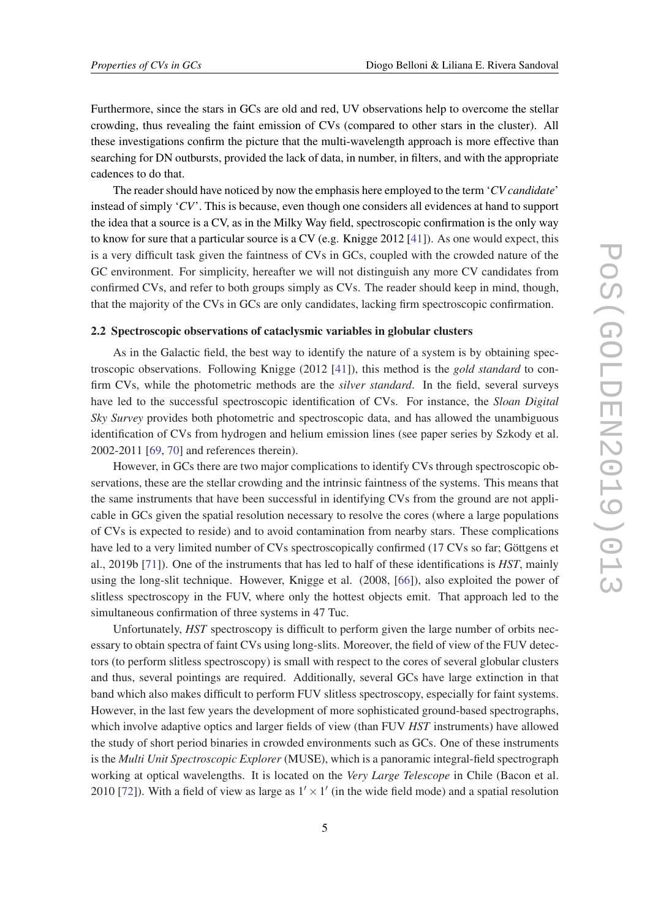Furthermore, since the stars in GCs are old and red, UV observations help to overcome the stellar crowding, thus revealing the faint emission of CVs (compared to other stars in the cluster). All these investigations confirm the picture that the multi-wavelength approach is more effective than searching for DN outbursts, provided the lack of data, in number, in filters, and with the appropriate cadences to do that.

The reader should have noticed by now the emphasis here employed to the term '*CV candidate*' instead of simply '*CV*'. This is because, even though one considers all evidences at hand to support the idea that a source is a CV, as in the Milky Way field, spectroscopic confirmation is the only way to know for sure that a particular source is a CV (e.g. Knigge 2012 [41]). As one would expect, this is a very difficult task given the faintness of CVs in GCs, coupled with the crowded nature of the GC environment. For simplicity, hereafter we will not distinguish any more CV candidates from confirmed CVs, and refer to both groups simply as CVs. The reader should keep in mind, though, that the majority of the CVs in GCs are only candidates, lacking firm spectroscopic confirmation.

### 2.2 Spectroscopic observations of cataclysmic variables in globular clusters

As in the Galactic field, the best way to identify the nature of a system is by obtaining spectroscopic observations. Following Knigge (2012 [41]), this method is the *gold standard* to confirm CVs, while the photometric methods are the *silver standard*. In the field, several surveys have led to the successful spectroscopic identification of CVs. For instance, the *Sloan Digital Sky Survey* provides both photometric and spectroscopic data, and has allowed the unambiguous identification of CVs from hydrogen and helium emission lines (see paper series by Szkody et al. 2002-2011 [69, 70] and references therein).

However, in GCs there are two major complications to identify CVs through spectroscopic observations, these are the stellar crowding and the intrinsic faintness of the systems. This means that the same instruments that have been successful in identifying CVs from the ground are not applicable in GCs given the spatial resolution necessary to resolve the cores (where a large populations of CVs is expected to reside) and to avoid contamination from nearby stars. These complications have led to a very limited number of CVs spectroscopically confirmed (17 CVs so far; Göttgens et al., 2019b [71]). One of the instruments that has led to half of these identifications is *HST*, mainly using the long-slit technique. However, Knigge et al. (2008, [66]), also exploited the power of slitless spectroscopy in the FUV, where only the hottest objects emit. That approach led to the simultaneous confirmation of three systems in 47 Tuc.

Unfortunately, *HST* spectroscopy is difficult to perform given the large number of orbits necessary to obtain spectra of faint CVs using long-slits. Moreover, the field of view of the FUV detectors (to perform slitless spectroscopy) is small with respect to the cores of several globular clusters and thus, several pointings are required. Additionally, several GCs have large extinction in that band which also makes difficult to perform FUV slitless spectroscopy, especially for faint systems. However, in the last few years the development of more sophisticated ground-based spectrographs, which involve adaptive optics and larger fields of view (than FUV *HST* instruments) have allowed the study of short period binaries in crowded environments such as GCs. One of these instruments is the *Multi Unit Spectroscopic Explorer* (MUSE), which is a panoramic integral-field spectrograph working at optical wavelengths. It is located on the *Very Large Telescope* in Chile (Bacon et al. 2010 [72]). With a field of view as large as $1' \times 1'$ (in the wide field mode) and a spatial resolution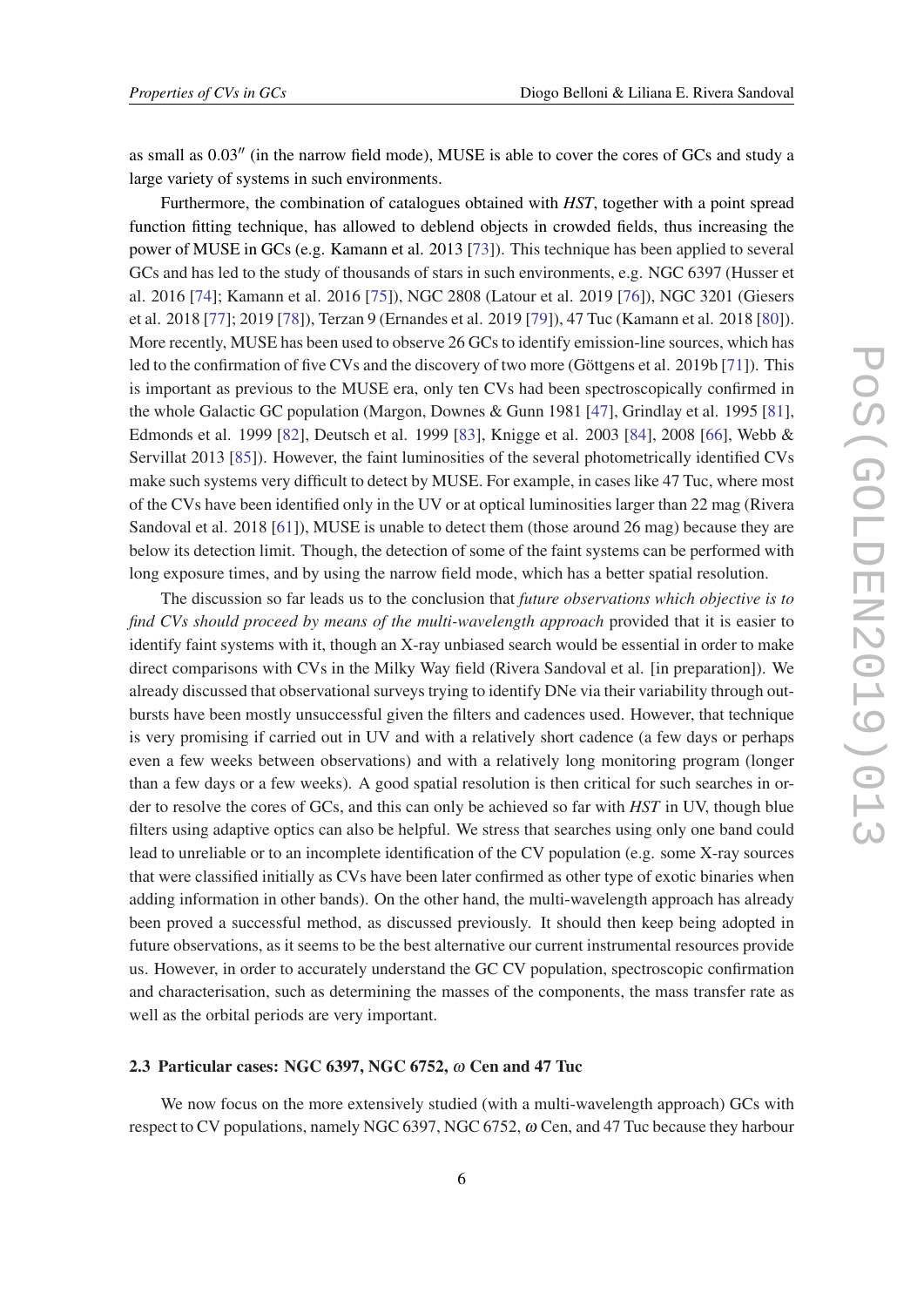as small as 0.03″ (in the narrow field mode), MUSE is able to cover the cores of GCs and study a large variety of systems in such environments.

Furthermore, the combination of catalogues obtained with *HST*, together with a point spread function fitting technique, has allowed to deblend objects in crowded fields, thus increasing the power of MUSE in GCs (e.g. Kamann et al. 2013 [73]). This technique has been applied to several GCs and has led to the study of thousands of stars in such environments, e.g. NGC 6397 (Husser et al. 2016 [74]; Kamann et al. 2016 [75]), NGC 2808 (Latour et al. 2019 [76]), NGC 3201 (Giesers et al. 2018 [77]; 2019 [78]), Terzan 9 (Ernandes et al. 2019 [79]), 47 Tuc (Kamann et al. 2018 [80]). More recently, MUSE has been used to observe 26 GCs to identify emission-line sources, which has led to the confirmation of five CVs and the discovery of two more (Göttgens et al. 2019b [71]). This is important as previous to the MUSE era, only ten CVs had been spectroscopically confirmed in the whole Galactic GC population (Margon, Downes & Gunn 1981 [47], Grindlay et al. 1995 [81], Edmonds et al. 1999 [82], Deutsch et al. 1999 [83], Knigge et al. 2003 [84], 2008 [66], Webb & Servillat 2013 [85]). However, the faint luminosities of the several photometrically identified CVs make such systems very difficult to detect by MUSE. For example, in cases like 47 Tuc, where most of the CVs have been identified only in the UV or at optical luminosities larger than 22 mag (Rivera Sandoval et al. 2018 [61]), MUSE is unable to detect them (those around 26 mag) because they are below its detection limit. Though, the detection of some of the faint systems can be performed with long exposure times, and by using the narrow field mode, which has a better spatial resolution.

The discussion so far leads us to the conclusion that *future observations which objective is to find CVs should proceed by means of the multi-wavelength approach* provided that it is easier to identify faint systems with it, though an X-ray unbiased search would be essential in order to make direct comparisons with CVs in the Milky Way field (Rivera Sandoval et al. [in preparation]). We already discussed that observational surveys trying to identify DNe via their variability through outbursts have been mostly unsuccessful given the filters and cadences used. However, that technique is very promising if carried out in UV and with a relatively short cadence (a few days or perhaps even a few weeks between observations) and with a relatively long monitoring program (longer than a few days or a few weeks). A good spatial resolution is then critical for such searches in order to resolve the cores of GCs, and this can only be achieved so far with *HST* in UV, though blue filters using adaptive optics can also be helpful. We stress that searches using only one band could lead to unreliable or to an incomplete identification of the CV population (e.g. some X-ray sources that were classified initially as CVs have been later confirmed as other type of exotic binaries when adding information in other bands). On the other hand, the multi-wavelength approach has already been proved a successful method, as discussed previously. It should then keep being adopted in future observations, as it seems to be the best alternative our current instrumental resources provide us. However, in order to accurately understand the GC CV population, spectroscopic confirmation and characterisation, such as determining the masses of the components, the mass transfer rate as well as the orbital periods are very important.

### 2.3 Particular cases: NGC 6397, NGC 6752, $\omega$ Cen and 47 Tuc

We now focus on the more extensively studied (with a multi-wavelength approach) GCs with respect to CV populations, namely NGC 6397, NGC 6752, $\omega$ Cen, and 47 Tuc because they harbour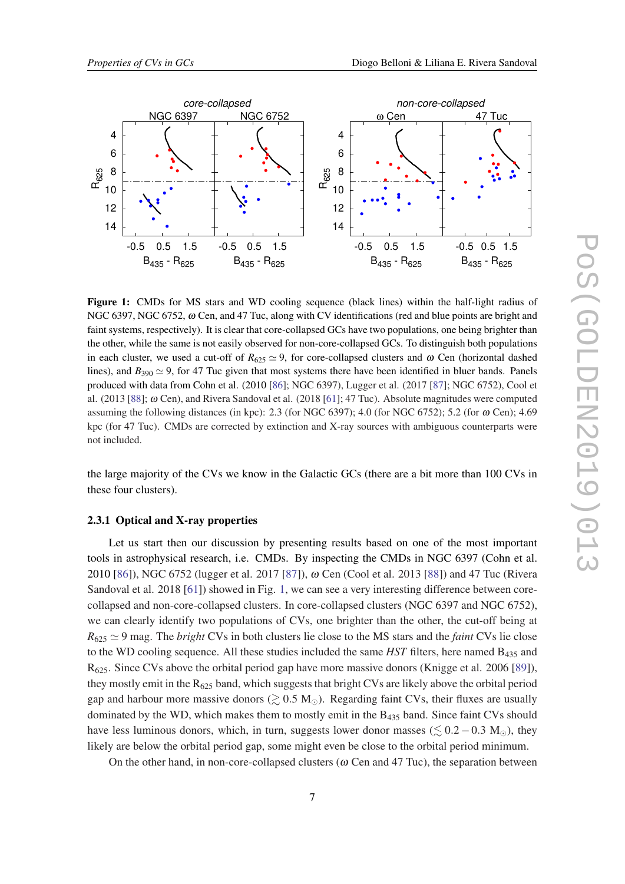**Figure 1:** CMDs for MS stars and WD cooling sequence (black lines) within the half-light radius of NGC 6397, NGC 6752, $\omega$ Cen, and 47 Tuc, along with CV identifications (red and blue points are bright and faint systems, respectively). It is clear that core-collapsed GCs have two populations, one being brighter than the other, while the same is not easily observed for non-core-collapsed GCs. To distinguish both populations in each cluster, we used a cut-off of $R_{625} \simeq 9$, for core-collapsed clusters and $\omega$ Cen (horizontal dashed lines), and $B_{390} \simeq 9$, for 47 Tuc given that most systems there have been identified in bluer bands. Panels produced with data from Cohn et al. (2010 [86]; NGC 6397), Lugger et al. (2017 [87]; NGC 6752), Cool et al. (2013 [88]; $\omega$ Cen), and Rivera Sandoval et al. (2018 [61]; 47 Tuc). Absolute magnitudes were computed assuming the following distances (in kpc): 2.3 (for NGC 6397); 4.0 (for NGC 6752); 5.2 (for $\omega$ Cen); 4.69 kpc (for 47 Tuc). CMDs are corrected by extinction and X-ray sources with ambiguous counterparts were not included.

the large majority of the CVs we know in the Galactic GCs (there are a bit more than 100 CVs in these four clusters).

#### 2.3.1 Optical and X-ray properties

Let us start then our discussion by presenting results based on one of the most important tools in astrophysical research, i.e. CMDs. By inspecting the CMDs in NGC 6397 (Cohn et al. 2010 [86]), NGC 6752 (lugger et al. 2017 [87]), $\omega$ Cen (Cool et al. 2013 [88]) and 47 Tuc (Rivera Sandoval et al. 2018 [61]) showed in Fig. 1, we can see a very interesting difference between core-collapsed and non-core-collapsed clusters. In core-collapsed clusters (NGC 6397 and NGC 6752), we can clearly identify two populations of CVs, one brighter than the other, the cut-off being at $R_{625} \simeq 9$ mag. The *bright* CVs in both clusters lie close to the MS stars and the *faint* CVs lie close to the WD cooling sequence. All these studies included the same *HST* filters, here named $B_{435}$ and $R_{625}$. Since CVs above the orbital period gap have more massive donors (Knigge et al. 2006 [89]), they mostly emit in the $R_{625}$ band, which suggests that bright CVs are likely above the orbital period gap and harbour more massive donors ($\gtrsim 0.5$ M$_\odot$). Regarding faint CVs, their fluxes are usually dominated by the WD, which makes them to mostly emit in the $B_{435}$ band. Since faint CVs should have less luminous donors, which, in turn, suggests lower donor masses ($\lesssim 0.2-0.3$ M$_\odot$), they likely are below the orbital period gap, some might even be close to the orbital period minimum.

On the other hand, in non-core-collapsed clusters ($\omega$ Cen and 47 Tuc), the separation between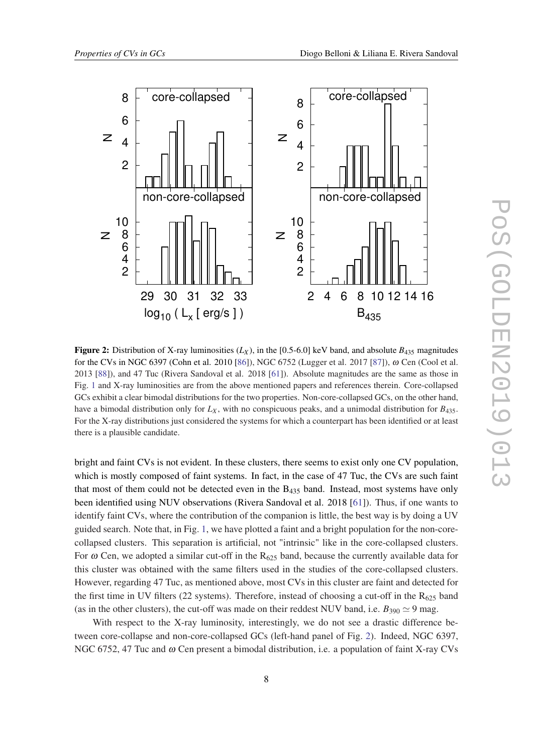**Figure 2:** Distribution of X-ray luminosities ($L_X$), in the [0.5-6.0] keV band, and absolute $B_{435}$ magnitudes for the CVs in NGC 6397 (Cohn et al. 2010 [86]), NGC 6752 (Lugger et al. 2017 [87]), $\omega$ Cen (Cool et al. 2013 [88]), and 47 Tuc (Rivera Sandoval et al. 2018 [61]). Absolute magnitudes are the same as those in Fig. 1 and X-ray luminosities are from the above mentioned papers and references therein. Core-collapsed GCs exhibit a clear bimodal distributions for the two properties. Non-core-collapsed GCs, on the other hand, have a bimodal distribution only for $L_X$, with no conspicuous peaks, and a unimodal distribution for $B_{435}$. For the X-ray distributions just considered the systems for which a counterpart has been identified or at least there is a plausible candidate.

bright and faint CVs is not evident. In these clusters, there seems to exist only one CV population, which is mostly composed of faint systems. In fact, in the case of 47 Tuc, the CVs are such faint that most of them could not be detected even in the $B_{435}$ band. Instead, most systems have only been identified using NUV observations (Rivera Sandoval et al. 2018 [61]). Thus, if one wants to identify faint CVs, where the contribution of the companion is little, the best way is by doing a UV guided search. Note that, in Fig. 1, we have plotted a faint and a bright population for the non-core-collapsed clusters. This separation is artificial, not "intrinsic" like in the core-collapsed clusters. For $\omega$ Cen, we adopted a similar cut-off in the $R_{625}$ band, because the currently available data for this cluster was obtained with the same filters used in the studies of the core-collapsed clusters. However, regarding 47 Tuc, as mentioned above, most CVs in this cluster are faint and detected for the first time in UV filters (22 systems). Therefore, instead of choosing a cut-off in the $R_{625}$ band (as in the other clusters), the cut-off was made on their reddest NUV band, i.e. $B_{390} \simeq 9$ mag.

With respect to the X-ray luminosity, interestingly, we do not see a drastic difference between core-collapse and non-core-collapsed GCs (left-hand panel of Fig. 2). Indeed, NGC 6397, NGC 6752, 47 Tuc and $\omega$ Cen present a bimodal distribution, i.e. a population of faint X-ray CVs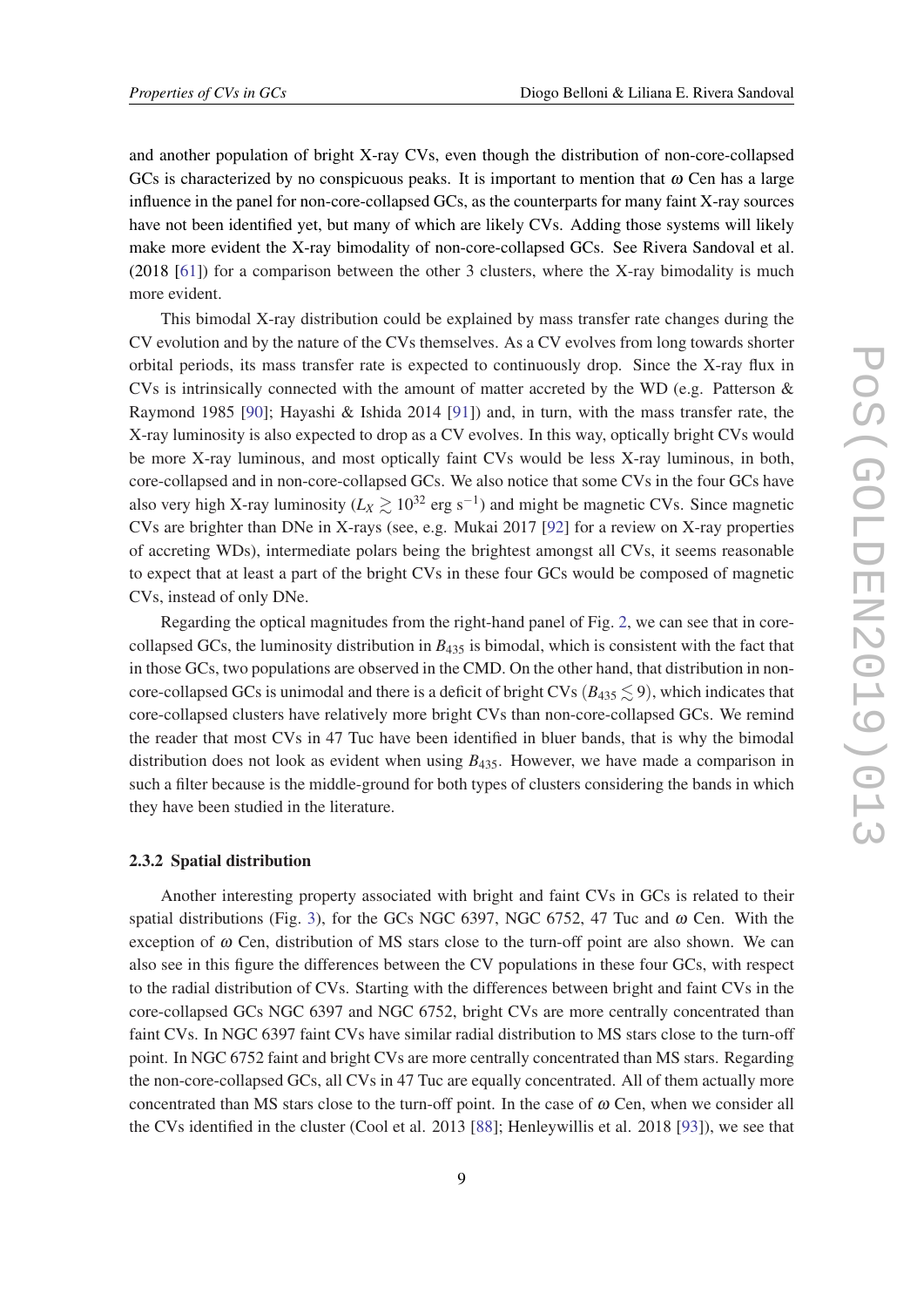and another population of bright X-ray CVs, even though the distribution of non-core-collapsed GCs is characterized by no conspicuous peaks. It is important to mention that $\omega$ Cen has a large influence in the panel for non-core-collapsed GCs, as the counterparts for many faint X-ray sources have not been identified yet, but many of which are likely CVs. Adding those systems will likely make more evident the X-ray bimodality of non-core-collapsed GCs. See Rivera Sandoval et al. (2018 [61]) for a comparison between the other 3 clusters, where the X-ray bimodality is much more evident.

This bimodal X-ray distribution could be explained by mass transfer rate changes during the CV evolution and by the nature of the CVs themselves. As a CV evolves from long towards shorter orbital periods, its mass transfer rate is expected to continuously drop. Since the X-ray flux in CVs is intrinsically connected with the amount of matter accreted by the WD (e.g. Patterson & Raymond 1985 [90]; Hayashi & Ishida 2014 [91]) and, in turn, with the mass transfer rate, the X-ray luminosity is also expected to drop as a CV evolves. In this way, optically bright CVs would be more X-ray luminous, and most optically faint CVs would be less X-ray luminous, in both, core-collapsed and in non-core-collapsed GCs. We also notice that some CVs in the four GCs have also very high X-ray luminosity ($L_X \gtrsim 10^{32}$ erg s$^{-1}$) and might be magnetic CVs. Since magnetic CVs are brighter than DNe in X-rays (see, e.g. Mukai 2017 [92] for a review on X-ray properties of accreting WDs), intermediate polars being the brightest amongst all CVs, it seems reasonable to expect that at least a part of the bright CVs in these four GCs would be composed of magnetic CVs, instead of only DNe.

Regarding the optical magnitudes from the right-hand panel of Fig. 2, we can see that in core-collapsed GCs, the luminosity distribution in $B_{435}$ is bimodal, which is consistent with the fact that in those GCs, two populations are observed in the CMD. On the other hand, that distribution in non-core-collapsed GCs is unimodal and there is a deficit of bright CVs ($B_{435} \lesssim 9$), which indicates that core-collapsed clusters have relatively more bright CVs than non-core-collapsed GCs. We remind the reader that most CVs in 47 Tuc have been identified in bluer bands, that is why the bimodal distribution does not look as evident when using $B_{435}$. However, we have made a comparison in such a filter because is the middle-ground for both types of clusters considering the bands in which they have been studied in the literature.

#### 2.3.2 Spatial distribution

Another interesting property associated with bright and faint CVs in GCs is related to their spatial distributions (Fig. 3), for the GCs NGC 6397, NGC 6752, 47 Tuc and $\omega$ Cen. With the exception of $\omega$ Cen, distribution of MS stars close to the turn-off point are also shown. We can also see in this figure the differences between the CV populations in these four GCs, with respect to the radial distribution of CVs. Starting with the differences between bright and faint CVs in the core-collapsed GCs NGC 6397 and NGC 6752, bright CVs are more centrally concentrated than faint CVs. In NGC 6397 faint CVs have similar radial distribution to MS stars close to the turn-off point. In NGC 6752 faint and bright CVs are more centrally concentrated than MS stars. Regarding the non-core-collapsed GCs, all CVs in 47 Tuc are equally concentrated. All of them actually more concentrated than MS stars close to the turn-off point. In the case of $\omega$ Cen, when we consider all the CVs identified in the cluster (Cool et al. 2013 [88]; Henleywillis et al. 2018 [93]), we see that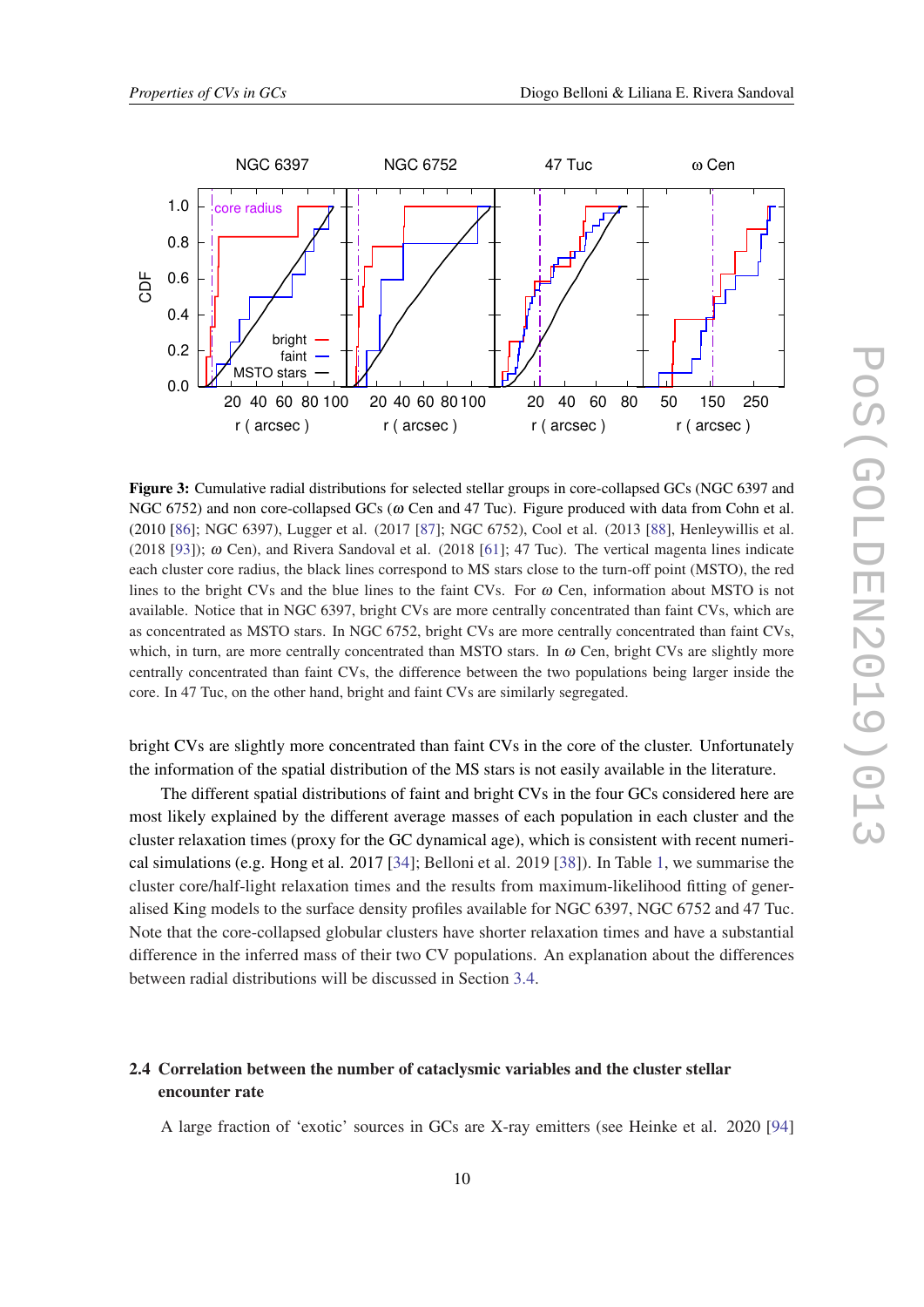**Figure 3:** Cumulative radial distributions for selected stellar groups in core-collapsed GCs (NGC 6397 and NGC 6752) and non core-collapsed GCs ($\omega$ Cen and 47 Tuc). Figure produced with data from Cohn et al. (2010 [86]; NGC 6397), Lugger et al. (2017 [87]; NGC 6752), Cool et al. (2013 [88], Henleywillis et al. (2018 [93]); $\omega$ Cen), and Rivera Sandoval et al. (2018 [61]; 47 Tuc). The vertical magenta lines indicate each cluster core radius, the black lines correspond to MS stars close to the turn-off point (MSTO), the red lines to the bright CVs and the blue lines to the faint CVs. For $\omega$ Cen, information about MSTO is not available. Notice that in NGC 6397, bright CVs are more centrally concentrated than faint CVs, which are as concentrated as MSTO stars. In NGC 6752, bright CVs are more centrally concentrated than faint CVs, which, in turn, are more centrally concentrated than MSTO stars. In $\omega$ Cen, bright CVs are slightly more centrally concentrated than faint CVs, the difference between the two populations being larger inside the core. In 47 Tuc, on the other hand, bright and faint CVs are similarly segregated.

bright CVs are slightly more concentrated than faint CVs in the core of the cluster. Unfortunately the information of the spatial distribution of the MS stars is not easily available in the literature.

The different spatial distributions of faint and bright CVs in the four GCs considered here are most likely explained by the different average masses of each population in each cluster and the cluster relaxation times (proxy for the GC dynamical age), which is consistent with recent numerical simulations (e.g. Hong et al. 2017 [34]; Belloni et al. 2019 [38]). In Table 1, we summarise the cluster core/half-light relaxation times and the results from maximum-likelihood fitting of generalised King models to the surface density profiles available for NGC 6397, NGC 6752 and 47 Tuc. Note that the core-collapsed globular clusters have shorter relaxation times and have a substantial difference in the inferred mass of their two CV populations. An explanation about the differences between radial distributions will be discussed in Section 3.4.

### 2.4 Correlation between the number of cataclysmic variables and the cluster stellar encounter rate

A large fraction of 'exotic' sources in GCs are X-ray emitters (see Heinke et al. 2020 [94]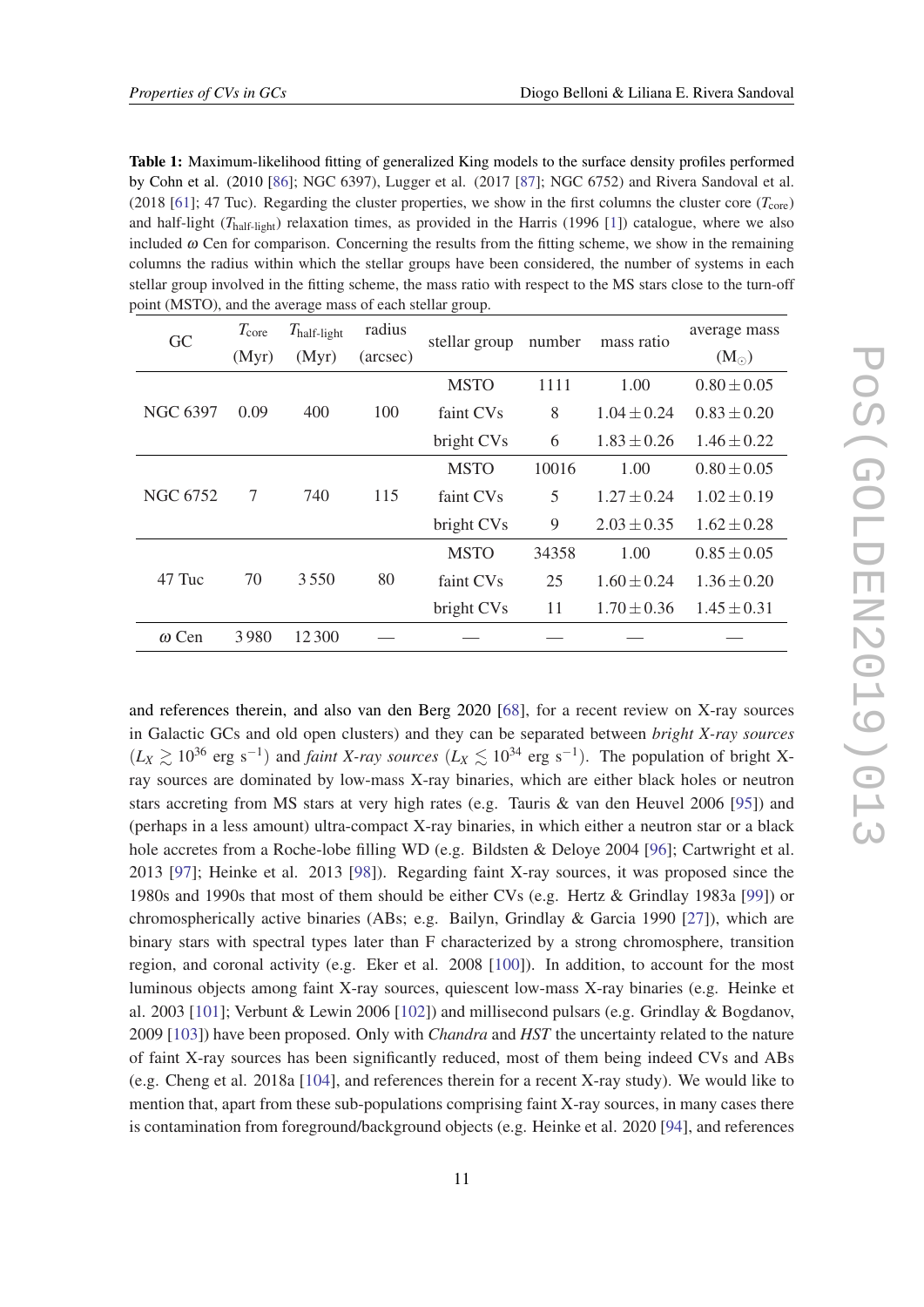**Table 1:** Maximum-likelihood fitting of generalized King models to the surface density profiles performed by Cohn et al. (2010 [86]; NGC 6397), Lugger et al. (2017 [87]; NGC 6752) and Rivera Sandoval et al. (2018 [61]; 47 Tuc). Regarding the cluster properties, we show in the first columns the cluster core ($T_{\rm core}$) and half-light ($T_{\rm half\text{-}light}$) relaxation times, as provided in the Harris (1996 [1]) catalogue, where we also included $\omega$ Cen for comparison. Concerning the results from the fitting scheme, we show in the remaining columns the radius within which the stellar groups have been considered, the number of systems in each stellar group involved in the fitting scheme, the mass ratio with respect to the MS stars close to the turn-off point (MSTO), and the average mass of each stellar group.

| GC | $T_{\rm core}$ (Myr) | $T_{\rm half\text{-}light}$ (Myr) | radius (arcsec) | stellar group | number | mass ratio | average mass ($M_\odot$) |
|---|---|---|---|---|---|---|---|
| NGC 6397 | 0.09 | 400 | 100 | MSTO | 1111 | 1.00 | $0.80 \pm 0.05$ |
| | | | | faint CVs | 8 | $1.04 \pm 0.24$ | $0.83 \pm 0.20$ |
| | | | | bright CVs | 6 | $1.83 \pm 0.26$ | $1.46 \pm 0.22$ |
| NGC 6752 | 7 | 740 | 115 | MSTO | 10016 | 1.00 | $0.80 \pm 0.05$ |
| | | | | faint CVs | 5 | $1.27 \pm 0.24$ | $1.02 \pm 0.19$ |
| | | | | bright CVs | 9 | $2.03 \pm 0.35$ | $1.62 \pm 0.28$ |
| 47 Tuc | 70 | 3 550 | 80 | MSTO | 34358 | 1.00 | $0.85 \pm 0.05$ |
| | | | | faint CVs | 25 | $1.60 \pm 0.24$ | $1.36 \pm 0.20$ |
| | | | | bright CVs | 11 | $1.70 \pm 0.36$ | $1.45 \pm 0.31$ |
| $\omega$ Cen | 3 980 | 12 300 | — | — | — | — | — |

and references therein, and also van den Berg 2020 [68], for a recent review on X-ray sources in Galactic GCs and old open clusters) and they can be separated between *bright X-ray sources* ($L_X \gtrsim 10^{36}$ erg s$^{-1}$) and *faint X-ray sources* ($L_X \lesssim 10^{34}$ erg s$^{-1}$). The population of bright X-ray sources are dominated by low-mass X-ray binaries, which are either black holes or neutron stars accreting from MS stars at very high rates (e.g. Tauris & van den Heuvel 2006 [95]) and (perhaps in a less amount) ultra-compact X-ray binaries, in which either a neutron star or a black hole accretes from a Roche-lobe filling WD (e.g. Bildsten & Deloye 2004 [96]; Cartwright et al. 2013 [97]; Heinke et al. 2013 [98]). Regarding faint X-ray sources, it was proposed since the 1980s and 1990s that most of them should be either CVs (e.g. Hertz & Grindlay 1983a [99]) or chromospherically active binaries (ABs; e.g. Bailyn, Grindlay & Garcia 1990 [27]), which are binary stars with spectral types later than F characterized by a strong chromosphere, transition region, and coronal activity (e.g. Eker et al. 2008 [100]). In addition, to account for the most luminous objects among faint X-ray sources, quiescent low-mass X-ray binaries (e.g. Heinke et al. 2003 [101]; Verbunt & Lewin 2006 [102]) and millisecond pulsars (e.g. Grindlay & Bogdanov, 2009 [103]) have been proposed. Only with *Chandra* and *HST* the uncertainty related to the nature of faint X-ray sources has been significantly reduced, most of them being indeed CVs and ABs (e.g. Cheng et al. 2018a [104], and references therein for a recent X-ray study). We would like to mention that, apart from these sub-populations comprising faint X-ray sources, in many cases there is contamination from foreground/background objects (e.g. Heinke et al. 2020 [94], and references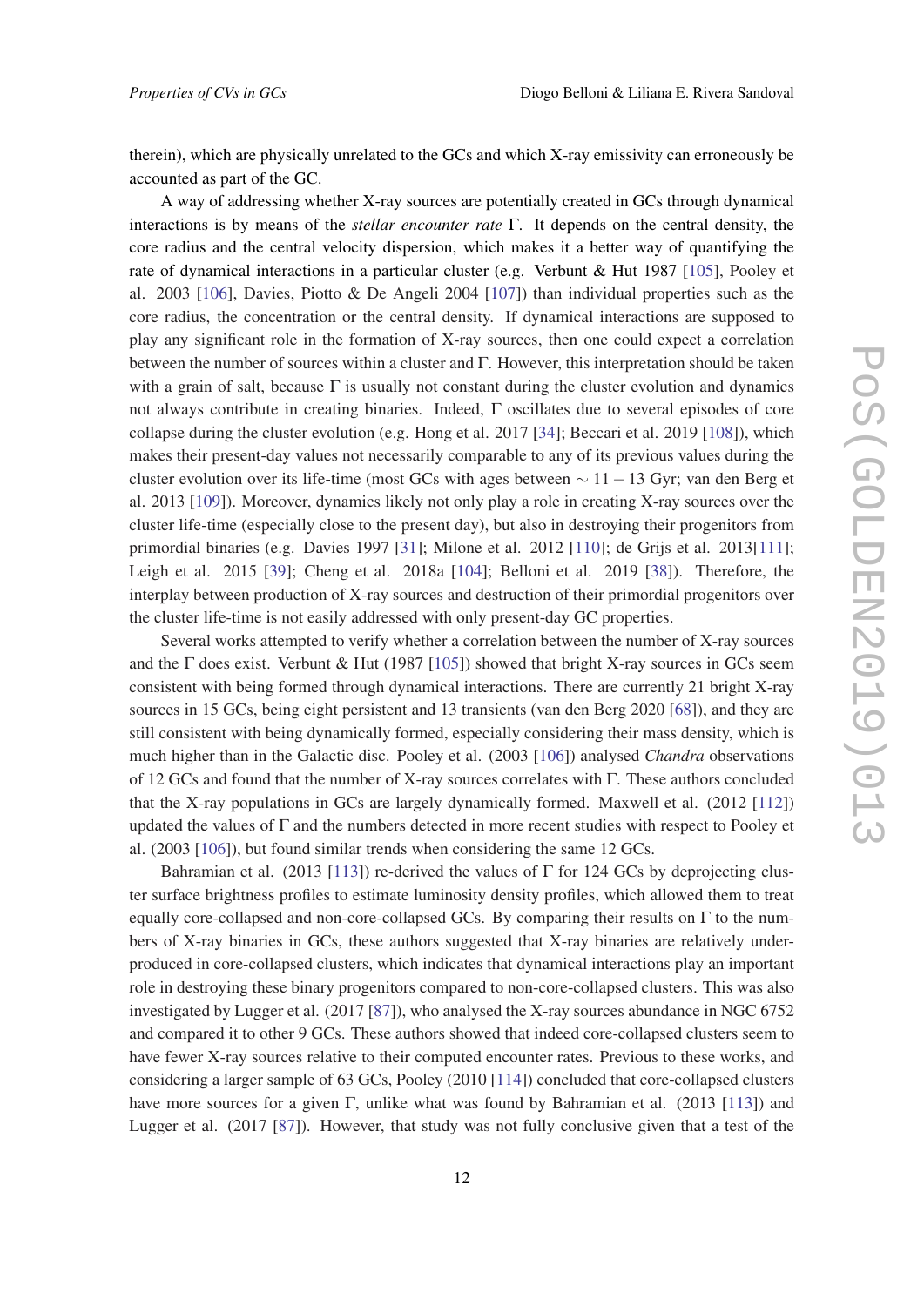therein), which are physically unrelated to the GCs and which X-ray emissivity can erroneously be accounted as part of the GC.

A way of addressing whether X-ray sources are potentially created in GCs through dynamical interactions is by means of the *stellar encounter rate* $\Gamma$. It depends on the central density, the core radius and the central velocity dispersion, which makes it a better way of quantifying the rate of dynamical interactions in a particular cluster (e.g. Verbunt & Hut 1987 [105], Pooley et al. 2003 [106], Davies, Piotto & De Angeli 2004 [107]) than individual properties such as the core radius, the concentration or the central density. If dynamical interactions are supposed to play any significant role in the formation of X-ray sources, then one could expect a correlation between the number of sources within a cluster and $\Gamma$. However, this interpretation should be taken with a grain of salt, because $\Gamma$ is usually not constant during the cluster evolution and dynamics not always contribute in creating binaries. Indeed, $\Gamma$ oscillates due to several episodes of core collapse during the cluster evolution (e.g. Hong et al. 2017 [34]; Beccari et al. 2019 [108]), which makes their present-day values not necessarily comparable to any of its previous values during the cluster evolution over its life-time (most GCs with ages between $\sim 11-13$ Gyr; van den Berg et al. 2013 [109]). Moreover, dynamics likely not only play a role in creating X-ray sources over the cluster life-time (especially close to the present day), but also in destroying their progenitors from primordial binaries (e.g. Davies 1997 [31]; Milone et al. 2012 [110]; de Grijs et al. 2013[111]; Leigh et al. 2015 [39]; Cheng et al. 2018a [104]; Belloni et al. 2019 [38]). Therefore, the interplay between production of X-ray sources and destruction of their primordial progenitors over the cluster life-time is not easily addressed with only present-day GC properties.

Several works attempted to verify whether a correlation between the number of X-ray sources and the $\Gamma$ does exist. Verbunt & Hut (1987 [105]) showed that bright X-ray sources in GCs seem consistent with being formed through dynamical interactions. There are currently 21 bright X-ray sources in 15 GCs, being eight persistent and 13 transients (van den Berg 2020 [68]), and they are still consistent with being dynamically formed, especially considering their mass density, which is much higher than in the Galactic disc. Pooley et al. (2003 [106]) analysed *Chandra* observations of 12 GCs and found that the number of X-ray sources correlates with $\Gamma$. These authors concluded that the X-ray populations in GCs are largely dynamically formed. Maxwell et al. (2012 [112]) updated the values of $\Gamma$ and the numbers detected in more recent studies with respect to Pooley et al. (2003 [106]), but found similar trends when considering the same 12 GCs.

Bahramian et al. (2013 [113]) re-derived the values of $\Gamma$ for 124 GCs by deprojecting cluster surface brightness profiles to estimate luminosity density profiles, which allowed them to treat equally core-collapsed and non-core-collapsed GCs. By comparing their results on $\Gamma$ to the numbers of X-ray binaries in GCs, these authors suggested that X-ray binaries are relatively underproduced in core-collapsed clusters, which indicates that dynamical interactions play an important role in destroying these binary progenitors compared to non-core-collapsed clusters. This was also investigated by Lugger et al. (2017 [87]), who analysed the X-ray sources abundance in NGC 6752 and compared it to other 9 GCs. These authors showed that indeed core-collapsed clusters seem to have fewer X-ray sources relative to their computed encounter rates. Previous to these works, and considering a larger sample of 63 GCs, Pooley (2010 [114]) concluded that core-collapsed clusters have more sources for a given $\Gamma$, unlike what was found by Bahramian et al. (2013 [113]) and Lugger et al. (2017 [87]). However, that study was not fully conclusive given that a test of the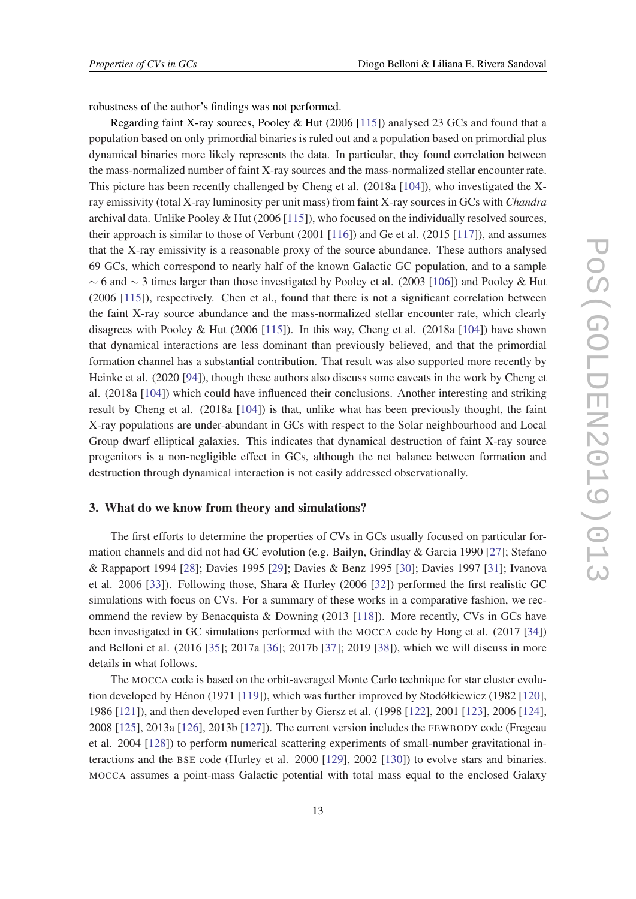robustness of the author's findings was not performed.

Regarding faint X-ray sources, Pooley & Hut (2006 [115]) analysed 23 GCs and found that a population based on only primordial binaries is ruled out and a population based on primordial plus dynamical binaries more likely represents the data. In particular, they found correlation between the mass-normalized number of faint X-ray sources and the mass-normalized stellar encounter rate. This picture has been recently challenged by Cheng et al. (2018a [104]), who investigated the X-ray emissivity (total X-ray luminosity per unit mass) from faint X-ray sources in GCs with *Chandra* archival data. Unlike Pooley & Hut (2006 [115]), who focused on the individually resolved sources, their approach is similar to those of Verbunt (2001 [116]) and Ge et al. (2015 [117]), and assumes that the X-ray emissivity is a reasonable proxy of the source abundance. These authors analysed 69 GCs, which correspond to nearly half of the known Galactic GC population, and to a sample $\sim 6$ and $\sim 3$ times larger than those investigated by Pooley et al. (2003 [106]) and Pooley & Hut (2006 [115]), respectively. Chen et al., found that there is not a significant correlation between the faint X-ray source abundance and the mass-normalized stellar encounter rate, which clearly disagrees with Pooley & Hut (2006 [115]). In this way, Cheng et al. (2018a [104]) have shown that dynamical interactions are less dominant than previously believed, and that the primordial formation channel has a substantial contribution. That result was also supported more recently by Heinke et al. (2020 [94]), though these authors also discuss some caveats in the work by Cheng et al. (2018a [104]) which could have influenced their conclusions. Another interesting and striking result by Cheng et al. (2018a [104]) is that, unlike what has been previously thought, the faint X-ray populations are under-abundant in GCs with respect to the Solar neighbourhood and Local Group dwarf elliptical galaxies. This indicates that dynamical destruction of faint X-ray source progenitors is a non-negligible effect in GCs, although the net balance between formation and destruction through dynamical interaction is not easily addressed observationally.

## 3. What do we know from theory and simulations?

The first efforts to determine the properties of CVs in GCs usually focused on particular formation channels and did not had GC evolution (e.g. Bailyn, Grindlay & Garcia 1990 [27]; Stefano & Rappaport 1994 [28]; Davies 1995 [29]; Davies & Benz 1995 [30]; Davies 1997 [31]; Ivanova et al. 2006 [33]). Following those, Shara & Hurley (2006 [32]) performed the first realistic GC simulations with focus on CVs. For a summary of these works in a comparative fashion, we recommend the review by Benacquista & Downing (2013 [118]). More recently, CVs in GCs have been investigated in GC simulations performed with the MOCCA code by Hong et al. (2017 [34]) and Belloni et al. (2016 [35]; 2017a [36]; 2017b [37]; 2019 [38]), which we will discuss in more details in what follows.

The MOCCA code is based on the orbit-averaged Monte Carlo technique for star cluster evolution developed by Hénon (1971 [119]), which was further improved by Stodółkiewicz (1982 [120], 1986 [121]), and then developed even further by Giersz et al. (1998 [122], 2001 [123], 2006 [124], 2008 [125], 2013a [126], 2013b [127]). The current version includes the FEWBODY code (Fregeau et al. 2004 [128]) to perform numerical scattering experiments of small-number gravitational interactions and the BSE code (Hurley et al. 2000 [129], 2002 [130]) to evolve stars and binaries. MOCCA assumes a point-mass Galactic potential with total mass equal to the enclosed Galaxy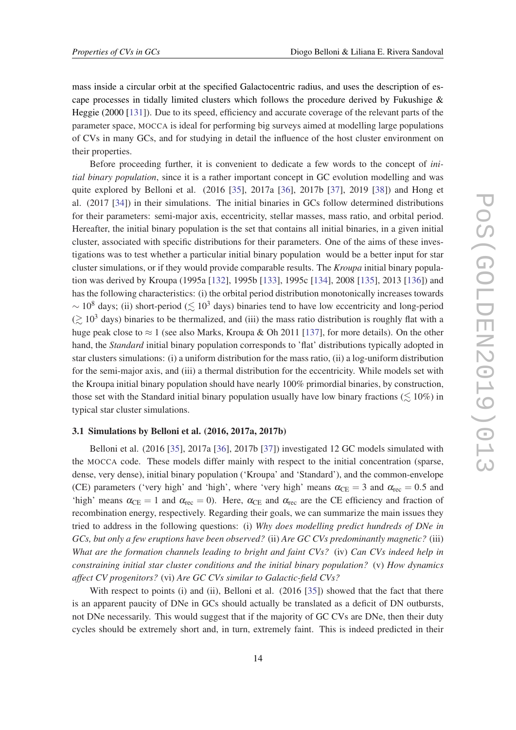mass inside a circular orbit at the specified Galactocentric radius, and uses the description of escape processes in tidally limited clusters which follows the procedure derived by Fukushige & Heggie (2000 [131]). Due to its speed, efficiency and accurate coverage of the relevant parts of the parameter space, MOCCA is ideal for performing big surveys aimed at modelling large populations of CVs in many GCs, and for studying in detail the influence of the host cluster environment on their properties.

Before proceeding further, it is convenient to dedicate a few words to the concept of *initial binary population*, since it is a rather important concept in GC evolution modelling and was quite explored by Belloni et al. (2016 [35], 2017a [36], 2017b [37], 2019 [38]) and Hong et al. (2017 [34]) in their simulations. The initial binaries in GCs follow determined distributions for their parameters: semi-major axis, eccentricity, stellar masses, mass ratio, and orbital period. Hereafter, the initial binary population is the set that contains all initial binaries, in a given initial cluster, associated with specific distributions for their parameters. One of the aims of these investigations was to test whether a particular initial binary population would be a better input for star cluster simulations, or if they would provide comparable results. The *Kroupa* initial binary population was derived by Kroupa (1995a [132], 1995b [133], 1995c [134], 2008 [135], 2013 [136]) and has the following characteristics: (i) the orbital period distribution monotonically increases towards $\sim 10^8$ days; (ii) short-period ($\lesssim 10^3$ days) binaries tend to have low eccentricity and long-period ($\gtrsim 10^3$ days) binaries to be thermalized, and (iii) the mass ratio distribution is roughly flat with a huge peak close to $\approx 1$ (see also Marks, Kroupa & Oh 2011 [137], for more details). On the other hand, the *Standard* initial binary population corresponds to 'flat' distributions typically adopted in star clusters simulations: (i) a uniform distribution for the mass ratio, (ii) a log-uniform distribution for the semi-major axis, and (iii) a thermal distribution for the eccentricity. While models set with the Kroupa initial binary population should have nearly 100% primordial binaries, by construction, those set with the Standard initial binary population usually have low binary fractions ($\lesssim 10\%$) in typical star cluster simulations.

### 3.1 Simulations by Belloni et al. (2016, 2017a, 2017b)

Belloni et al. (2016 [35], 2017a [36], 2017b [37]) investigated 12 GC models simulated with the MOCCA code. These models differ mainly with respect to the initial concentration (sparse, dense, very dense), initial binary population ('Kroupa' and 'Standard'), and the common-envelope (CE) parameters ('very high' and 'high', where 'very high' means $\alpha_{\rm CE} = 3$ and $\alpha_{\rm rec} = 0.5$ and 'high' means $\alpha_{\rm CE} = 1$ and $\alpha_{\rm rec} = 0$). Here, $\alpha_{\rm CE}$ and $\alpha_{\rm rec}$ are the CE efficiency and fraction of recombination energy, respectively. Regarding their goals, we can summarize the main issues they tried to address in the following questions: (i) *Why does modelling predict hundreds of DNe in GCs, but only a few eruptions have been observed?* (ii) *Are GC CVs predominantly magnetic?* (iii) *What are the formation channels leading to bright and faint CVs?* (iv) *Can CVs indeed help in constraining initial star cluster conditions and the initial binary population?* (v) *How dynamics affect CV progenitors?* (vi) *Are GC CVs similar to Galactic-field CVs?*

With respect to points (i) and (ii), Belloni et al. (2016 [35]) showed that the fact that there is an apparent paucity of DNe in GCs should actually be translated as a deficit of DN outbursts, not DNe necessarily. This would suggest that if the majority of GC CVs are DNe, then their duty cycles should be extremely short and, in turn, extremely faint. This is indeed predicted in their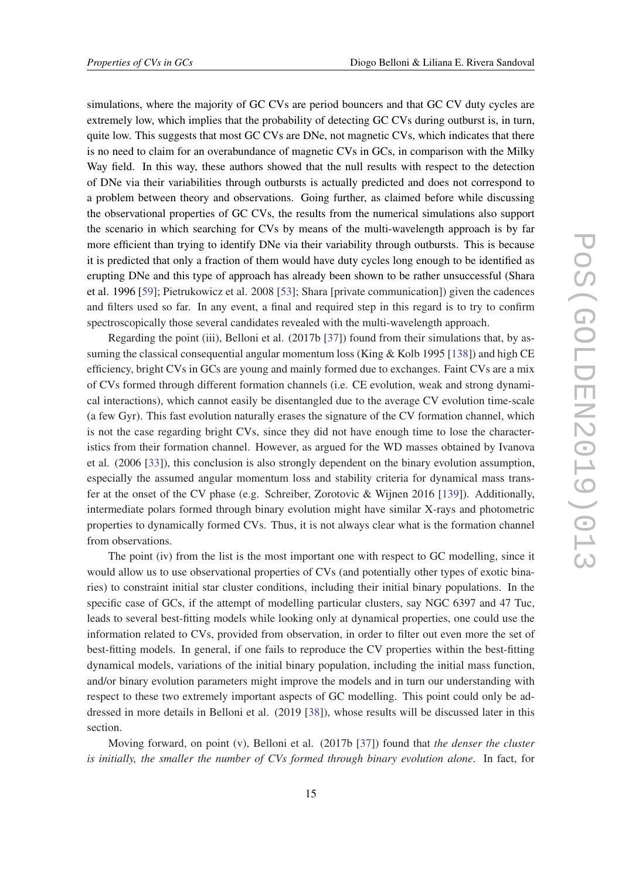simulations, where the majority of GC CVs are period bouncers and that GC CV duty cycles are extremely low, which implies that the probability of detecting GC CVs during outburst is, in turn, quite low. This suggests that most GC CVs are DNe, not magnetic CVs, which indicates that there is no need to claim for an overabundance of magnetic CVs in GCs, in comparison with the Milky Way field. In this way, these authors showed that the null results with respect to the detection of DNe via their variabilities through outbursts is actually predicted and does not correspond to a problem between theory and observations. Going further, as claimed before while discussing the observational properties of GC CVs, the results from the numerical simulations also support the scenario in which searching for CVs by means of the multi-wavelength approach is by far more efficient than trying to identify DNe via their variability through outbursts. This is because it is predicted that only a fraction of them would have duty cycles long enough to be identified as erupting DNe and this type of approach has already been shown to be rather unsuccessful (Shara et al. 1996 [59]; Pietrukowicz et al. 2008 [53]; Shara [private communication]) given the cadences and filters used so far. In any event, a final and required step in this regard is to try to confirm spectroscopically those several candidates revealed with the multi-wavelength approach.

Regarding the point (iii), Belloni et al. (2017b [37]) found from their simulations that, by assuming the classical consequential angular momentum loss (King & Kolb 1995 [138]) and high CE efficiency, bright CVs in GCs are young and mainly formed due to exchanges. Faint CVs are a mix of CVs formed through different formation channels (i.e. CE evolution, weak and strong dynamical interactions), which cannot easily be disentangled due to the average CV evolution time-scale (a few Gyr). This fast evolution naturally erases the signature of the CV formation channel, which is not the case regarding bright CVs, since they did not have enough time to lose the characteristics from their formation channel. However, as argued for the WD masses obtained by Ivanova et al. (2006 [33]), this conclusion is also strongly dependent on the binary evolution assumption, especially the assumed angular momentum loss and stability criteria for dynamical mass transfer at the onset of the CV phase (e.g. Schreiber, Zorotovic & Wijnen 2016 [139]). Additionally, intermediate polars formed through binary evolution might have similar X-rays and photometric properties to dynamically formed CVs. Thus, it is not always clear what is the formation channel from observations.

The point (iv) from the list is the most important one with respect to GC modelling, since it would allow us to use observational properties of CVs (and potentially other types of exotic binaries) to constraint initial star cluster conditions, including their initial binary populations. In the specific case of GCs, if the attempt of modelling particular clusters, say NGC 6397 and 47 Tuc, leads to several best-fitting models while looking only at dynamical properties, one could use the information related to CVs, provided from observation, in order to filter out even more the set of best-fitting models. In general, if one fails to reproduce the CV properties within the best-fitting dynamical models, variations of the initial binary population, including the initial mass function, and/or binary evolution parameters might improve the models and in turn our understanding with respect to these two extremely important aspects of GC modelling. This point could only be addressed in more details in Belloni et al. (2019 [38]), whose results will be discussed later in this section.

Moving forward, on point (v), Belloni et al. (2017b [37]) found that *the denser the cluster is initially, the smaller the number of CVs formed through binary evolution alone*. In fact, for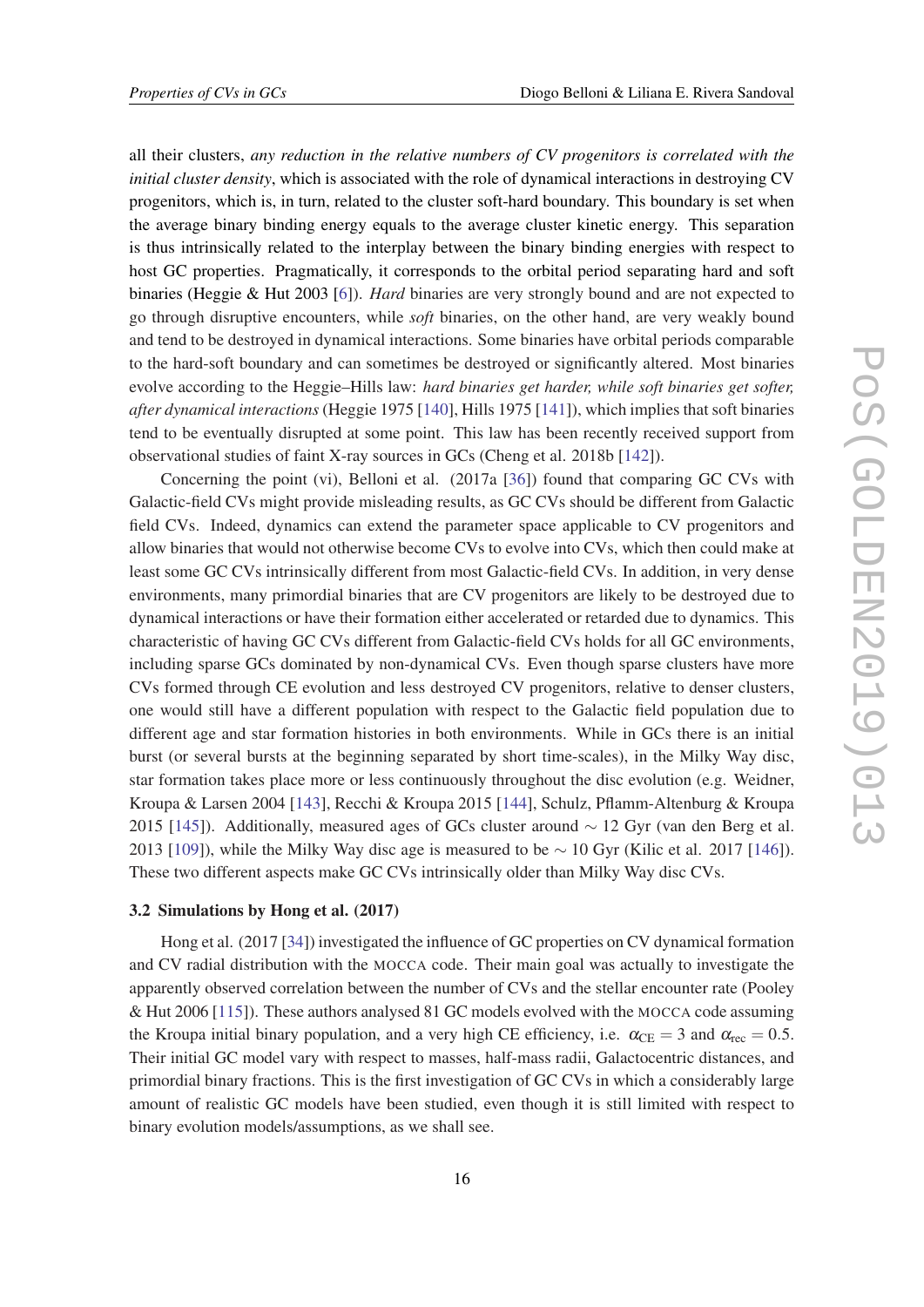all their clusters, *any reduction in the relative numbers of CV progenitors is correlated with the initial cluster density*, which is associated with the role of dynamical interactions in destroying CV progenitors, which is, in turn, related to the cluster soft-hard boundary. This boundary is set when the average binary binding energy equals to the average cluster kinetic energy. This separation is thus intrinsically related to the interplay between the binary binding energies with respect to host GC properties. Pragmatically, it corresponds to the orbital period separating hard and soft binaries (Heggie & Hut 2003 [6]). *Hard* binaries are very strongly bound and are not expected to go through disruptive encounters, while *soft* binaries, on the other hand, are very weakly bound and tend to be destroyed in dynamical interactions. Some binaries have orbital periods comparable to the hard-soft boundary and can sometimes be destroyed or significantly altered. Most binaries evolve according to the Heggie–Hills law: *hard binaries get harder, while soft binaries get softer, after dynamical interactions* (Heggie 1975 [140], Hills 1975 [141]), which implies that soft binaries tend to be eventually disrupted at some point. This law has been recently received support from observational studies of faint X-ray sources in GCs (Cheng et al. 2018b [142]).

Concerning the point (vi), Belloni et al. (2017a [36]) found that comparing GC CVs with Galactic-field CVs might provide misleading results, as GC CVs should be different from Galactic field CVs. Indeed, dynamics can extend the parameter space applicable to CV progenitors and allow binaries that would not otherwise become CVs to evolve into CVs, which then could make at least some GC CVs intrinsically different from most Galactic-field CVs. In addition, in very dense environments, many primordial binaries that are CV progenitors are likely to be destroyed due to dynamical interactions or have their formation either accelerated or retarded due to dynamics. This characteristic of having GC CVs different from Galactic-field CVs holds for all GC environments, including sparse GCs dominated by non-dynamical CVs. Even though sparse clusters have more CVs formed through CE evolution and less destroyed CV progenitors, relative to denser clusters, one would still have a different population with respect to the Galactic field population due to different age and star formation histories in both environments. While in GCs there is an initial burst (or several bursts at the beginning separated by short time-scales), in the Milky Way disc, star formation takes place more or less continuously throughout the disc evolution (e.g. Weidner, Kroupa & Larsen 2004 [143], Recchi & Kroupa 2015 [144], Schulz, Pflamm-Altenburg & Kroupa 2015 [145]). Additionally, measured ages of GCs cluster around $\sim$ 12 Gyr (van den Berg et al. 2013 [109]), while the Milky Way disc age is measured to be $\sim$ 10 Gyr (Kilic et al. 2017 [146]). These two different aspects make GC CVs intrinsically older than Milky Way disc CVs.

### 3.2 Simulations by Hong et al. (2017)

Hong et al. (2017 [34]) investigated the influence of GC properties on CV dynamical formation and CV radial distribution with the MOCCA code. Their main goal was actually to investigate the apparently observed correlation between the number of CVs and the stellar encounter rate (Pooley & Hut 2006 [115]). These authors analysed 81 GC models evolved with the MOCCA code assuming the Kroupa initial binary population, and a very high CE efficiency, i.e. $\alpha_{\rm CE} = 3$ and $\alpha_{\rm rec} = 0.5$. Their initial GC model vary with respect to masses, half-mass radii, Galactocentric distances, and primordial binary fractions. This is the first investigation of GC CVs in which a considerably large amount of realistic GC models have been studied, even though it is still limited with respect to binary evolution models/assumptions, as we shall see.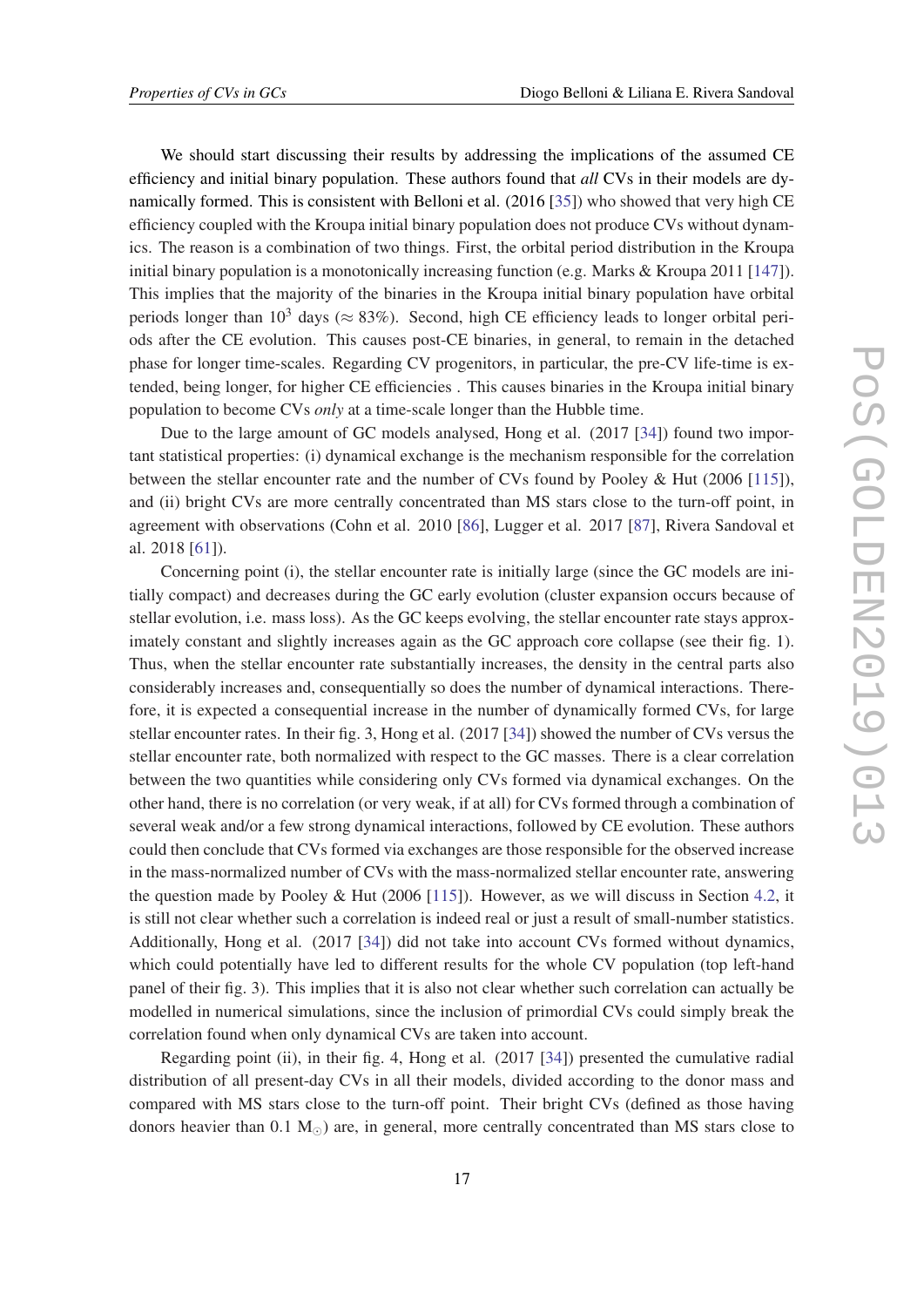We should start discussing their results by addressing the implications of the assumed CE efficiency and initial binary population. These authors found that *all* CVs in their models are dynamically formed. This is consistent with Belloni et al. (2016 [35]) who showed that very high CE efficiency coupled with the Kroupa initial binary population does not produce CVs without dynamics. The reason is a combination of two things. First, the orbital period distribution in the Kroupa initial binary population is a monotonically increasing function (e.g. Marks & Kroupa 2011 [147]). This implies that the majority of the binaries in the Kroupa initial binary population have orbital periods longer than $10^3$ days ($\approx 83\%$). Second, high CE efficiency leads to longer orbital periods after the CE evolution. This causes post-CE binaries, in general, to remain in the detached phase for longer time-scales. Regarding CV progenitors, in particular, the pre-CV life-time is extended, being longer, for higher CE efficiencies . This causes binaries in the Kroupa initial binary population to become CVs *only* at a time-scale longer than the Hubble time.

Due to the large amount of GC models analysed, Hong et al. (2017 [34]) found two important statistical properties: (i) dynamical exchange is the mechanism responsible for the correlation between the stellar encounter rate and the number of CVs found by Pooley & Hut (2006 [115]), and (ii) bright CVs are more centrally concentrated than MS stars close to the turn-off point, in agreement with observations (Cohn et al. 2010 [86], Lugger et al. 2017 [87], Rivera Sandoval et al. 2018 [61]).

Concerning point (i), the stellar encounter rate is initially large (since the GC models are initially compact) and decreases during the GC early evolution (cluster expansion occurs because of stellar evolution, i.e. mass loss). As the GC keeps evolving, the stellar encounter rate stays approximately constant and slightly increases again as the GC approach core collapse (see their fig. 1). Thus, when the stellar encounter rate substantially increases, the density in the central parts also considerably increases and, consequentially so does the number of dynamical interactions. Therefore, it is expected a consequential increase in the number of dynamically formed CVs, for large stellar encounter rates. In their fig. 3, Hong et al. (2017 [34]) showed the number of CVs versus the stellar encounter rate, both normalized with respect to the GC masses. There is a clear correlation between the two quantities while considering only CVs formed via dynamical exchanges. On the other hand, there is no correlation (or very weak, if at all) for CVs formed through a combination of several weak and/or a few strong dynamical interactions, followed by CE evolution. These authors could then conclude that CVs formed via exchanges are those responsible for the observed increase in the mass-normalized number of CVs with the mass-normalized stellar encounter rate, answering the question made by Pooley & Hut (2006 [115]). However, as we will discuss in Section 4.2, it is still not clear whether such a correlation is indeed real or just a result of small-number statistics. Additionally, Hong et al. (2017 [34]) did not take into account CVs formed without dynamics, which could potentially have led to different results for the whole CV population (top left-hand panel of their fig. 3). This implies that it is also not clear whether such correlation can actually be modelled in numerical simulations, since the inclusion of primordial CVs could simply break the correlation found when only dynamical CVs are taken into account.

Regarding point (ii), in their fig. 4, Hong et al. (2017 [34]) presented the cumulative radial distribution of all present-day CVs in all their models, divided according to the donor mass and compared with MS stars close to the turn-off point. Their bright CVs (defined as those having donors heavier than 0.1 $M_\odot$) are, in general, more centrally concentrated than MS stars close to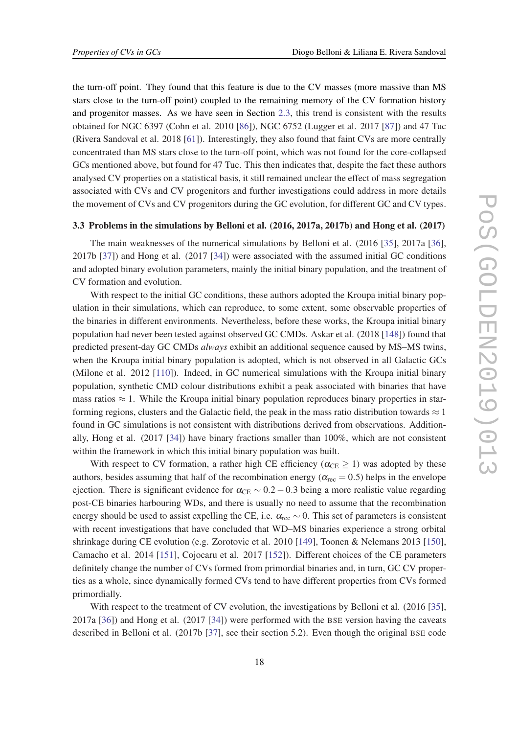the turn-off point. They found that this feature is due to the CV masses (more massive than MS stars close to the turn-off point) coupled to the remaining memory of the CV formation history and progenitor masses. As we have seen in Section 2.3, this trend is consistent with the results obtained for NGC 6397 (Cohn et al. 2010 [86]), NGC 6752 (Lugger et al. 2017 [87]) and 47 Tuc (Rivera Sandoval et al. 2018 [61]). Interestingly, they also found that faint CVs are more centrally concentrated than MS stars close to the turn-off point, which was not found for the core-collapsed GCs mentioned above, but found for 47 Tuc. This then indicates that, despite the fact these authors analysed CV properties on a statistical basis, it still remained unclear the effect of mass segregation associated with CVs and CV progenitors and further investigations could address in more details the movement of CVs and CV progenitors during the GC evolution, for different GC and CV types.

### 3.3 Problems in the simulations by Belloni et al. (2016, 2017a, 2017b) and Hong et al. (2017)

The main weaknesses of the numerical simulations by Belloni et al. (2016 [35], 2017a [36], 2017b [37]) and Hong et al. (2017 [34]) were associated with the assumed initial GC conditions and adopted binary evolution parameters, mainly the initial binary population, and the treatment of CV formation and evolution.

With respect to the initial GC conditions, these authors adopted the Kroupa initial binary population in their simulations, which can reproduce, to some extent, some observable properties of the binaries in different environments. Nevertheless, before these works, the Kroupa initial binary population had never been tested against observed GC CMDs. Askar et al. (2018 [148]) found that predicted present-day GC CMDs *always* exhibit an additional sequence caused by MS–MS twins, when the Kroupa initial binary population is adopted, which is not observed in all Galactic GCs (Milone et al. 2012 [110]). Indeed, in GC numerical simulations with the Kroupa initial binary population, synthetic CMD colour distributions exhibit a peak associated with binaries that have mass ratios $\approx 1$. While the Kroupa initial binary population reproduces binary properties in star-forming regions, clusters and the Galactic field, the peak in the mass ratio distribution towards $\approx 1$ found in GC simulations is not consistent with distributions derived from observations. Additionally, Hong et al. (2017 [34]) have binary fractions smaller than 100%, which are not consistent within the framework in which this initial binary population was built.

With respect to CV formation, a rather high CE efficiency ($\alpha_{\rm CE} \geq 1$) was adopted by these authors, besides assuming that half of the recombination energy ($\alpha_{\rm rec} = 0.5$) helps in the envelope ejection. There is significant evidence for $\alpha_{\rm CE} \sim 0.2 - 0.3$ being a more realistic value regarding post-CE binaries harbouring WDs, and there is usually no need to assume that the recombination energy should be used to assist expelling the CE, i.e. $\alpha_{\rm rec} \sim 0$. This set of parameters is consistent with recent investigations that have concluded that WD–MS binaries experience a strong orbital shrinkage during CE evolution (e.g. Zorotovic et al. 2010 [149], Toonen & Nelemans 2013 [150], Camacho et al. 2014 [151], Cojocaru et al. 2017 [152]). Different choices of the CE parameters definitely change the number of CVs formed from primordial binaries and, in turn, GC CV properties as a whole, since dynamically formed CVs tend to have different properties from CVs formed primordially.

With respect to the treatment of CV evolution, the investigations by Belloni et al. (2016 [35], 2017a [36]) and Hong et al. (2017 [34]) were performed with the BSE version having the caveats described in Belloni et al. (2017b [37], see their section 5.2). Even though the original BSE code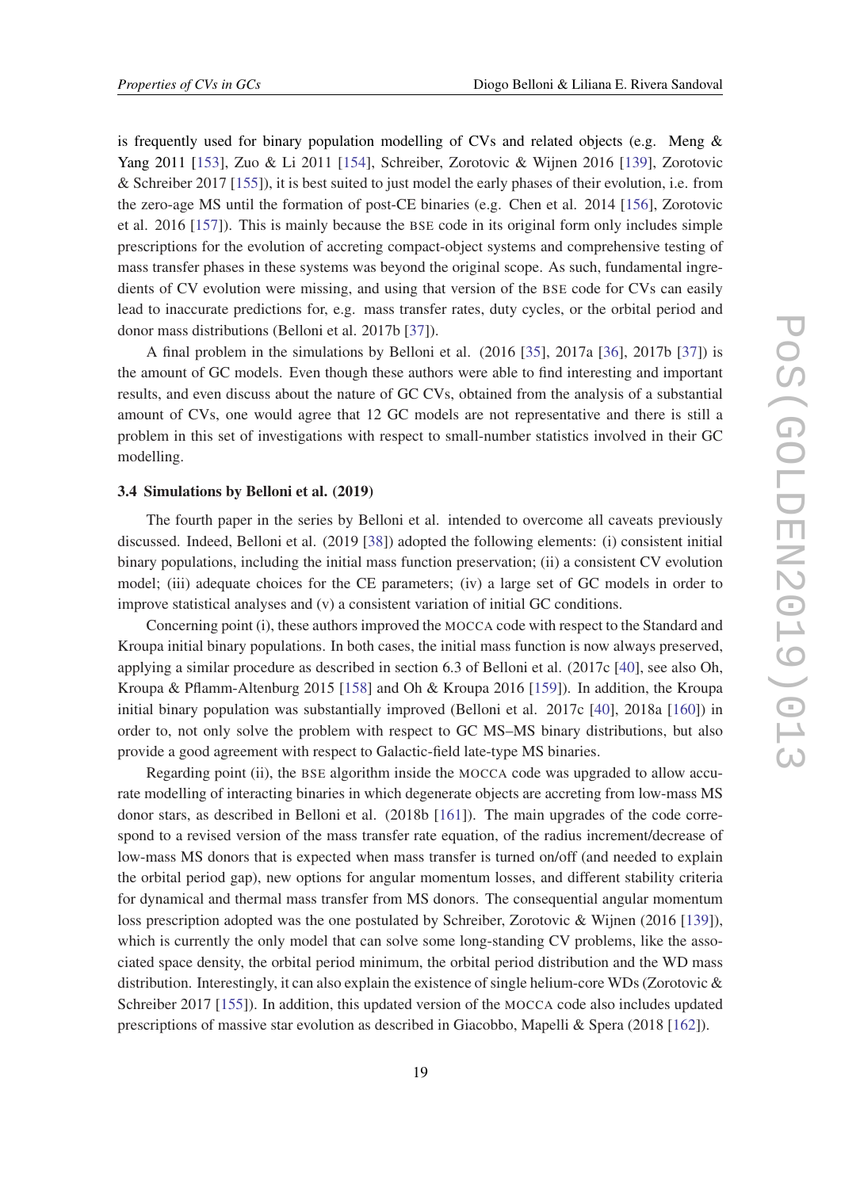is frequently used for binary population modelling of CVs and related objects (e.g. Meng & Yang 2011 [153], Zuo & Li 2011 [154], Schreiber, Zorotovic & Wijnen 2016 [139], Zorotovic & Schreiber 2017 [155]), it is best suited to just model the early phases of their evolution, i.e. from the zero-age MS until the formation of post-CE binaries (e.g. Chen et al. 2014 [156], Zorotovic et al. 2016 [157]). This is mainly because the BSE code in its original form only includes simple prescriptions for the evolution of accreting compact-object systems and comprehensive testing of mass transfer phases in these systems was beyond the original scope. As such, fundamental ingredients of CV evolution were missing, and using that version of the BSE code for CVs can easily lead to inaccurate predictions for, e.g. mass transfer rates, duty cycles, or the orbital period and donor mass distributions (Belloni et al. 2017b [37]).

A final problem in the simulations by Belloni et al. (2016 [35], 2017a [36], 2017b [37]) is the amount of GC models. Even though these authors were able to find interesting and important results, and even discuss about the nature of GC CVs, obtained from the analysis of a substantial amount of CVs, one would agree that 12 GC models are not representative and there is still a problem in this set of investigations with respect to small-number statistics involved in their GC modelling.

### 3.4 Simulations by Belloni et al. (2019)

The fourth paper in the series by Belloni et al. intended to overcome all caveats previously discussed. Indeed, Belloni et al. (2019 [38]) adopted the following elements: (i) consistent initial binary populations, including the initial mass function preservation; (ii) a consistent CV evolution model; (iii) adequate choices for the CE parameters; (iv) a large set of GC models in order to improve statistical analyses and (v) a consistent variation of initial GC conditions.

Concerning point (i), these authors improved the MOCCA code with respect to the Standard and Kroupa initial binary populations. In both cases, the initial mass function is now always preserved, applying a similar procedure as described in section 6.3 of Belloni et al. (2017c [40], see also Oh, Kroupa & Pflamm-Altenburg 2015 [158] and Oh & Kroupa 2016 [159]). In addition, the Kroupa initial binary population was substantially improved (Belloni et al. 2017c [40], 2018a [160]) in order to, not only solve the problem with respect to GC MS–MS binary distributions, but also provide a good agreement with respect to Galactic-field late-type MS binaries.

Regarding point (ii), the BSE algorithm inside the MOCCA code was upgraded to allow accurate modelling of interacting binaries in which degenerate objects are accreting from low-mass MS donor stars, as described in Belloni et al. (2018b [161]). The main upgrades of the code correspond to a revised version of the mass transfer rate equation, of the radius increment/decrease of low-mass MS donors that is expected when mass transfer is turned on/off (and needed to explain the orbital period gap), new options for angular momentum losses, and different stability criteria for dynamical and thermal mass transfer from MS donors. The consequential angular momentum loss prescription adopted was the one postulated by Schreiber, Zorotovic & Wijnen (2016 [139]), which is currently the only model that can solve some long-standing CV problems, like the associated space density, the orbital period minimum, the orbital period distribution and the WD mass distribution. Interestingly, it can also explain the existence of single helium-core WDs (Zorotovic & Schreiber 2017 [155]). In addition, this updated version of the MOCCA code also includes updated prescriptions of massive star evolution as described in Giacobbo, Mapelli & Spera (2018 [162]).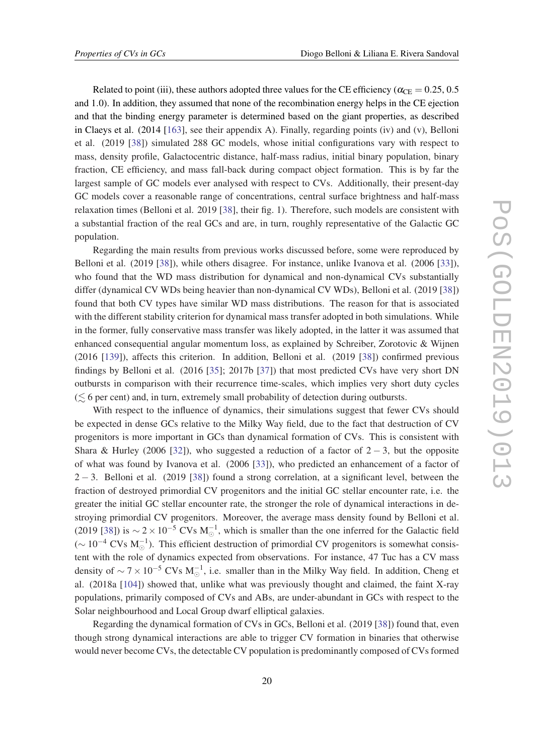Related to point (iii), these authors adopted three values for the CE efficiency ($\alpha_{\rm CE} = 0.25$, 0.5 and 1.0). In addition, they assumed that none of the recombination energy helps in the CE ejection and that the binding energy parameter is determined based on the giant properties, as described in Claeys et al. (2014 [163], see their appendix A). Finally, regarding points (iv) and (v), Belloni et al. (2019 [38]) simulated 288 GC models, whose initial configurations vary with respect to mass, density profile, Galactocentric distance, half-mass radius, initial binary population, binary fraction, CE efficiency, and mass fall-back during compact object formation. This is by far the largest sample of GC models ever analysed with respect to CVs. Additionally, their present-day GC models cover a reasonable range of concentrations, central surface brightness and half-mass relaxation times (Belloni et al. 2019 [38], their fig. 1). Therefore, such models are consistent with a substantial fraction of the real GCs and are, in turn, roughly representative of the Galactic GC population.

Regarding the main results from previous works discussed before, some were reproduced by Belloni et al. (2019 [38]), while others disagree. For instance, unlike Ivanova et al. (2006 [33]), who found that the WD mass distribution for dynamical and non-dynamical CVs substantially differ (dynamical CV WDs being heavier than non-dynamical CV WDs), Belloni et al. (2019 [38]) found that both CV types have similar WD mass distributions. The reason for that is associated with the different stability criterion for dynamical mass transfer adopted in both simulations. While in the former, fully conservative mass transfer was likely adopted, in the latter it was assumed that enhanced consequential angular momentum loss, as explained by Schreiber, Zorotovic & Wijnen (2016 [139]), affects this criterion. In addition, Belloni et al. (2019 [38]) confirmed previous findings by Belloni et al. (2016 [35]; 2017b [37]) that most predicted CVs have very short DN outbursts in comparison with their recurrence time-scales, which implies very short duty cycles ($\lesssim 6$ per cent) and, in turn, extremely small probability of detection during outbursts.

With respect to the influence of dynamics, their simulations suggest that fewer CVs should be expected in dense GCs relative to the Milky Way field, due to the fact that destruction of CV progenitors is more important in GCs than dynamical formation of CVs. This is consistent with Shara & Hurley (2006 [32]), who suggested a reduction of a factor of $2-3$, but the opposite of what was found by Ivanova et al. (2006 [33]), who predicted an enhancement of a factor of $2-3$. Belloni et al. (2019 [38]) found a strong correlation, at a significant level, between the fraction of destroyed primordial CV progenitors and the initial GC stellar encounter rate, i.e. the greater the initial GC stellar encounter rate, the stronger the role of dynamical interactions in destroying primordial CV progenitors. Moreover, the average mass density found by Belloni et al. (2019 [38]) is $\sim 2\times10^{-5}$ CVs $M_\odot^{-1}$, which is smaller than the one inferred for the Galactic field ($\sim 10^{-4}$ CVs $M_\odot^{-1}$). This efficient destruction of primordial CV progenitors is somewhat consistent with the role of dynamics expected from observations. For instance, 47 Tuc has a CV mass density of $\sim 7\times10^{-5}$ CVs $M_\odot^{-1}$, i.e. smaller than in the Milky Way field. In addition, Cheng et al. (2018a [104]) showed that, unlike what was previously thought and claimed, the faint X-ray populations, primarily composed of CVs and ABs, are under-abundant in GCs with respect to the Solar neighbourhood and Local Group dwarf elliptical galaxies.

Regarding the dynamical formation of CVs in GCs, Belloni et al. (2019 [38]) found that, even though strong dynamical interactions are able to trigger CV formation in binaries that otherwise would never become CVs, the detectable CV population is predominantly composed of CVs formed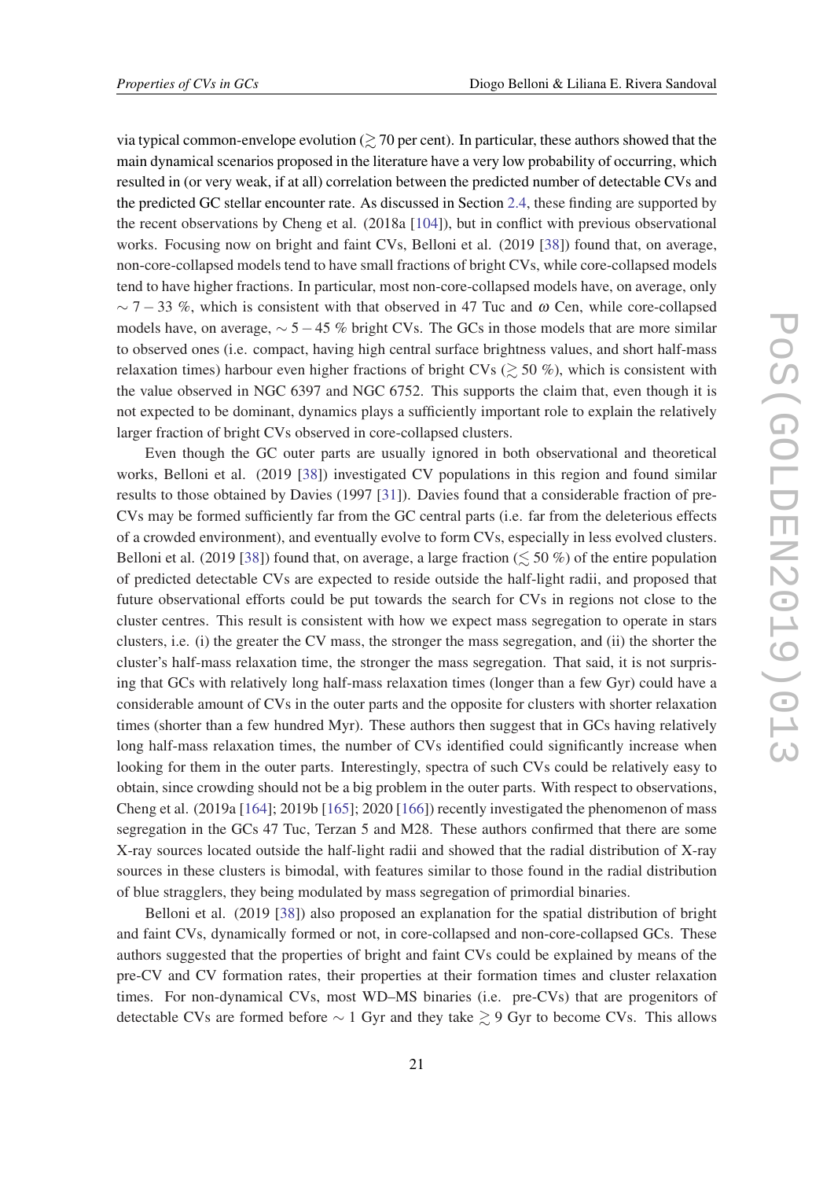via typical common-envelope evolution ($\gtrsim$ 70 per cent). In particular, these authors showed that the main dynamical scenarios proposed in the literature have a very low probability of occurring, which resulted in (or very weak, if at all) correlation between the predicted number of detectable CVs and the predicted GC stellar encounter rate. As discussed in Section 2.4, these finding are supported by the recent observations by Cheng et al. (2018a [104]), but in conflict with previous observational works. Focusing now on bright and faint CVs, Belloni et al. (2019 [38]) found that, on average, non-core-collapsed models tend to have small fractions of bright CVs, while core-collapsed models tend to have higher fractions. In particular, most non-core-collapsed models have, on average, only $\sim 7-33$ %, which is consistent with that observed in 47 Tuc and $\omega$ Cen, while core-collapsed models have, on average, $\sim 5-45$ % bright CVs. The GCs in those models that are more similar to observed ones (i.e. compact, having high central surface brightness values, and short half-mass relaxation times) harbour even higher fractions of bright CVs ($\gtrsim$ 50 %), which is consistent with the value observed in NGC 6397 and NGC 6752. This supports the claim that, even though it is not expected to be dominant, dynamics plays a sufficiently important role to explain the relatively larger fraction of bright CVs observed in core-collapsed clusters.

Even though the GC outer parts are usually ignored in both observational and theoretical works, Belloni et al. (2019 [38]) investigated CV populations in this region and found similar results to those obtained by Davies (1997 [31]). Davies found that a considerable fraction of pre-CVs may be formed sufficiently far from the GC central parts (i.e. far from the deleterious effects of a crowded environment), and eventually evolve to form CVs, especially in less evolved clusters. Belloni et al. (2019 [38]) found that, on average, a large fraction ($\lesssim$ 50 %) of the entire population of predicted detectable CVs are expected to reside outside the half-light radii, and proposed that future observational efforts could be put towards the search for CVs in regions not close to the cluster centres. This result is consistent with how we expect mass segregation to operate in stars clusters, i.e. (i) the greater the CV mass, the stronger the mass segregation, and (ii) the shorter the cluster's half-mass relaxation time, the stronger the mass segregation. That said, it is not surprising that GCs with relatively long half-mass relaxation times (longer than a few Gyr) could have a considerable amount of CVs in the outer parts and the opposite for clusters with shorter relaxation times (shorter than a few hundred Myr). These authors then suggest that in GCs having relatively long half-mass relaxation times, the number of CVs identified could significantly increase when looking for them in the outer parts. Interestingly, spectra of such CVs could be relatively easy to obtain, since crowding should not be a big problem in the outer parts. With respect to observations, Cheng et al. (2019a [164]; 2019b [165]; 2020 [166]) recently investigated the phenomenon of mass segregation in the GCs 47 Tuc, Terzan 5 and M28. These authors confirmed that there are some X-ray sources located outside the half-light radii and showed that the radial distribution of X-ray sources in these clusters is bimodal, with features similar to those found in the radial distribution of blue stragglers, they being modulated by mass segregation of primordial binaries.

Belloni et al. (2019 [38]) also proposed an explanation for the spatial distribution of bright and faint CVs, dynamically formed or not, in core-collapsed and non-core-collapsed GCs. These authors suggested that the properties of bright and faint CVs could be explained by means of the pre-CV and CV formation rates, their properties at their formation times and cluster relaxation times. For non-dynamical CVs, most WD–MS binaries (i.e. pre-CVs) that are progenitors of detectable CVs are formed before $\sim$ 1 Gyr and they take $\gtrsim$ 9 Gyr to become CVs. This allows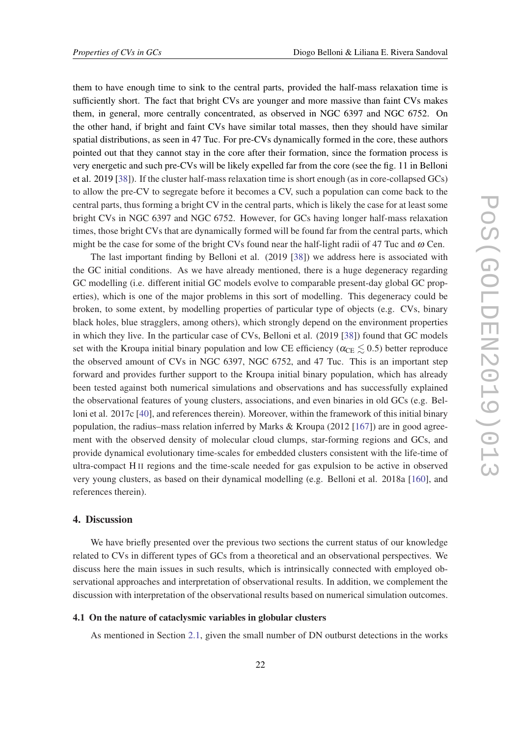them to have enough time to sink to the central parts, provided the half-mass relaxation time is sufficiently short. The fact that bright CVs are younger and more massive than faint CVs makes them, in general, more centrally concentrated, as observed in NGC 6397 and NGC 6752. On the other hand, if bright and faint CVs have similar total masses, then they should have similar spatial distributions, as seen in 47 Tuc. For pre-CVs dynamically formed in the core, these authors pointed out that they cannot stay in the core after their formation, since the formation process is very energetic and such pre-CVs will be likely expelled far from the core (see the fig. 11 in Belloni et al. 2019 [38]). If the cluster half-mass relaxation time is short enough (as in core-collapsed GCs) to allow the pre-CV to segregate before it becomes a CV, such a population can come back to the central parts, thus forming a bright CV in the central parts, which is likely the case for at least some bright CVs in NGC 6397 and NGC 6752. However, for GCs having longer half-mass relaxation times, those bright CVs that are dynamically formed will be found far from the central parts, which might be the case for some of the bright CVs found near the half-light radii of 47 Tuc and $\omega$ Cen.

The last important finding by Belloni et al. (2019 [38]) we address here is associated with the GC initial conditions. As we have already mentioned, there is a huge degeneracy regarding GC modelling (i.e. different initial GC models evolve to comparable present-day global GC properties), which is one of the major problems in this sort of modelling. This degeneracy could be broken, to some extent, by modelling properties of particular type of objects (e.g. CVs, binary black holes, blue stragglers, among others), which strongly depend on the environment properties in which they live. In the particular case of CVs, Belloni et al. (2019 [38]) found that GC models set with the Kroupa initial binary population and low CE efficiency ($\alpha_{\rm CE} \lesssim 0.5$) better reproduce the observed amount of CVs in NGC 6397, NGC 6752, and 47 Tuc. This is an important step forward and provides further support to the Kroupa initial binary population, which has already been tested against both numerical simulations and observations and has successfully explained the observational features of young clusters, associations, and even binaries in old GCs (e.g. Belloni et al. 2017c [40], and references therein). Moreover, within the framework of this initial binary population, the radius–mass relation inferred by Marks & Kroupa (2012 [167]) are in good agreement with the observed density of molecular cloud clumps, star-forming regions and GCs, and provide dynamical evolutionary time-scales for embedded clusters consistent with the life-time of ultra-compact H II regions and the time-scale needed for gas expulsion to be active in observed very young clusters, as based on their dynamical modelling (e.g. Belloni et al. 2018a [160], and references therein).

## 4. Discussion

We have briefly presented over the previous two sections the current status of our knowledge related to CVs in different types of GCs from a theoretical and an observational perspectives. We discuss here the main issues in such results, which is intrinsically connected with employed observational approaches and interpretation of observational results. In addition, we complement the discussion with interpretation of the observational results based on numerical simulation outcomes.

### 4.1 On the nature of cataclysmic variables in globular clusters

As mentioned in Section 2.1, given the small number of DN outburst detections in the works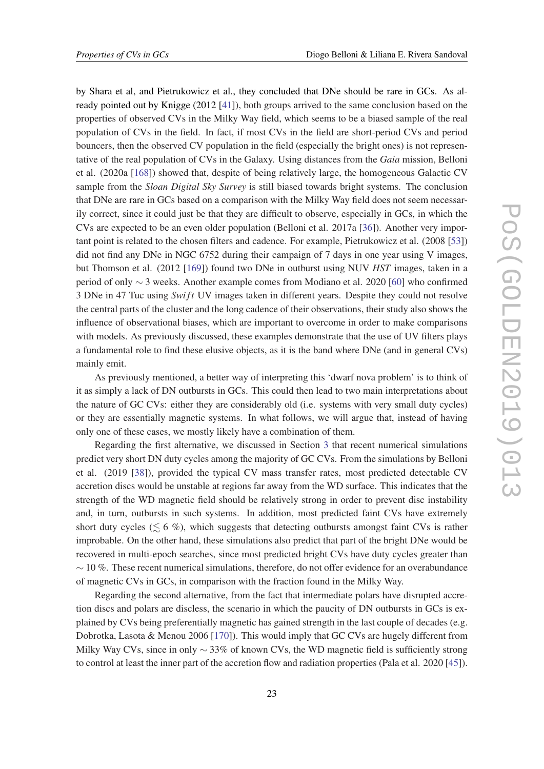by Shara et al, and Pietrukowicz et al., they concluded that DNe should be rare in GCs. As already pointed out by Knigge (2012 [41]), both groups arrived to the same conclusion based on the properties of observed CVs in the Milky Way field, which seems to be a biased sample of the real population of CVs in the field. In fact, if most CVs in the field are short-period CVs and period bouncers, then the observed CV population in the field (especially the bright ones) is not representative of the real population of CVs in the Galaxy. Using distances from the *Gaia* mission, Belloni et al. (2020a [168]) showed that, despite of being relatively large, the homogeneous Galactic CV sample from the *Sloan Digital Sky Survey* is still biased towards bright systems. The conclusion that DNe are rare in GCs based on a comparison with the Milky Way field does not seem necessarily correct, since it could just be that they are difficult to observe, especially in GCs, in which the CVs are expected to be an even older population (Belloni et al. 2017a [36]). Another very important point is related to the chosen filters and cadence. For example, Pietrukowicz et al. (2008 [53]) did not find any DNe in NGC 6752 during their campaign of 7 days in one year using V images, but Thomson et al. (2012 [169]) found two DNe in outburst using NUV *HST* images, taken in a period of only $\sim 3$ weeks. Another example comes from Modiano et al. 2020 [60] who confirmed 3 DNe in 47 Tuc using *Swift* UV images taken in different years. Despite they could not resolve the central parts of the cluster and the long cadence of their observations, their study also shows the influence of observational biases, which are important to overcome in order to make comparisons with models. As previously discussed, these examples demonstrate that the use of UV filters plays a fundamental role to find these elusive objects, as it is the band where DNe (and in general CVs) mainly emit.

As previously mentioned, a better way of interpreting this 'dwarf nova problem' is to think of it as simply a lack of DN outbursts in GCs. This could then lead to two main interpretations about the nature of GC CVs: either they are considerably old (i.e. systems with very small duty cycles) or they are essentially magnetic systems. In what follows, we will argue that, instead of having only one of these cases, we mostly likely have a combination of them.

Regarding the first alternative, we discussed in Section 3 that recent numerical simulations predict very short DN duty cycles among the majority of GC CVs. From the simulations by Belloni et al. (2019 [38]), provided the typical CV mass transfer rates, most predicted detectable CV accretion discs would be unstable at regions far away from the WD surface. This indicates that the strength of the WD magnetic field should be relatively strong in order to prevent disc instability and, in turn, outbursts in such systems. In addition, most predicted faint CVs have extremely short duty cycles ($\lesssim 6$ %), which suggests that detecting outbursts amongst faint CVs is rather improbable. On the other hand, these simulations also predict that part of the bright DNe would be recovered in multi-epoch searches, since most predicted bright CVs have duty cycles greater than $\sim 10$ %. These recent numerical simulations, therefore, do not offer evidence for an overabundance of magnetic CVs in GCs, in comparison with the fraction found in the Milky Way.

Regarding the second alternative, from the fact that intermediate polars have disrupted accretion discs and polars are discless, the scenario in which the paucity of DN outbursts in GCs is explained by CVs being preferentially magnetic has gained strength in the last couple of decades (e.g. Dobrotka, Lasota & Menou 2006 [170]). This would imply that GC CVs are hugely different from Milky Way CVs, since in only $\sim 33\%$ of known CVs, the WD magnetic field is sufficiently strong to control at least the inner part of the accretion flow and radiation properties (Pala et al. 2020 [45]).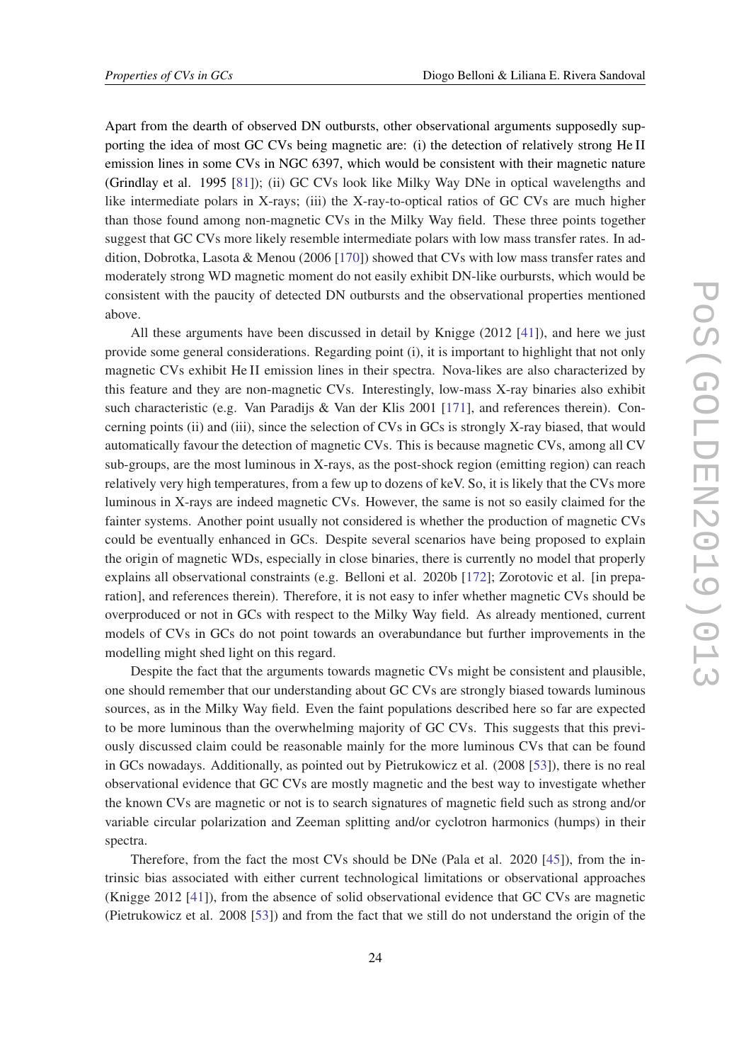Apart from the dearth of observed DN outbursts, other observational arguments supposedly supporting the idea of most GC CVs being magnetic are: (i) the detection of relatively strong He II emission lines in some CVs in NGC 6397, which would be consistent with their magnetic nature (Grindlay et al. 1995 [81]); (ii) GC CVs look like Milky Way DNe in optical wavelengths and like intermediate polars in X-rays; (iii) the X-ray-to-optical ratios of GC CVs are much higher than those found among non-magnetic CVs in the Milky Way field. These three points together suggest that GC CVs more likely resemble intermediate polars with low mass transfer rates. In addition, Dobrotka, Lasota & Menou (2006 [170]) showed that CVs with low mass transfer rates and moderately strong WD magnetic moment do not easily exhibit DN-like ourbursts, which would be consistent with the paucity of detected DN outbursts and the observational properties mentioned above.

All these arguments have been discussed in detail by Knigge (2012 [41]), and here we just provide some general considerations. Regarding point (i), it is important to highlight that not only magnetic CVs exhibit He II emission lines in their spectra. Nova-likes are also characterized by this feature and they are non-magnetic CVs. Interestingly, low-mass X-ray binaries also exhibit such characteristic (e.g. Van Paradijs & Van der Klis 2001 [171], and references therein). Concerning points (ii) and (iii), since the selection of CVs in GCs is strongly X-ray biased, that would automatically favour the detection of magnetic CVs. This is because magnetic CVs, among all CV sub-groups, are the most luminous in X-rays, as the post-shock region (emitting region) can reach relatively very high temperatures, from a few up to dozens of keV. So, it is likely that the CVs more luminous in X-rays are indeed magnetic CVs. However, the same is not so easily claimed for the fainter systems. Another point usually not considered is whether the production of magnetic CVs could be eventually enhanced in GCs. Despite several scenarios have being proposed to explain the origin of magnetic WDs, especially in close binaries, there is currently no model that properly explains all observational constraints (e.g. Belloni et al. 2020b [172]; Zorotovic et al. [in preparation], and references therein). Therefore, it is not easy to infer whether magnetic CVs should be overproduced or not in GCs with respect to the Milky Way field. As already mentioned, current models of CVs in GCs do not point towards an overabundance but further improvements in the modelling might shed light on this regard.

Despite the fact that the arguments towards magnetic CVs might be consistent and plausible, one should remember that our understanding about GC CVs are strongly biased towards luminous sources, as in the Milky Way field. Even the faint populations described here so far are expected to be more luminous than the overwhelming majority of GC CVs. This suggests that this previously discussed claim could be reasonable mainly for the more luminous CVs that can be found in GCs nowadays. Additionally, as pointed out by Pietrukowicz et al. (2008 [53]), there is no real observational evidence that GC CVs are mostly magnetic and the best way to investigate whether the known CVs are magnetic or not is to search signatures of magnetic field such as strong and/or variable circular polarization and Zeeman splitting and/or cyclotron harmonics (humps) in their spectra.

Therefore, from the fact the most CVs should be DNe (Pala et al. 2020 [45]), from the intrinsic bias associated with either current technological limitations or observational approaches (Knigge 2012 [41]), from the absence of solid observational evidence that GC CVs are magnetic (Pietrukowicz et al. 2008 [53]) and from the fact that we still do not understand the origin of the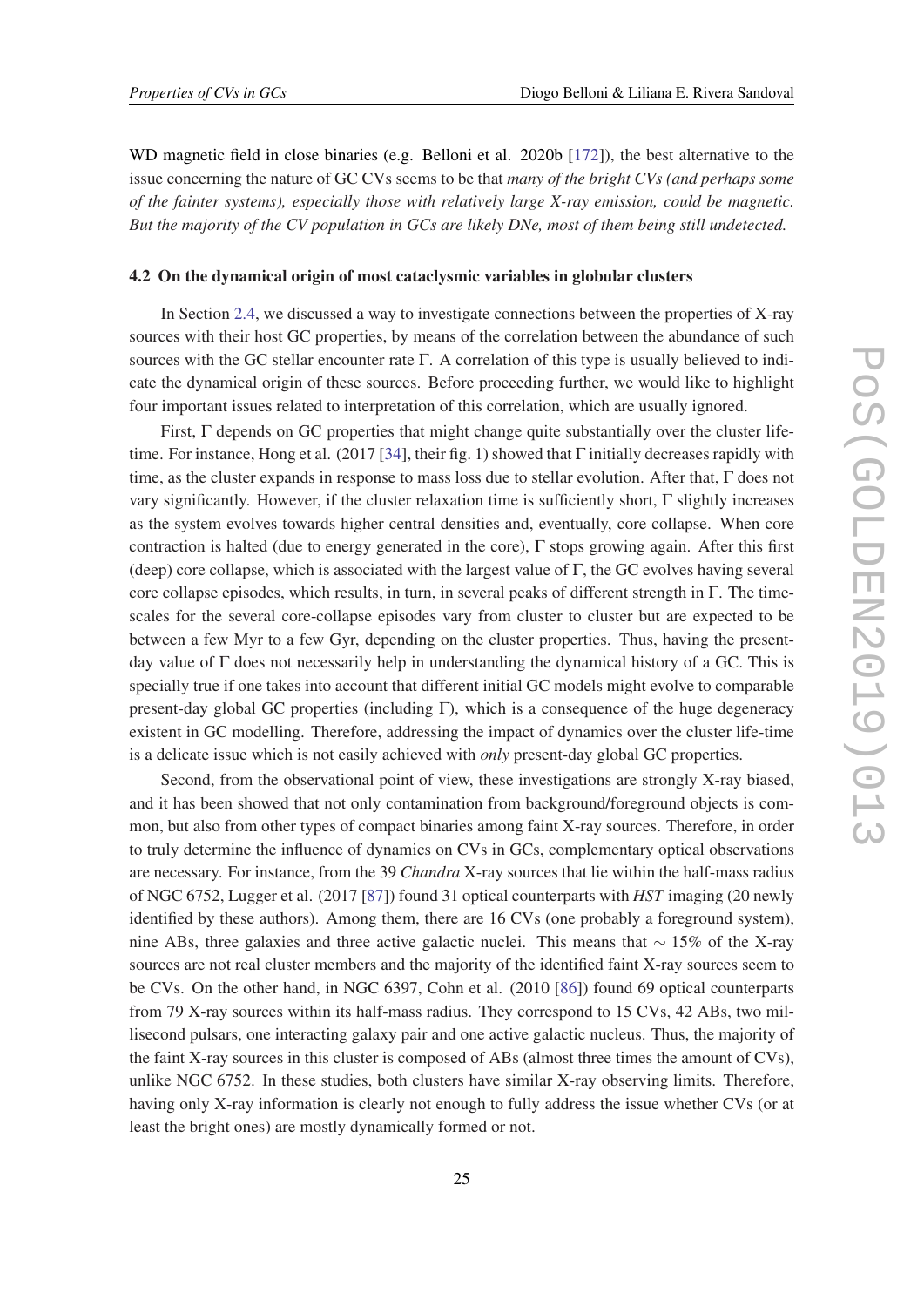WD magnetic field in close binaries (e.g. Belloni et al. 2020b [172]), the best alternative to the issue concerning the nature of GC CVs seems to be that *many of the bright CVs (and perhaps some of the fainter systems), especially those with relatively large X-ray emission, could be magnetic. But the majority of the CV population in GCs are likely DNe, most of them being still undetected.*

### 4.2 On the dynamical origin of most cataclysmic variables in globular clusters

In Section 2.4, we discussed a way to investigate connections between the properties of X-ray sources with their host GC properties, by means of the correlation between the abundance of such sources with the GC stellar encounter rate $\Gamma$. A correlation of this type is usually believed to indicate the dynamical origin of these sources. Before proceeding further, we would like to highlight four important issues related to interpretation of this correlation, which are usually ignored.

First, $\Gamma$ depends on GC properties that might change quite substantially over the cluster lifetime. For instance, Hong et al. (2017 [34], their fig. 1) showed that $\Gamma$ initially decreases rapidly with time, as the cluster expands in response to mass loss due to stellar evolution. After that, $\Gamma$ does not vary significantly. However, if the cluster relaxation time is sufficiently short, $\Gamma$ slightly increases as the system evolves towards higher central densities and, eventually, core collapse. When core contraction is halted (due to energy generated in the core), $\Gamma$ stops growing again. After this first (deep) core collapse, which is associated with the largest value of $\Gamma$, the GC evolves having several core collapse episodes, which results, in turn, in several peaks of different strength in $\Gamma$. The timescales for the several core-collapse episodes vary from cluster to cluster but are expected to be between a few Myr to a few Gyr, depending on the cluster properties. Thus, having the present-day value of $\Gamma$ does not necessarily help in understanding the dynamical history of a GC. This is specially true if one takes into account that different initial GC models might evolve to comparable present-day global GC properties (including $\Gamma$), which is a consequence of the huge degeneracy existent in GC modelling. Therefore, addressing the impact of dynamics over the cluster life-time is a delicate issue which is not easily achieved with *only* present-day global GC properties.

Second, from the observational point of view, these investigations are strongly X-ray biased, and it has been showed that not only contamination from background/foreground objects is common, but also from other types of compact binaries among faint X-ray sources. Therefore, in order to truly determine the influence of dynamics on CVs in GCs, complementary optical observations are necessary. For instance, from the 39 *Chandra* X-ray sources that lie within the half-mass radius of NGC 6752, Lugger et al. (2017 [87]) found 31 optical counterparts with *HST* imaging (20 newly identified by these authors). Among them, there are 16 CVs (one probably a foreground system), nine ABs, three galaxies and three active galactic nuclei. This means that $\sim 15\%$ of the X-ray sources are not real cluster members and the majority of the identified faint X-ray sources seem to be CVs. On the other hand, in NGC 6397, Cohn et al. (2010 [86]) found 69 optical counterparts from 79 X-ray sources within its half-mass radius. They correspond to 15 CVs, 42 ABs, two millisecond pulsars, one interacting galaxy pair and one active galactic nucleus. Thus, the majority of the faint X-ray sources in this cluster is composed of ABs (almost three times the amount of CVs), unlike NGC 6752. In these studies, both clusters have similar X-ray observing limits. Therefore, having only X-ray information is clearly not enough to fully address the issue whether CVs (or at least the bright ones) are mostly dynamically formed or not.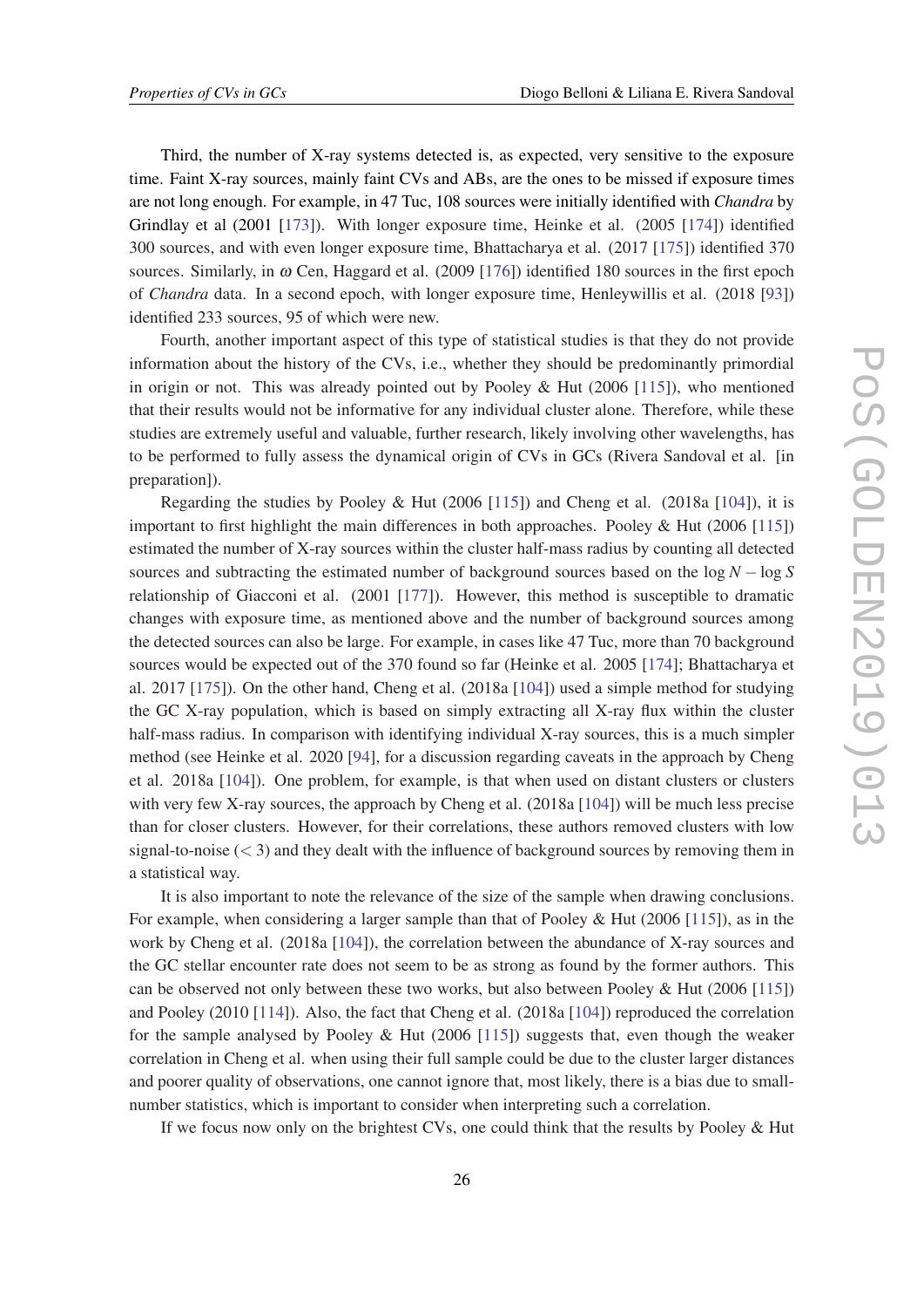Third, the number of X-ray systems detected is, as expected, very sensitive to the exposure time. Faint X-ray sources, mainly faint CVs and ABs, are the ones to be missed if exposure times are not long enough. For example, in 47 Tuc, 108 sources were initially identified with *Chandra* by Grindlay et al (2001 [173]). With longer exposure time, Heinke et al. (2005 [174]) identified 300 sources, and with even longer exposure time, Bhattacharya et al. (2017 [175]) identified 370 sources. Similarly, in $\omega$ Cen, Haggard et al. (2009 [176]) identified 180 sources in the first epoch of *Chandra* data. In a second epoch, with longer exposure time, Henleywillis et al. (2018 [93]) identified 233 sources, 95 of which were new.

Fourth, another important aspect of this type of statistical studies is that they do not provide information about the history of the CVs, i.e., whether they should be predominantly primordial in origin or not. This was already pointed out by Pooley & Hut (2006 [115]), who mentioned that their results would not be informative for any individual cluster alone. Therefore, while these studies are extremely useful and valuable, further research, likely involving other wavelengths, has to be performed to fully assess the dynamical origin of CVs in GCs (Rivera Sandoval et al. [in preparation]).

Regarding the studies by Pooley & Hut (2006 [115]) and Cheng et al. (2018a [104]), it is important to first highlight the main differences in both approaches. Pooley & Hut (2006 [115]) estimated the number of X-ray sources within the cluster half-mass radius by counting all detected sources and subtracting the estimated number of background sources based on the $\log N - \log S$ relationship of Giacconi et al. (2001 [177]). However, this method is susceptible to dramatic changes with exposure time, as mentioned above and the number of background sources among the detected sources can also be large. For example, in cases like 47 Tuc, more than 70 background sources would be expected out of the 370 found so far (Heinke et al. 2005 [174]; Bhattacharya et al. 2017 [175]). On the other hand, Cheng et al. (2018a [104]) used a simple method for studying the GC X-ray population, which is based on simply extracting all X-ray flux within the cluster half-mass radius. In comparison with identifying individual X-ray sources, this is a much simpler method (see Heinke et al. 2020 [94], for a discussion regarding caveats in the approach by Cheng et al. 2018a [104]). One problem, for example, is that when used on distant clusters or clusters with very few X-ray sources, the approach by Cheng et al. (2018a [104]) will be much less precise than for closer clusters. However, for their correlations, these authors removed clusters with low signal-to-noise ($< 3$) and they dealt with the influence of background sources by removing them in a statistical way.

It is also important to note the relevance of the size of the sample when drawing conclusions. For example, when considering a larger sample than that of Pooley & Hut (2006 [115]), as in the work by Cheng et al. (2018a [104]), the correlation between the abundance of X-ray sources and the GC stellar encounter rate does not seem to be as strong as found by the former authors. This can be observed not only between these two works, but also between Pooley & Hut (2006 [115]) and Pooley (2010 [114]). Also, the fact that Cheng et al. (2018a [104]) reproduced the correlation for the sample analysed by Pooley & Hut (2006 [115]) suggests that, even though the weaker correlation in Cheng et al. when using their full sample could be due to the cluster larger distances and poorer quality of observations, one cannot ignore that, most likely, there is a bias due to small-number statistics, which is important to consider when interpreting such a correlation.

If we focus now only on the brightest CVs, one could think that the results by Pooley & Hut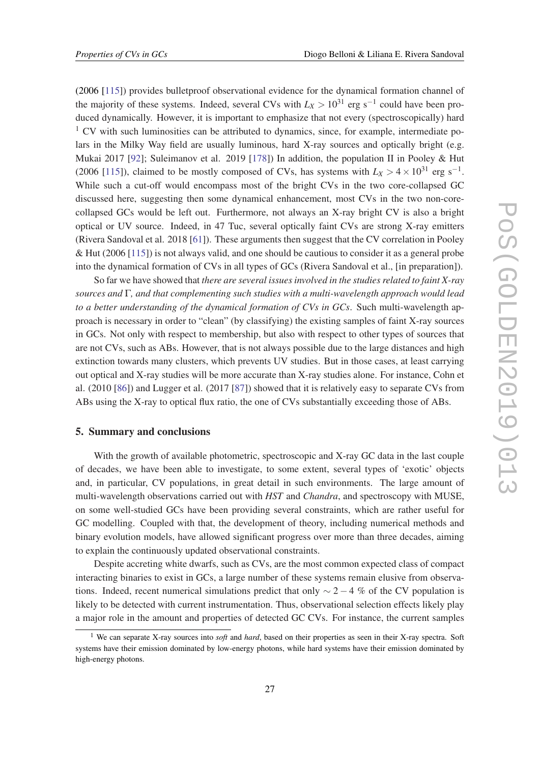(2006 [115]) provides bulletproof observational evidence for the dynamical formation channel of the majority of these systems. Indeed, several CVs with $L_X > 10^{31}$ erg s$^{-1}$ could have been produced dynamically. However, it is important to emphasize that not every (spectroscopically) hard [1] CV with such luminosities can be attributed to dynamics, since, for example, intermediate polars in the Milky Way field are usually luminous, hard X-ray sources and optically bright (e.g. Mukai 2017 [92]; Suleimanov et al. 2019 [178]) In addition, the population II in Pooley & Hut (2006 [115]), claimed to be mostly composed of CVs, has systems with $L_X > 4 \times 10^{31}$ erg s$^{-1}$. While such a cut-off would encompass most of the bright CVs in the two core-collapsed GC discussed here, suggesting then some dynamical enhancement, most CVs in the two non-core-collapsed GCs would be left out. Furthermore, not always an X-ray bright CV is also a bright optical or UV source. Indeed, in 47 Tuc, several optically faint CVs are strong X-ray emitters (Rivera Sandoval et al. 2018 [61]). These arguments then suggest that the CV correlation in Pooley & Hut (2006 [115]) is not always valid, and one should be cautious to consider it as a general probe into the dynamical formation of CVs in all types of GCs (Rivera Sandoval et al., [in preparation]).

So far we have showed that *there are several issues involved in the studies related to faint X-ray sources and* $\Gamma$*, and that complementing such studies with a multi-wavelength approach would lead to a better understanding of the dynamical formation of CVs in GCs*. Such multi-wavelength approach is necessary in order to "clean" (by classifying) the existing samples of faint X-ray sources in GCs. Not only with respect to membership, but also with respect to other types of sources that are not CVs, such as ABs. However, that is not always possible due to the large distances and high extinction towards many clusters, which prevents UV studies. But in those cases, at least carrying out optical and X-ray studies will be more accurate than X-ray studies alone. For instance, Cohn et al. (2010 [86]) and Lugger et al. (2017 [87]) showed that it is relatively easy to separate CVs from ABs using the X-ray to optical flux ratio, the one of CVs substantially exceeding those of ABs.

## 5. Summary and conclusions

With the growth of available photometric, spectroscopic and X-ray GC data in the last couple of decades, we have been able to investigate, to some extent, several types of 'exotic' objects and, in particular, CV populations, in great detail in such environments. The large amount of multi-wavelength observations carried out with *HST* and *Chandra*, and spectroscopy with MUSE, on some well-studied GCs have been providing several constraints, which are rather useful for GC modelling. Coupled with that, the development of theory, including numerical methods and binary evolution models, have allowed significant progress over more than three decades, aiming to explain the continuously updated observational constraints.

Despite accreting white dwarfs, such as CVs, are the most common expected class of compact interacting binaries to exist in GCs, a large number of these systems remain elusive from observations. Indeed, recent numerical simulations predict that only $\sim 2-4$ % of the CV population is likely to be detected with current instrumentation. Thus, observational selection effects likely play a major role in the amount and properties of detected GC CVs. For instance, the current samples

[1] We can separate X-ray sources into *soft* and *hard*, based on their properties as seen in their X-ray spectra. Soft systems have their emission dominated by low-energy photons, while hard systems have their emission dominated by high-energy photons.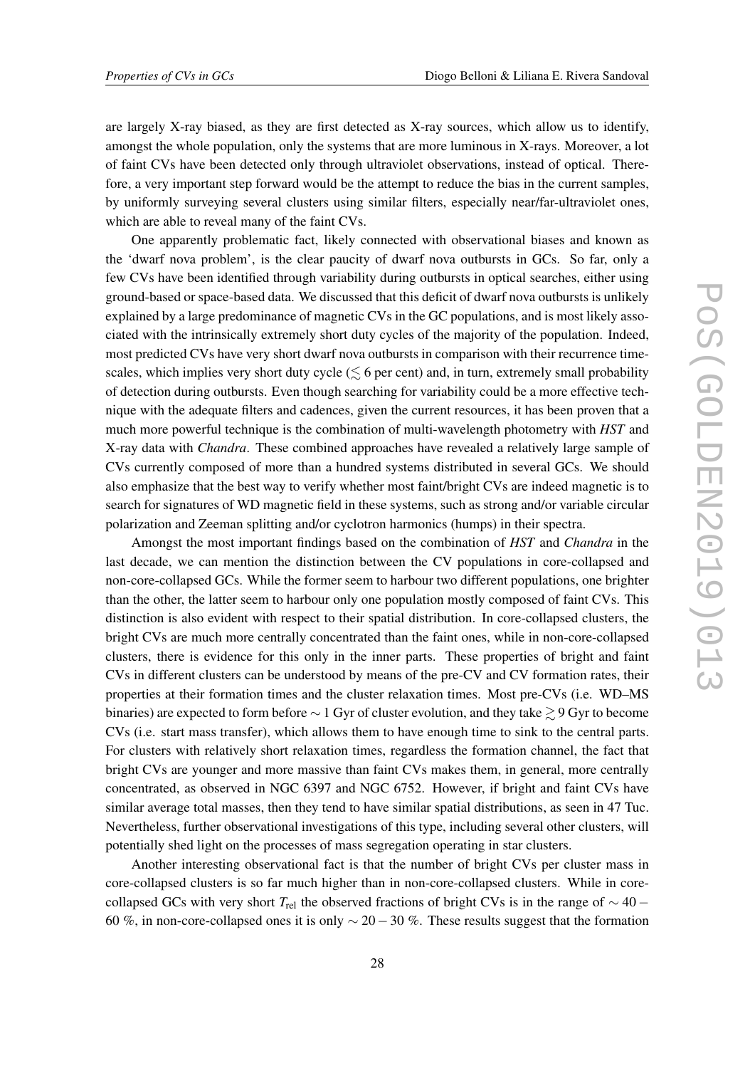are largely X-ray biased, as they are first detected as X-ray sources, which allow us to identify, amongst the whole population, only the systems that are more luminous in X-rays. Moreover, a lot of faint CVs have been detected only through ultraviolet observations, instead of optical. Therefore, a very important step forward would be the attempt to reduce the bias in the current samples, by uniformly surveying several clusters using similar filters, especially near/far-ultraviolet ones, which are able to reveal many of the faint CVs.

One apparently problematic fact, likely connected with observational biases and known as the 'dwarf nova problem', is the clear paucity of dwarf nova outbursts in GCs. So far, only a few CVs have been identified through variability during outbursts in optical searches, either using ground-based or space-based data. We discussed that this deficit of dwarf nova outbursts is unlikely explained by a large predominance of magnetic CVs in the GC populations, and is most likely associated with the intrinsically extremely short duty cycles of the majority of the population. Indeed, most predicted CVs have very short dwarf nova outbursts in comparison with their recurrence timescales, which implies very short duty cycle ($\lesssim 6$ per cent) and, in turn, extremely small probability of detection during outbursts. Even though searching for variability could be a more effective technique with the adequate filters and cadences, given the current resources, it has been proven that a much more powerful technique is the combination of multi-wavelength photometry with *HST* and X-ray data with *Chandra*. These combined approaches have revealed a relatively large sample of CVs currently composed of more than a hundred systems distributed in several GCs. We should also emphasize that the best way to verify whether most faint/bright CVs are indeed magnetic is to search for signatures of WD magnetic field in these systems, such as strong and/or variable circular polarization and Zeeman splitting and/or cyclotron harmonics (humps) in their spectra.

Amongst the most important findings based on the combination of *HST* and *Chandra* in the last decade, we can mention the distinction between the CV populations in core-collapsed and non-core-collapsed GCs. While the former seem to harbour two different populations, one brighter than the other, the latter seem to harbour only one population mostly composed of faint CVs. This distinction is also evident with respect to their spatial distribution. In core-collapsed clusters, the bright CVs are much more centrally concentrated than the faint ones, while in non-core-collapsed clusters, there is evidence for this only in the inner parts. These properties of bright and faint CVs in different clusters can be understood by means of the pre-CV and CV formation rates, their properties at their formation times and the cluster relaxation times. Most pre-CVs (i.e. WD–MS binaries) are expected to form before $\sim 1$ Gyr of cluster evolution, and they take $\gtrsim 9$ Gyr to become CVs (i.e. start mass transfer), which allows them to have enough time to sink to the central parts. For clusters with relatively short relaxation times, regardless the formation channel, the fact that bright CVs are younger and more massive than faint CVs makes them, in general, more centrally concentrated, as observed in NGC 6397 and NGC 6752. However, if bright and faint CVs have similar average total masses, then they tend to have similar spatial distributions, as seen in 47 Tuc. Nevertheless, further observational investigations of this type, including several other clusters, will potentially shed light on the processes of mass segregation operating in star clusters.

Another interesting observational fact is that the number of bright CVs per cluster mass in core-collapsed clusters is so far much higher than in non-core-collapsed clusters. While in core-collapsed GCs with very short $T_{\rm rel}$ the observed fractions of bright CVs is in the range of $\sim 40-60$ %, in non-core-collapsed ones it is only $\sim 20-30$ %. These results suggest that the formation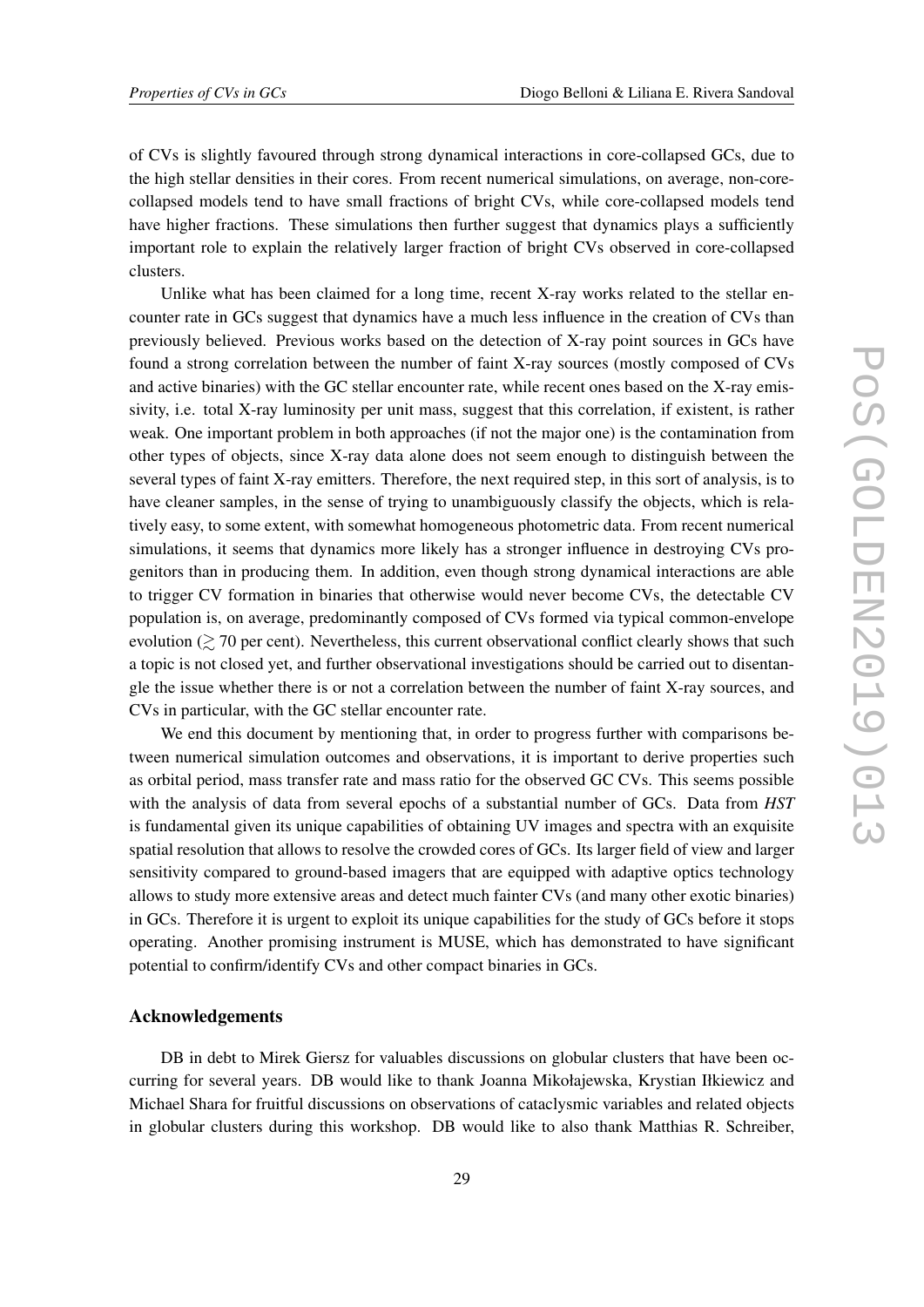of CVs is slightly favoured through strong dynamical interactions in core-collapsed GCs, due to the high stellar densities in their cores. From recent numerical simulations, on average, non-core-collapsed models tend to have small fractions of bright CVs, while core-collapsed models tend have higher fractions. These simulations then further suggest that dynamics plays a sufficiently important role to explain the relatively larger fraction of bright CVs observed in core-collapsed clusters.

Unlike what has been claimed for a long time, recent X-ray works related to the stellar encounter rate in GCs suggest that dynamics have a much less influence in the creation of CVs than previously believed. Previous works based on the detection of X-ray point sources in GCs have found a strong correlation between the number of faint X-ray sources (mostly composed of CVs and active binaries) with the GC stellar encounter rate, while recent ones based on the X-ray emissivity, i.e. total X-ray luminosity per unit mass, suggest that this correlation, if existent, is rather weak. One important problem in both approaches (if not the major one) is the contamination from other types of objects, since X-ray data alone does not seem enough to distinguish between the several types of faint X-ray emitters. Therefore, the next required step, in this sort of analysis, is to have cleaner samples, in the sense of trying to unambiguously classify the objects, which is relatively easy, to some extent, with somewhat homogeneous photometric data. From recent numerical simulations, it seems that dynamics more likely has a stronger influence in destroying CVs progenitors than in producing them. In addition, even though strong dynamical interactions are able to trigger CV formation in binaries that otherwise would never become CVs, the detectable CV population is, on average, predominantly composed of CVs formed via typical common-envelope evolution ($\gtrsim 70$ per cent). Nevertheless, this current observational conflict clearly shows that such a topic is not closed yet, and further observational investigations should be carried out to disentangle the issue whether there is or not a correlation between the number of faint X-ray sources, and CVs in particular, with the GC stellar encounter rate.

We end this document by mentioning that, in order to progress further with comparisons between numerical simulation outcomes and observations, it is important to derive properties such as orbital period, mass transfer rate and mass ratio for the observed GC CVs. This seems possible with the analysis of data from several epochs of a substantial number of GCs. Data from *HST* is fundamental given its unique capabilities of obtaining UV images and spectra with an exquisite spatial resolution that allows to resolve the crowded cores of GCs. Its larger field of view and larger sensitivity compared to ground-based imagers that are equipped with adaptive optics technology allows to study more extensive areas and detect much fainter CVs (and many other exotic binaries) in GCs. Therefore it is urgent to exploit its unique capabilities for the study of GCs before it stops operating. Another promising instrument is MUSE, which has demonstrated to have significant potential to confirm/identify CVs and other compact binaries in GCs.

## Acknowledgements

DB in debt to Mirek Giersz for valuables discussions on globular clusters that have been occurring for several years. DB would like to thank Joanna Mikołajewska, Krystian Iłkiewicz and Michael Shara for fruitful discussions on observations of cataclysmic variables and related objects in globular clusters during this workshop. DB would like to also thank Matthias R. Schreiber,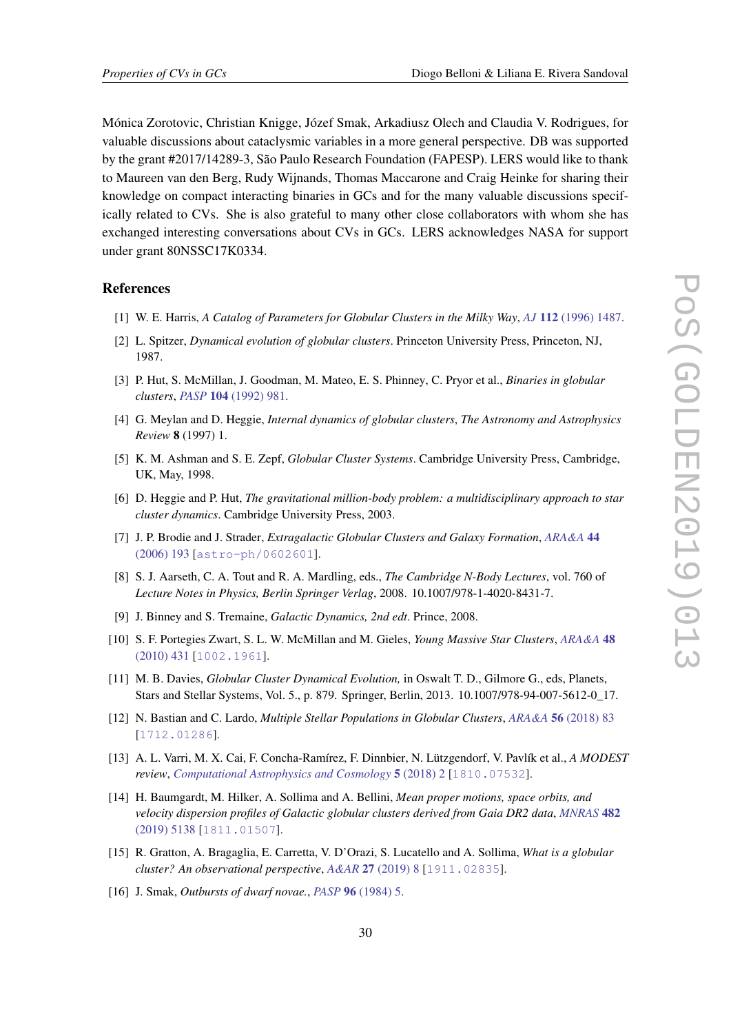Mónica Zorotovic, Christian Knigge, Józef Smak, Arkadiusz Olech and Claudia V. Rodrigues, for valuable discussions about cataclysmic variables in a more general perspective. DB was supported by the grant #2017/14289-3, São Paulo Research Foundation (FAPESP). LERS would like to thank to Maureen van den Berg, Rudy Wijnands, Thomas Maccarone and Craig Heinke for sharing their knowledge on compact interacting binaries in GCs and for the many valuable discussions specifically related to CVs. She is also grateful to many other close collaborators with whom she has exchanged interesting conversations about CVs in GCs. LERS acknowledges NASA for support under grant 80NSSC17K0334.

## References

[1] W. E. Harris, *A Catalog of Parameters for Globular Clusters in the Milky Way*, *AJ* **112** (1996) 1487.

[2] L. Spitzer, *Dynamical evolution of globular clusters*. Princeton University Press, Princeton, NJ, 1987.

[3] P. Hut, S. McMillan, J. Goodman, M. Mateo, E. S. Phinney, C. Pryor et al., *Binaries in globular clusters*, *PASP* **104** (1992) 981.

[4] G. Meylan and D. Heggie, *Internal dynamics of globular clusters*, *The Astronomy and Astrophysics Review* **8** (1997) 1.

[5] K. M. Ashman and S. E. Zepf, *Globular Cluster Systems*. Cambridge University Press, Cambridge, UK, May, 1998.

[6] D. Heggie and P. Hut, *The gravitational million-body problem: a multidisciplinary approach to star cluster dynamics*. Cambridge University Press, 2003.

[7] J. P. Brodie and J. Strader, *Extragalactic Globular Clusters and Galaxy Formation*, *ARA&A* **44** (2006) 193 [astro-ph/0602601].

[8] S. J. Aarseth, C. A. Tout and R. A. Mardling, eds., *The Cambridge N-Body Lectures*, vol. 760 of *Lecture Notes in Physics, Berlin Springer Verlag*, 2008. 10.1007/978-1-4020-8431-7.

[9] J. Binney and S. Tremaine, *Galactic Dynamics, 2nd edt*. Prince, 2008.

[10] S. F. Portegies Zwart, S. L. W. McMillan and M. Gieles, *Young Massive Star Clusters*, *ARA&A* **48** (2010) 431 [1002.1961].

[11] M. B. Davies, *Globular Cluster Dynamical Evolution,* in Oswalt T. D., Gilmore G., eds, Planets, Stars and Stellar Systems, Vol. 5., p. 879. Springer, Berlin, 2013. 10.1007/978-94-007-5612-0_17.

[12] N. Bastian and C. Lardo, *Multiple Stellar Populations in Globular Clusters*, *ARA&A* **56** (2018) 83 [1712.01286].

[13] A. L. Varri, M. X. Cai, F. Concha-Ramírez, F. Dinnbier, N. Lützgendorf, V. Pavlík et al., *A MODEST review*, *Computational Astrophysics and Cosmology* **5** (2018) 2 [1810.07532].

[14] H. Baumgardt, M. Hilker, A. Sollima and A. Bellini, *Mean proper motions, space orbits, and velocity dispersion profiles of Galactic globular clusters derived from Gaia DR2 data*, *MNRAS* **482** (2019) 5138 [1811.01507].

[15] R. Gratton, A. Bragaglia, E. Carretta, V. D'Orazi, S. Lucatello and A. Sollima, *What is a globular cluster? An observational perspective*, *A&AR* **27** (2019) 8 [1911.02835].

[16] J. Smak, *Outbursts of dwarf novae.*, *PASP* **96** (1984) 5.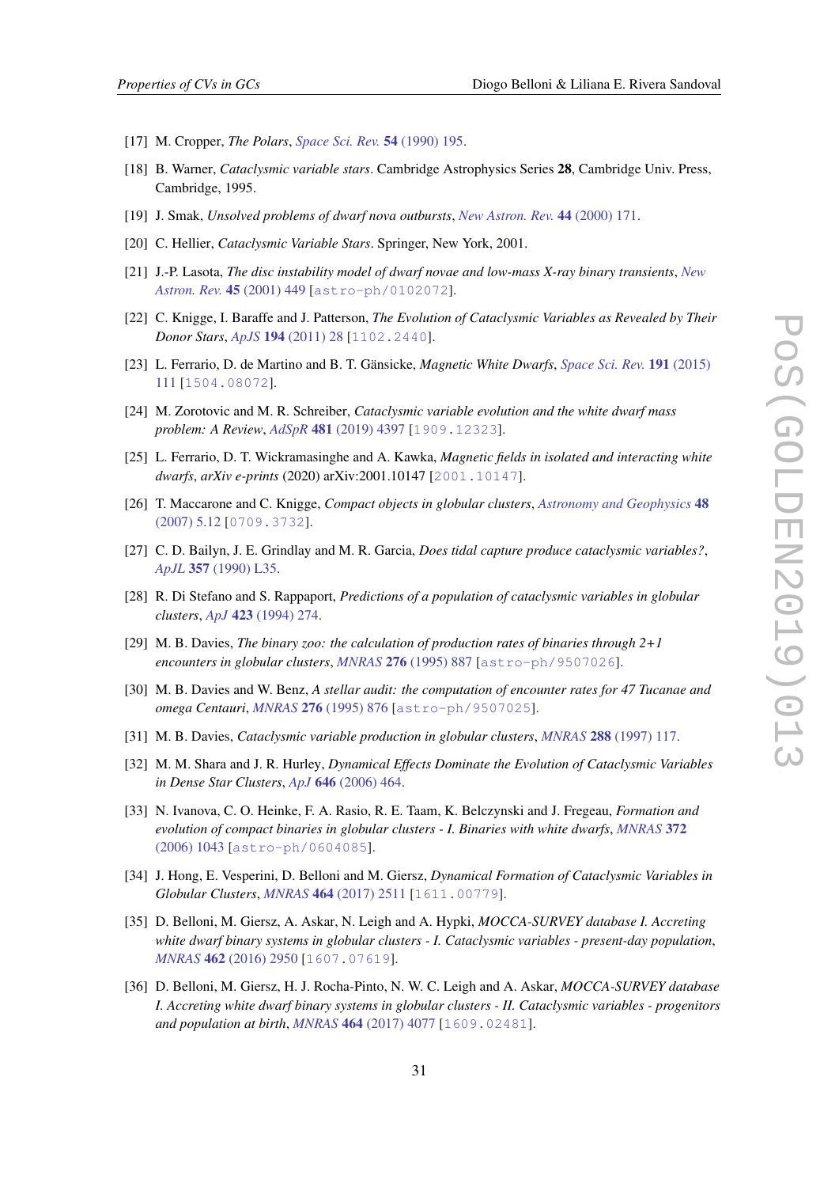[17] M. Cropper, *The Polars*, Space Sci. Rev. **54** (1990) 195.

[18] B. Warner, *Cataclysmic variable stars*. Cambridge Astrophysics Series **28**, Cambridge Univ. Press, Cambridge, 1995.

[19] J. Smak, *Unsolved problems of dwarf nova outbursts*, New Astron. Rev. **44** (2000) 171.

[20] C. Hellier, *Cataclysmic Variable Stars*. Springer, New York, 2001.

[21] J.-P. Lasota, *The disc instability model of dwarf novae and low-mass X-ray binary transients*, New Astron. Rev. **45** (2001) 449 [astro-ph/0102072].

[22] C. Knigge, I. Baraffe and J. Patterson, *The Evolution of Cataclysmic Variables as Revealed by Their Donor Stars*, ApJS **194** (2011) 28 [1102.2440].

[23] L. Ferrario, D. de Martino and B. T. Gänsicke, *Magnetic White Dwarfs*, Space Sci. Rev. **191** (2015) 111 [1504.08072].

[24] M. Zorotovic and M. R. Schreiber, *Cataclysmic variable evolution and the white dwarf mass problem: A Review*, AdSpR **481** (2019) 4397 [1909.12323].

[25] L. Ferrario, D. T. Wickramasinghe and A. Kawka, *Magnetic fields in isolated and interacting white dwarfs*, *arXiv e-prints* (2020) arXiv:2001.10147 [2001.10147].

[26] T. Maccarone and C. Knigge, *Compact objects in globular clusters*, Astronomy and Geophysics **48** (2007) 5.12 [0709.3732].

[27] C. D. Bailyn, J. E. Grindlay and M. R. Garcia, *Does tidal capture produce cataclysmic variables?*, ApJL **357** (1990) L35.

[28] R. Di Stefano and S. Rappaport, *Predictions of a population of cataclysmic variables in globular clusters*, ApJ **423** (1994) 274.

[29] M. B. Davies, *The binary zoo: the calculation of production rates of binaries through 2+1 encounters in globular clusters*, MNRAS **276** (1995) 887 [astro-ph/9507026].

[30] M. B. Davies and W. Benz, *A stellar audit: the computation of encounter rates for 47 Tucanae and omega Centauri*, MNRAS **276** (1995) 876 [astro-ph/9507025].

[31] M. B. Davies, *Cataclysmic variable production in globular clusters*, MNRAS **288** (1997) 117.

[32] M. M. Shara and J. R. Hurley, *Dynamical Effects Dominate the Evolution of Cataclysmic Variables in Dense Star Clusters*, ApJ **646** (2006) 464.

[33] N. Ivanova, C. O. Heinke, F. A. Rasio, R. E. Taam, K. Belczynski and J. Fregeau, *Formation and evolution of compact binaries in globular clusters - I. Binaries with white dwarfs*, MNRAS **372** (2006) 1043 [astro-ph/0604085].

[34] J. Hong, E. Vesperini, D. Belloni and M. Giersz, *Dynamical Formation of Cataclysmic Variables in Globular Clusters*, MNRAS **464** (2017) 2511 [1611.00779].

[35] D. Belloni, M. Giersz, A. Askar, N. Leigh and A. Hypki, *MOCCA-SURVEY database I. Accreting white dwarf binary systems in globular clusters - I. Cataclysmic variables - present-day population*, MNRAS **462** (2016) 2950 [1607.07619].

[36] D. Belloni, M. Giersz, H. J. Rocha-Pinto, N. W. C. Leigh and A. Askar, *MOCCA-SURVEY database I. Accreting white dwarf binary systems in globular clusters - II. Cataclysmic variables - progenitors and population at birth*, MNRAS **464** (2017) 4077 [1609.02481].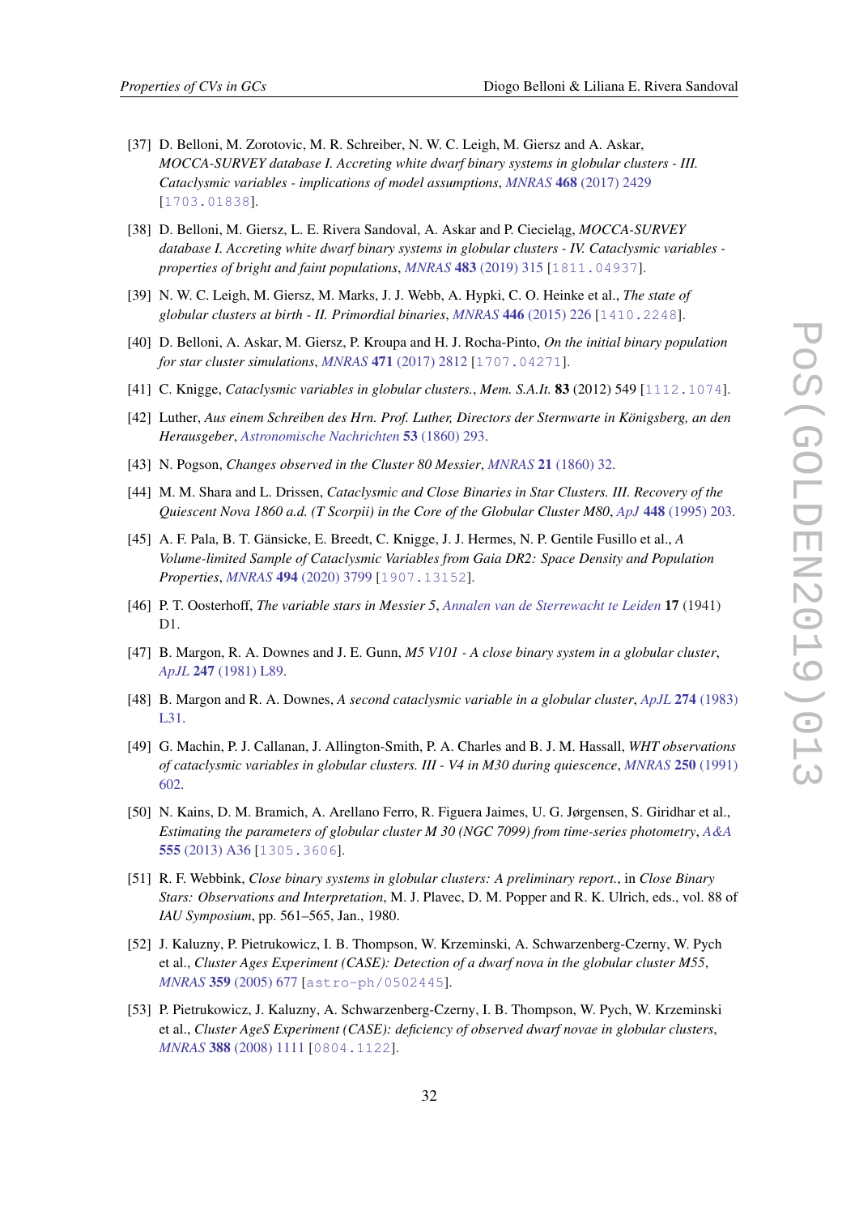[37] D. Belloni, M. Zorotovic, M. R. Schreiber, N. W. C. Leigh, M. Giersz and A. Askar, *MOCCA-SURVEY database I. Accreting white dwarf binary systems in globular clusters - III. Cataclysmic variables - implications of model assumptions*, *MNRAS* **468** (2017) 2429 [1703.01838].

[38] D. Belloni, M. Giersz, L. E. Rivera Sandoval, A. Askar and P. Ciecieląg, *MOCCA-SURVEY database I. Accreting white dwarf binary systems in globular clusters - IV. Cataclysmic variables - properties of bright and faint populations*, *MNRAS* **483** (2019) 315 [1811.04937].

[39] N. W. C. Leigh, M. Giersz, M. Marks, J. J. Webb, A. Hypki, C. O. Heinke et al., *The state of globular clusters at birth - II. Primordial binaries*, *MNRAS* **446** (2015) 226 [1410.2248].

[40] D. Belloni, A. Askar, M. Giersz, P. Kroupa and H. J. Rocha-Pinto, *On the initial binary population for star cluster simulations*, *MNRAS* **471** (2017) 2812 [1707.04271].

[41] C. Knigge, *Cataclysmic variables in globular clusters.*, *Mem. S.A.It.* **83** (2012) 549 [1112.1074].

[42] Luther, *Aus einem Schreiben des Hrn. Prof. Luther, Directors der Sternwarte in Königsberg, an den Herausgeber*, *Astronomische Nachrichten* **53** (1860) 293.

[43] N. Pogson, *Changes observed in the Cluster 80 Messier*, *MNRAS* **21** (1860) 32.

[44] M. M. Shara and L. Drissen, *Cataclysmic and Close Binaries in Star Clusters. III. Recovery of the Quiescent Nova 1860 a.d. (T Scorpii) in the Core of the Globular Cluster M80*, *ApJ* **448** (1995) 203.

[45] A. F. Pala, B. T. Gänsicke, E. Breedt, C. Knigge, J. J. Hermes, N. P. Gentile Fusillo et al., *A Volume-limited Sample of Cataclysmic Variables from Gaia DR2: Space Density and Population Properties*, *MNRAS* **494** (2020) 3799 [1907.13152].

[46] P. T. Oosterhoff, *The variable stars in Messier 5*, *Annalen van de Sterrewacht te Leiden* **17** (1941) D1.

[47] B. Margon, R. A. Downes and J. E. Gunn, *M5 V101 - A close binary system in a globular cluster*, *ApJL* **247** (1981) L89.

[48] B. Margon and R. A. Downes, *A second cataclysmic variable in a globular cluster*, *ApJL* **274** (1983) L31.

[49] G. Machin, P. J. Callanan, J. Allington-Smith, P. A. Charles and B. J. M. Hassall, *WHT observations of cataclysmic variables in globular clusters. III - V4 in M30 during quiescence*, *MNRAS* **250** (1991) 602.

[50] N. Kains, D. M. Bramich, A. Arellano Ferro, R. Figuera Jaimes, U. G. Jørgensen, S. Giridhar et al., *Estimating the parameters of globular cluster M 30 (NGC 7099) from time-series photometry*, *A&A* **555** (2013) A36 [1305.3606].

[51] R. F. Webbink, *Close binary systems in globular clusters: A preliminary report.*, in *Close Binary Stars: Observations and Interpretation*, M. J. Plavec, D. M. Popper and R. K. Ulrich, eds., vol. 88 of *IAU Symposium*, pp. 561–565, Jan., 1980.

[52] J. Kaluzny, P. Pietrukowicz, I. B. Thompson, W. Krzeminski, A. Schwarzenberg-Czerny, W. Pych et al., *Cluster Ages Experiment (CASE): Detection of a dwarf nova in the globular cluster M55*, *MNRAS* **359** (2005) 677 [astro-ph/0502445].

[53] P. Pietrukowicz, J. Kaluzny, A. Schwarzenberg-Czerny, I. B. Thompson, W. Pych, W. Krzeminski et al., *Cluster AgeS Experiment (CASE): deficiency of observed dwarf novae in globular clusters*, *MNRAS* **388** (2008) 1111 [0804.1122].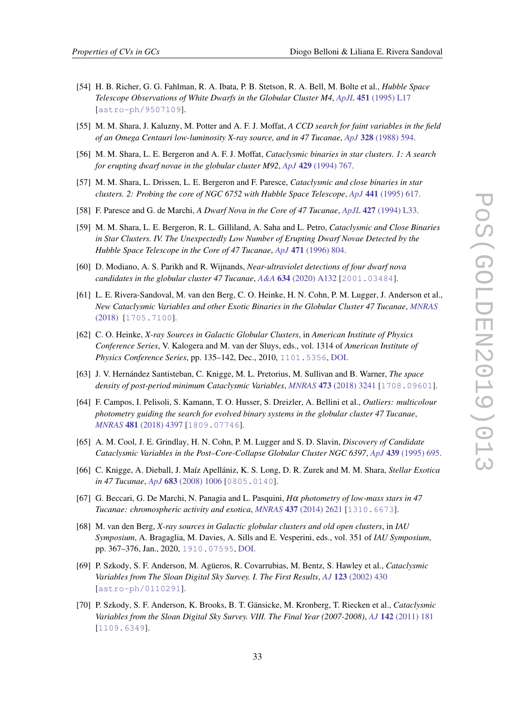[54] H. B. Richer, G. G. Fahlman, R. A. Ibata, P. B. Stetson, R. A. Bell, M. Bolte et al., *Hubble Space Telescope Observations of White Dwarfs in the Globular Cluster M4*, *ApJL* **451** (1995) L17 [astro-ph/9507109].

[55] M. M. Shara, J. Kaluzny, M. Potter and A. F. J. Moffat, *A CCD search for faint variables in the field of an Omega Centauri low-luminosity X-ray source, and in 47 Tucanae*, *ApJ* **328** (1988) 594.

[56] M. M. Shara, L. E. Bergeron and A. F. J. Moffat, *Cataclysmic binaries in star clusters. 1: A search for erupting dwarf novae in the globular cluster M92*, *ApJ* **429** (1994) 767.

[57] M. M. Shara, L. Drissen, L. E. Bergeron and F. Paresce, *Cataclysmic and close binaries in star clusters. 2: Probing the core of NGC 6752 with Hubble Space Telescope*, *ApJ* **441** (1995) 617.

[58] F. Paresce and G. de Marchi, *A Dwarf Nova in the Core of 47 Tucanae*, *ApJL* **427** (1994) L33.

[59] M. M. Shara, L. E. Bergeron, R. L. Gilliland, A. Saha and L. Petro, *Cataclysmic and Close Binaries in Star Clusters. IV. The Unexpectedly Low Number of Erupting Dwarf Novae Detected by the Hubble Space Telescope in the Core of 47 Tucanae*, *ApJ* **471** (1996) 804.

[60] D. Modiano, A. S. Parikh and R. Wijnands, *Near-ultraviolet detections of four dwarf nova candidates in the globular cluster 47 Tucanae*, *A&A* **634** (2020) A132 [2001.03484].

[61] L. E. Rivera-Sandoval, M. van den Berg, C. O. Heinke, H. N. Cohn, P. M. Lugger, J. Anderson et al., *New Cataclysmic Variables and other Exotic Binaries in the Globular Cluster 47 Tucanae*, *MNRAS* (2018) [1705.7100].

[62] C. O. Heinke, *X-ray Sources in Galactic Globular Clusters*, in *American Institute of Physics Conference Series*, V. Kalogera and M. van der Sluys, eds., vol. 1314 of *American Institute of Physics Conference Series*, pp. 135–142, Dec., 2010, 1101.5356, DOI.

[63] J. V. Hernández Santisteban, C. Knigge, M. L. Pretorius, M. Sullivan and B. Warner, *The space density of post-period minimum Cataclysmic Variables*, *MNRAS* **473** (2018) 3241 [1708.09601].

[64] F. Campos, I. Pelisoli, S. Kamann, T. O. Husser, S. Dreizler, A. Bellini et al., *Outliers: multicolour photometry guiding the search for evolved binary systems in the globular cluster 47 Tucanae*, *MNRAS* **481** (2018) 4397 [1809.07746].

[65] A. M. Cool, J. E. Grindlay, H. N. Cohn, P. M. Lugger and S. D. Slavin, *Discovery of Candidate Cataclysmic Variables in the Post–Core-Collapse Globular Cluster NGC 6397*, *ApJ* **439** (1995) 695.

[66] C. Knigge, A. Dieball, J. Maíz Apellániz, K. S. Long, D. R. Zurek and M. M. Shara, *Stellar Exotica in 47 Tucanae*, *ApJ* **683** (2008) 1006 [0805.0140].

[67] G. Beccari, G. De Marchi, N. Panagia and L. Pasquini, *Hα photometry of low-mass stars in 47 Tucanae: chromospheric activity and exotica*, *MNRAS* **437** (2014) 2621 [1310.6673].

[68] M. van den Berg, *X-ray sources in Galactic globular clusters and old open clusters*, in *IAU Symposium*, A. Bragaglia, M. Davies, A. Sills and E. Vesperini, eds., vol. 351 of *IAU Symposium*, pp. 367–376, Jan., 2020, 1910.07595, DOI.

[69] P. Szkody, S. F. Anderson, M. Agüeros, R. Covarrubias, M. Bentz, S. Hawley et al., *Cataclysmic Variables from The Sloan Digital Sky Survey. I. The First Results*, *AJ* **123** (2002) 430 [astro-ph/0110291].

[70] P. Szkody, S. F. Anderson, K. Brooks, B. T. Gänsicke, M. Kronberg, T. Riecken et al., *Cataclysmic Variables from the Sloan Digital Sky Survey. VIII. The Final Year (2007-2008)*, *AJ* **142** (2011) 181 [1109.6349].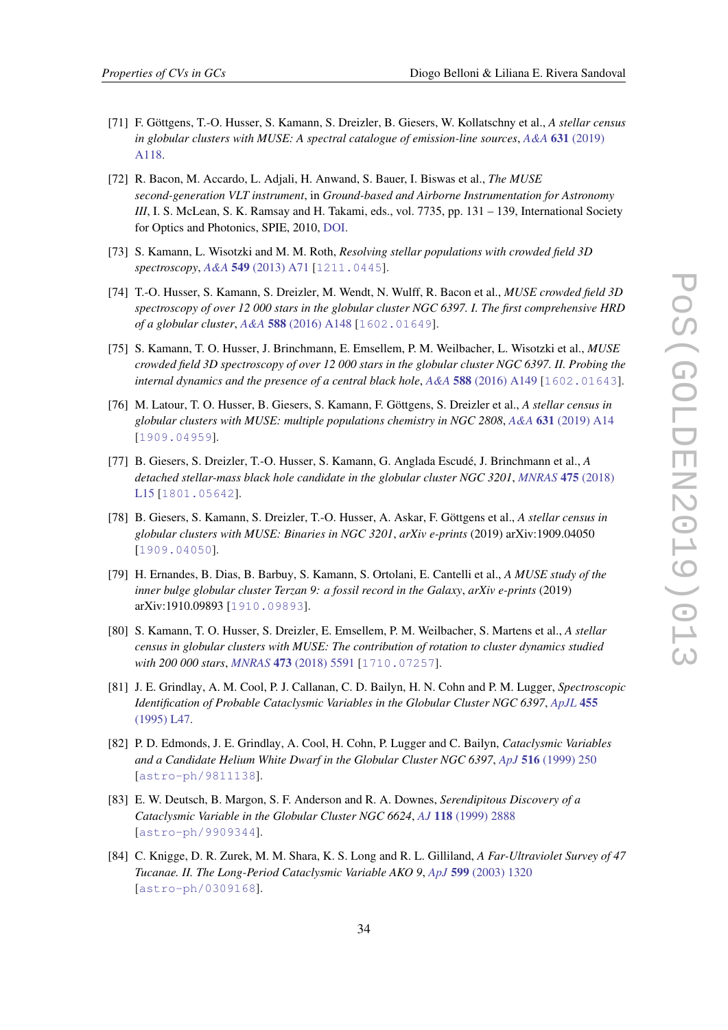[71] F. Göttgens, T.-O. Husser, S. Kamann, S. Dreizler, B. Giesers, W. Kollatschny et al., *A stellar census in globular clusters with MUSE: A spectral catalogue of emission-line sources*, *A&A* **631** (2019) A118.

[72] R. Bacon, M. Accardo, L. Adjali, H. Anwand, S. Bauer, I. Biswas et al., *The MUSE second-generation VLT instrument*, in *Ground-based and Airborne Instrumentation for Astronomy III*, I. S. McLean, S. K. Ramsay and H. Takami, eds., vol. 7735, pp. 131 – 139, International Society for Optics and Photonics, SPIE, 2010, DOI.

[73] S. Kamann, L. Wisotzki and M. M. Roth, *Resolving stellar populations with crowded field 3D spectroscopy*, *A&A* **549** (2013) A71 [1211.0445].

[74] T.-O. Husser, S. Kamann, S. Dreizler, M. Wendt, N. Wulff, R. Bacon et al., *MUSE crowded field 3D spectroscopy of over 12 000 stars in the globular cluster NGC 6397. I. The first comprehensive HRD of a globular cluster*, *A&A* **588** (2016) A148 [1602.01649].

[75] S. Kamann, T. O. Husser, J. Brinchmann, E. Emsellem, P. M. Weilbacher, L. Wisotzki et al., *MUSE crowded field 3D spectroscopy of over 12 000 stars in the globular cluster NGC 6397. II. Probing the internal dynamics and the presence of a central black hole*, *A&A* **588** (2016) A149 [1602.01643].

[76] M. Latour, T. O. Husser, B. Giesers, S. Kamann, F. Göttgens, S. Dreizler et al., *A stellar census in globular clusters with MUSE: multiple populations chemistry in NGC 2808*, *A&A* **631** (2019) A14 [1909.04959].

[77] B. Giesers, S. Dreizler, T.-O. Husser, S. Kamann, G. Anglada Escudé, J. Brinchmann et al., *A detached stellar-mass black hole candidate in the globular cluster NGC 3201*, *MNRAS* **475** (2018) L15 [1801.05642].

[78] B. Giesers, S. Kamann, S. Dreizler, T.-O. Husser, A. Askar, F. Göttgens et al., *A stellar census in globular clusters with MUSE: Binaries in NGC 3201*, *arXiv e-prints* (2019) arXiv:1909.04050 [1909.04050].

[79] H. Ernandes, B. Dias, B. Barbuy, S. Kamann, S. Ortolani, E. Cantelli et al., *A MUSE study of the inner bulge globular cluster Terzan 9: a fossil record in the Galaxy*, *arXiv e-prints* (2019) arXiv:1910.09893 [1910.09893].

[80] S. Kamann, T. O. Husser, S. Dreizler, E. Emsellem, P. M. Weilbacher, S. Martens et al., *A stellar census in globular clusters with MUSE: The contribution of rotation to cluster dynamics studied with 200 000 stars*, *MNRAS* **473** (2018) 5591 [1710.07257].

[81] J. E. Grindlay, A. M. Cool, P. J. Callanan, C. D. Bailyn, H. N. Cohn and P. M. Lugger, *Spectroscopic Identification of Probable Cataclysmic Variables in the Globular Cluster NGC 6397*, *ApJL* **455** (1995) L47.

[82] P. D. Edmonds, J. E. Grindlay, A. Cool, H. Cohn, P. Lugger and C. Bailyn, *Cataclysmic Variables and a Candidate Helium White Dwarf in the Globular Cluster NGC 6397*, *ApJ* **516** (1999) 250 [astro-ph/9811138].

[83] E. W. Deutsch, B. Margon, S. F. Anderson and R. A. Downes, *Serendipitous Discovery of a Cataclysmic Variable in the Globular Cluster NGC 6624*, *AJ* **118** (1999) 2888 [astro-ph/9909344].

[84] C. Knigge, D. R. Zurek, M. M. Shara, K. S. Long and R. L. Gilliland, *A Far-Ultraviolet Survey of 47 Tucanae. II. The Long-Period Cataclysmic Variable AKO 9*, *ApJ* **599** (2003) 1320 [astro-ph/0309168].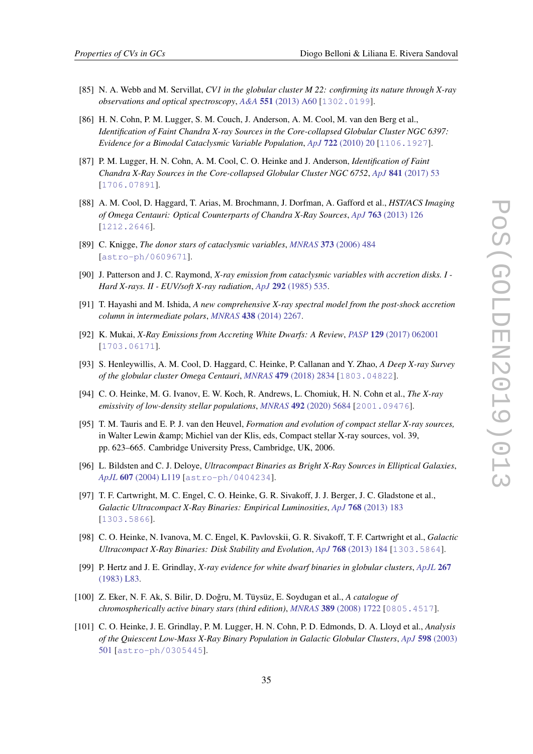[85] N. A. Webb and M. Servillat, *CV1 in the globular cluster M 22: confirming its nature through X-ray observations and optical spectroscopy*, *A&A* **551** (2013) A60 [1302.0199].

[86] H. N. Cohn, P. M. Lugger, S. M. Couch, J. Anderson, A. M. Cool, M. van den Berg et al., *Identification of Faint Chandra X-ray Sources in the Core-collapsed Globular Cluster NGC 6397: Evidence for a Bimodal Cataclysmic Variable Population*, *ApJ* **722** (2010) 20 [1106.1927].

[87] P. M. Lugger, H. N. Cohn, A. M. Cool, C. O. Heinke and J. Anderson, *Identification of Faint Chandra X-Ray Sources in the Core-collapsed Globular Cluster NGC 6752*, *ApJ* **841** (2017) 53 [1706.07891].

[88] A. M. Cool, D. Haggard, T. Arias, M. Brochmann, J. Dorfman, A. Gafford et al., *HST/ACS Imaging of Omega Centauri: Optical Counterparts of Chandra X-Ray Sources*, *ApJ* **763** (2013) 126 [1212.2646].

[89] C. Knigge, *The donor stars of cataclysmic variables*, *MNRAS* **373** (2006) 484 [astro-ph/0609671].

[90] J. Patterson and J. C. Raymond, *X-ray emission from cataclysmic variables with accretion disks. I - Hard X-rays. II - EUV/soft X-ray radiation*, *ApJ* **292** (1985) 535.

[91] T. Hayashi and M. Ishida, *A new comprehensive X-ray spectral model from the post-shock accretion column in intermediate polars*, *MNRAS* **438** (2014) 2267.

[92] K. Mukai, *X-Ray Emissions from Accreting White Dwarfs: A Review*, *PASP* **129** (2017) 062001 [1703.06171].

[93] S. Henleywillis, A. M. Cool, D. Haggard, C. Heinke, P. Callanan and Y. Zhao, *A Deep X-ray Survey of the globular cluster Omega Centauri*, *MNRAS* **479** (2018) 2834 [1803.04822].

[94] C. O. Heinke, M. G. Ivanov, E. W. Koch, R. Andrews, L. Chomiuk, H. N. Cohn et al., *The X-ray emissivity of low-density stellar populations*, *MNRAS* **492** (2020) 5684 [2001.09476].

[95] T. M. Tauris and E. P. J. van den Heuvel, *Formation and evolution of compact stellar X-ray sources,* in Walter Lewin &amp; Michiel van der Klis, eds, Compact stellar X-ray sources, vol. 39, pp. 623–665. Cambridge University Press, Cambridge, UK, 2006.

[96] L. Bildsten and C. J. Deloye, *Ultracompact Binaries as Bright X-Ray Sources in Elliptical Galaxies*, *ApJL* **607** (2004) L119 [astro-ph/0404234].

[97] T. F. Cartwright, M. C. Engel, C. O. Heinke, G. R. Sivakoff, J. J. Berger, J. C. Gladstone et al., *Galactic Ultracompact X-Ray Binaries: Empirical Luminosities*, *ApJ* **768** (2013) 183 [1303.5866].

[98] C. O. Heinke, N. Ivanova, M. C. Engel, K. Pavlovskii, G. R. Sivakoff, T. F. Cartwright et al., *Galactic Ultracompact X-Ray Binaries: Disk Stability and Evolution*, *ApJ* **768** (2013) 184 [1303.5864].

[99] P. Hertz and J. E. Grindlay, *X-ray evidence for white dwarf binaries in globular clusters*, *ApJL* **267** (1983) L83.

[100] Z. Eker, N. F. Ak, S. Bilir, D. Doğru, M. Tüysüz, E. Soydugan et al., *A catalogue of chromospherically active binary stars (third edition)*, *MNRAS* **389** (2008) 1722 [0805.4517].

[101] C. O. Heinke, J. E. Grindlay, P. M. Lugger, H. N. Cohn, P. D. Edmonds, D. A. Lloyd et al., *Analysis of the Quiescent Low-Mass X-Ray Binary Population in Galactic Globular Clusters*, *ApJ* **598** (2003) 501 [astro-ph/0305445].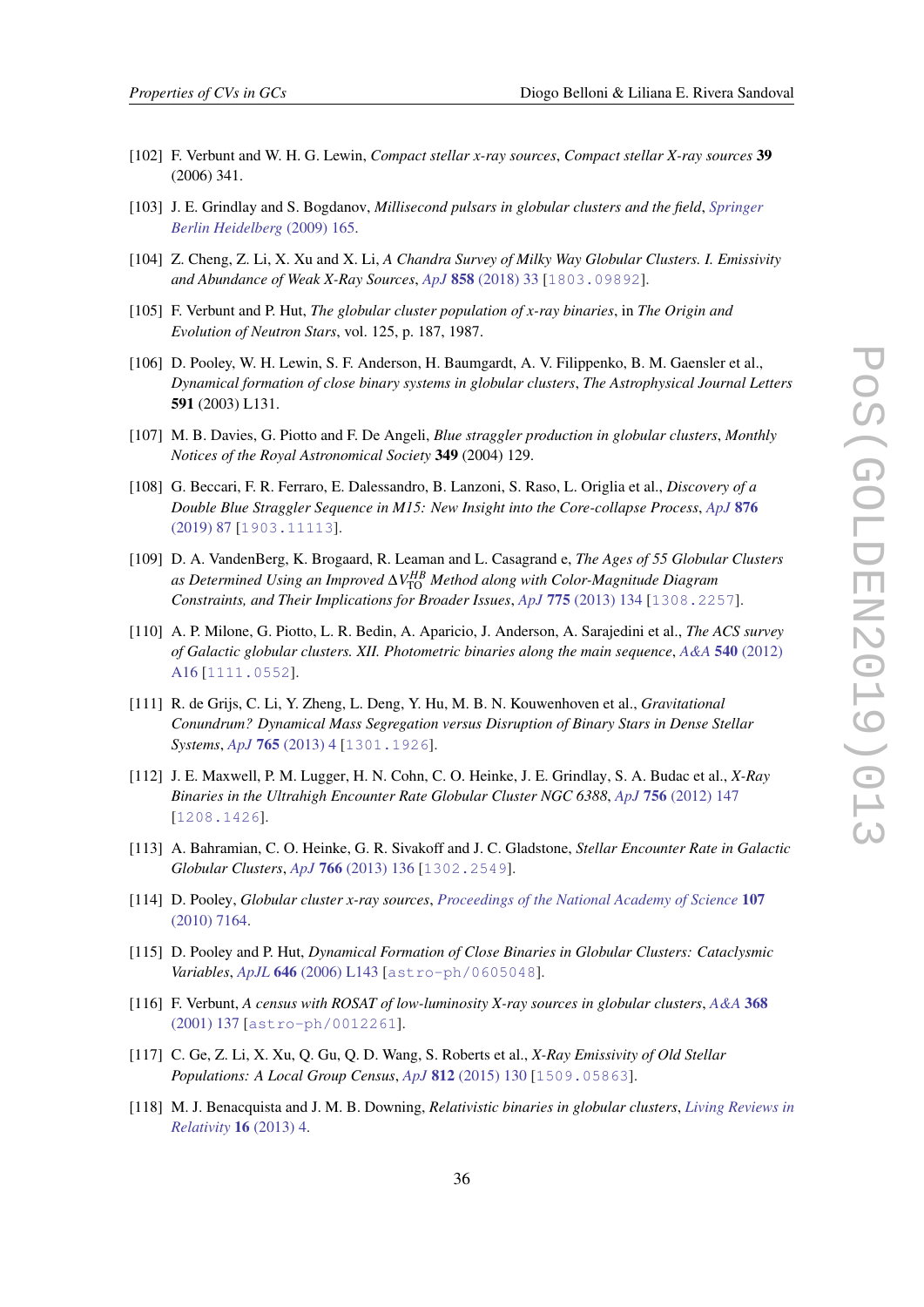[102] F. Verbunt and W. H. G. Lewin, *Compact stellar x-ray sources*, *Compact stellar X-ray sources* **39** (2006) 341.

[103] J. E. Grindlay and S. Bogdanov, *Millisecond pulsars in globular clusters and the field*, *Springer Berlin Heidelberg* (2009) 165.

[104] Z. Cheng, Z. Li, X. Xu and X. Li, *A Chandra Survey of Milky Way Globular Clusters. I. Emissivity and Abundance of Weak X-Ray Sources*, *ApJ* **858** (2018) 33 [1803.09892].

[105] F. Verbunt and P. Hut, *The globular cluster population of x-ray binaries*, in *The Origin and Evolution of Neutron Stars*, vol. 125, p. 187, 1987.

[106] D. Pooley, W. H. Lewin, S. F. Anderson, H. Baumgardt, A. V. Filippenko, B. M. Gaensler et al., *Dynamical formation of close binary systems in globular clusters*, *The Astrophysical Journal Letters* **591** (2003) L131.

[107] M. B. Davies, G. Piotto and F. De Angeli, *Blue straggler production in globular clusters*, *Monthly Notices of the Royal Astronomical Society* **349** (2004) 129.

[108] G. Beccari, F. R. Ferraro, E. Dalessandro, B. Lanzoni, S. Raso, L. Origlia et al., *Discovery of a Double Blue Straggler Sequence in M15: New Insight into the Core-collapse Process*, *ApJ* **876** (2019) 87 [1903.11113].

[109] D. A. VandenBerg, K. Brogaard, R. Leaman and L. Casagrand e, *The Ages of 55 Globular Clusters as Determined Using an Improved $\Delta V^{HB}_{\rm TO}$ Method along with Color-Magnitude Diagram Constraints, and Their Implications for Broader Issues*, *ApJ* **775** (2013) 134 [1308.2257].

[110] A. P. Milone, G. Piotto, L. R. Bedin, A. Aparicio, J. Anderson, A. Sarajedini et al., *The ACS survey of Galactic globular clusters. XII. Photometric binaries along the main sequence*, *A&A* **540** (2012) A16 [1111.0552].

[111] R. de Grijs, C. Li, Y. Zheng, L. Deng, Y. Hu, M. B. N. Kouwenhoven et al., *Gravitational Conundrum? Dynamical Mass Segregation versus Disruption of Binary Stars in Dense Stellar Systems*, *ApJ* **765** (2013) 4 [1301.1926].

[112] J. E. Maxwell, P. M. Lugger, H. N. Cohn, C. O. Heinke, J. E. Grindlay, S. A. Budac et al., *X-Ray Binaries in the Ultrahigh Encounter Rate Globular Cluster NGC 6388*, *ApJ* **756** (2012) 147 [1208.1426].

[113] A. Bahramian, C. O. Heinke, G. R. Sivakoff and J. C. Gladstone, *Stellar Encounter Rate in Galactic Globular Clusters*, *ApJ* **766** (2013) 136 [1302.2549].

[114] D. Pooley, *Globular cluster x-ray sources*, *Proceedings of the National Academy of Science* **107** (2010) 7164.

[115] D. Pooley and P. Hut, *Dynamical Formation of Close Binaries in Globular Clusters: Cataclysmic Variables*, *ApJL* **646** (2006) L143 [astro-ph/0605048].

[116] F. Verbunt, *A census with ROSAT of low-luminosity X-ray sources in globular clusters*, *A&A* **368** (2001) 137 [astro-ph/0012261].

[117] C. Ge, Z. Li, X. Xu, Q. Gu, Q. D. Wang, S. Roberts et al., *X-Ray Emissivity of Old Stellar Populations: A Local Group Census*, *ApJ* **812** (2015) 130 [1509.05863].

[118] M. J. Benacquista and J. M. B. Downing, *Relativistic binaries in globular clusters*, *Living Reviews in Relativity* **16** (2013) 4.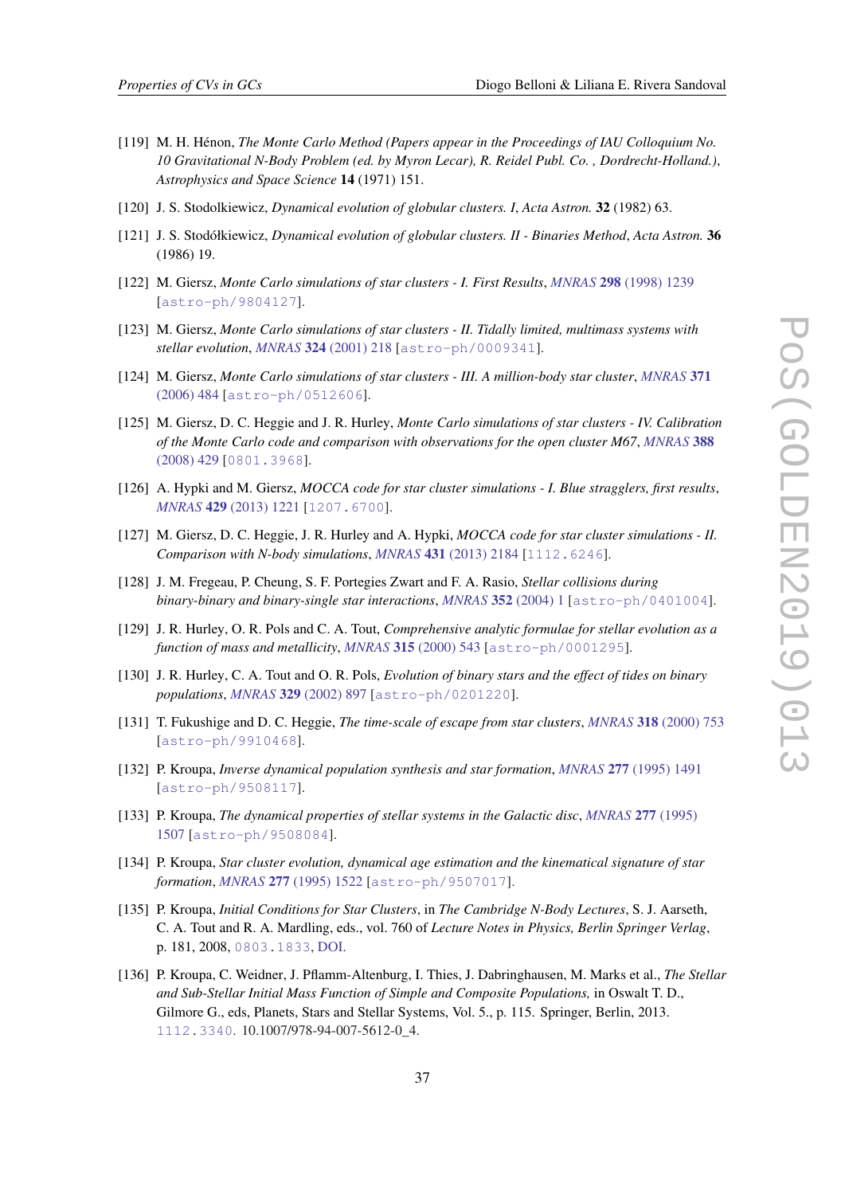[119] M. H. Hénon, *The Monte Carlo Method (Papers appear in the Proceedings of IAU Colloquium No. 10 Gravitational N-Body Problem (ed. by Myron Lecar), R. Reidel Publ. Co. , Dordrecht-Holland.)*, *Astrophysics and Space Science* **14** (1971) 151.

[120] J. S. Stodolkiewicz, *Dynamical evolution of globular clusters. I*, *Acta Astron.* **32** (1982) 63.

[121] J. S. Stodółkiewicz, *Dynamical evolution of globular clusters. II - Binaries Method*, *Acta Astron.* **36** (1986) 19.

[122] M. Giersz, *Monte Carlo simulations of star clusters - I. First Results*, *MNRAS* **298** (1998) 1239 [astro-ph/9804127].

[123] M. Giersz, *Monte Carlo simulations of star clusters - II. Tidally limited, multimass systems with stellar evolution*, *MNRAS* **324** (2001) 218 [astro-ph/0009341].

[124] M. Giersz, *Monte Carlo simulations of star clusters - III. A million-body star cluster*, *MNRAS* **371** (2006) 484 [astro-ph/0512606].

[125] M. Giersz, D. C. Heggie and J. R. Hurley, *Monte Carlo simulations of star clusters - IV. Calibration of the Monte Carlo code and comparison with observations for the open cluster M67*, *MNRAS* **388** (2008) 429 [0801.3968].

[126] A. Hypki and M. Giersz, *MOCCA code for star cluster simulations - I. Blue stragglers, first results*, *MNRAS* **429** (2013) 1221 [1207.6700].

[127] M. Giersz, D. C. Heggie, J. R. Hurley and A. Hypki, *MOCCA code for star cluster simulations - II. Comparison with N-body simulations*, *MNRAS* **431** (2013) 2184 [1112.6246].

[128] J. M. Fregeau, P. Cheung, S. F. Portegies Zwart and F. A. Rasio, *Stellar collisions during binary-binary and binary-single star interactions*, *MNRAS* **352** (2004) 1 [astro-ph/0401004].

[129] J. R. Hurley, O. R. Pols and C. A. Tout, *Comprehensive analytic formulae for stellar evolution as a function of mass and metallicity*, *MNRAS* **315** (2000) 543 [astro-ph/0001295].

[130] J. R. Hurley, C. A. Tout and O. R. Pols, *Evolution of binary stars and the effect of tides on binary populations*, *MNRAS* **329** (2002) 897 [astro-ph/0201220].

[131] T. Fukushige and D. C. Heggie, *The time-scale of escape from star clusters*, *MNRAS* **318** (2000) 753 [astro-ph/9910468].

[132] P. Kroupa, *Inverse dynamical population synthesis and star formation*, *MNRAS* **277** (1995) 1491 [astro-ph/9508117].

[133] P. Kroupa, *The dynamical properties of stellar systems in the Galactic disc*, *MNRAS* **277** (1995) 1507 [astro-ph/9508084].

[134] P. Kroupa, *Star cluster evolution, dynamical age estimation and the kinematical signature of star formation*, *MNRAS* **277** (1995) 1522 [astro-ph/9507017].

[135] P. Kroupa, *Initial Conditions for Star Clusters*, in *The Cambridge N-Body Lectures*, S. J. Aarseth, C. A. Tout and R. A. Mardling, eds., vol. 760 of *Lecture Notes in Physics, Berlin Springer Verlag*, p. 181, 2008, 0803.1833, DOI.

[136] P. Kroupa, C. Weidner, J. Pflamm-Altenburg, I. Thies, J. Dabringhausen, M. Marks et al., *The Stellar and Sub-Stellar Initial Mass Function of Simple and Composite Populations*, in Oswalt T. D., Gilmore G., eds, Planets, Stars and Stellar Systems, Vol. 5., p. 115. Springer, Berlin, 2013. 1112.3340. 10.1007/978-94-007-5612-0_4.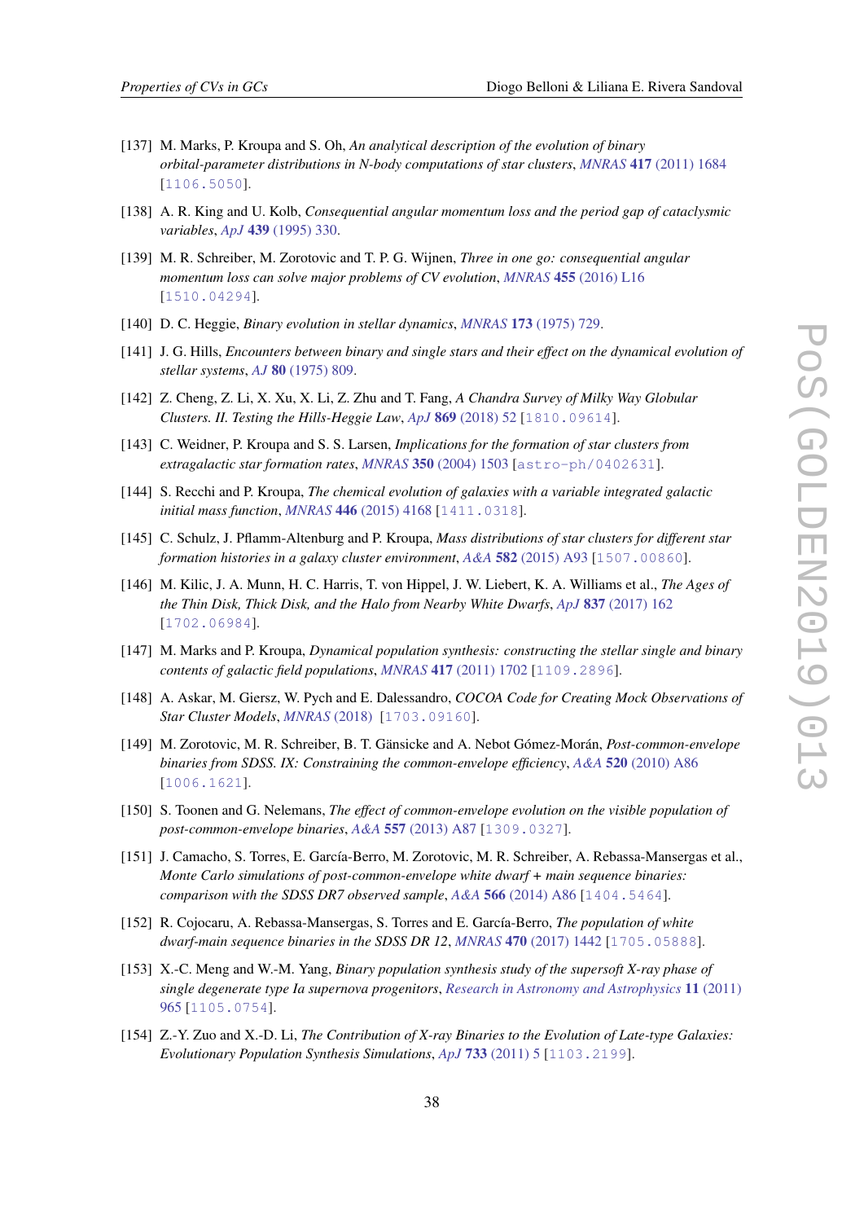[137] M. Marks, P. Kroupa and S. Oh, *An analytical description of the evolution of binary orbital-parameter distributions in N-body computations of star clusters*, *MNRAS* **417** (2011) 1684 [1106.5050].

[138] A. R. King and U. Kolb, *Consequential angular momentum loss and the period gap of cataclysmic variables*, *ApJ* **439** (1995) 330.

[139] M. R. Schreiber, M. Zorotovic and T. P. G. Wijnen, *Three in one go: consequential angular momentum loss can solve major problems of CV evolution*, *MNRAS* **455** (2016) L16 [1510.04294].

[140] D. C. Heggie, *Binary evolution in stellar dynamics*, *MNRAS* **173** (1975) 729.

[141] J. G. Hills, *Encounters between binary and single stars and their effect on the dynamical evolution of stellar systems*, *AJ* **80** (1975) 809.

[142] Z. Cheng, Z. Li, X. Xu, X. Li, Z. Zhu and T. Fang, *A Chandra Survey of Milky Way Globular Clusters. II. Testing the Hills-Heggie Law*, *ApJ* **869** (2018) 52 [1810.09614].

[143] C. Weidner, P. Kroupa and S. S. Larsen, *Implications for the formation of star clusters from extragalactic star formation rates*, *MNRAS* **350** (2004) 1503 [astro-ph/0402631].

[144] S. Recchi and P. Kroupa, *The chemical evolution of galaxies with a variable integrated galactic initial mass function*, *MNRAS* **446** (2015) 4168 [1411.0318].

[145] C. Schulz, J. Pflamm-Altenburg and P. Kroupa, *Mass distributions of star clusters for different star formation histories in a galaxy cluster environment*, *A&A* **582** (2015) A93 [1507.00860].

[146] M. Kilic, J. A. Munn, H. C. Harris, T. von Hippel, J. W. Liebert, K. A. Williams et al., *The Ages of the Thin Disk, Thick Disk, and the Halo from Nearby White Dwarfs*, *ApJ* **837** (2017) 162 [1702.06984].

[147] M. Marks and P. Kroupa, *Dynamical population synthesis: constructing the stellar single and binary contents of galactic field populations*, *MNRAS* **417** (2011) 1702 [1109.2896].

[148] A. Askar, M. Giersz, W. Pych and E. Dalessandro, *COCOA Code for Creating Mock Observations of Star Cluster Models*, *MNRAS* (2018) [1703.09160].

[149] M. Zorotovic, M. R. Schreiber, B. T. Gänsicke and A. Nebot Gómez-Morán, *Post-common-envelope binaries from SDSS. IX: Constraining the common-envelope efficiency*, *A&A* **520** (2010) A86 [1006.1621].

[150] S. Toonen and G. Nelemans, *The effect of common-envelope evolution on the visible population of post-common-envelope binaries*, *A&A* **557** (2013) A87 [1309.0327].

[151] J. Camacho, S. Torres, E. García-Berro, M. Zorotovic, M. R. Schreiber, A. Rebassa-Mansergas et al., *Monte Carlo simulations of post-common-envelope white dwarf + main sequence binaries: comparison with the SDSS DR7 observed sample*, *A&A* **566** (2014) A86 [1404.5464].

[152] R. Cojocaru, A. Rebassa-Mansergas, S. Torres and E. García-Berro, *The population of white dwarf-main sequence binaries in the SDSS DR 12*, *MNRAS* **470** (2017) 1442 [1705.05888].

[153] X.-C. Meng and W.-M. Yang, *Binary population synthesis study of the supersoft X-ray phase of single degenerate type Ia supernova progenitors*, *Research in Astronomy and Astrophysics* **11** (2011) 965 [1105.0754].

[154] Z.-Y. Zuo and X.-D. Li, *The Contribution of X-ray Binaries to the Evolution of Late-type Galaxies: Evolutionary Population Synthesis Simulations*, *ApJ* **733** (2011) 5 [1103.2199].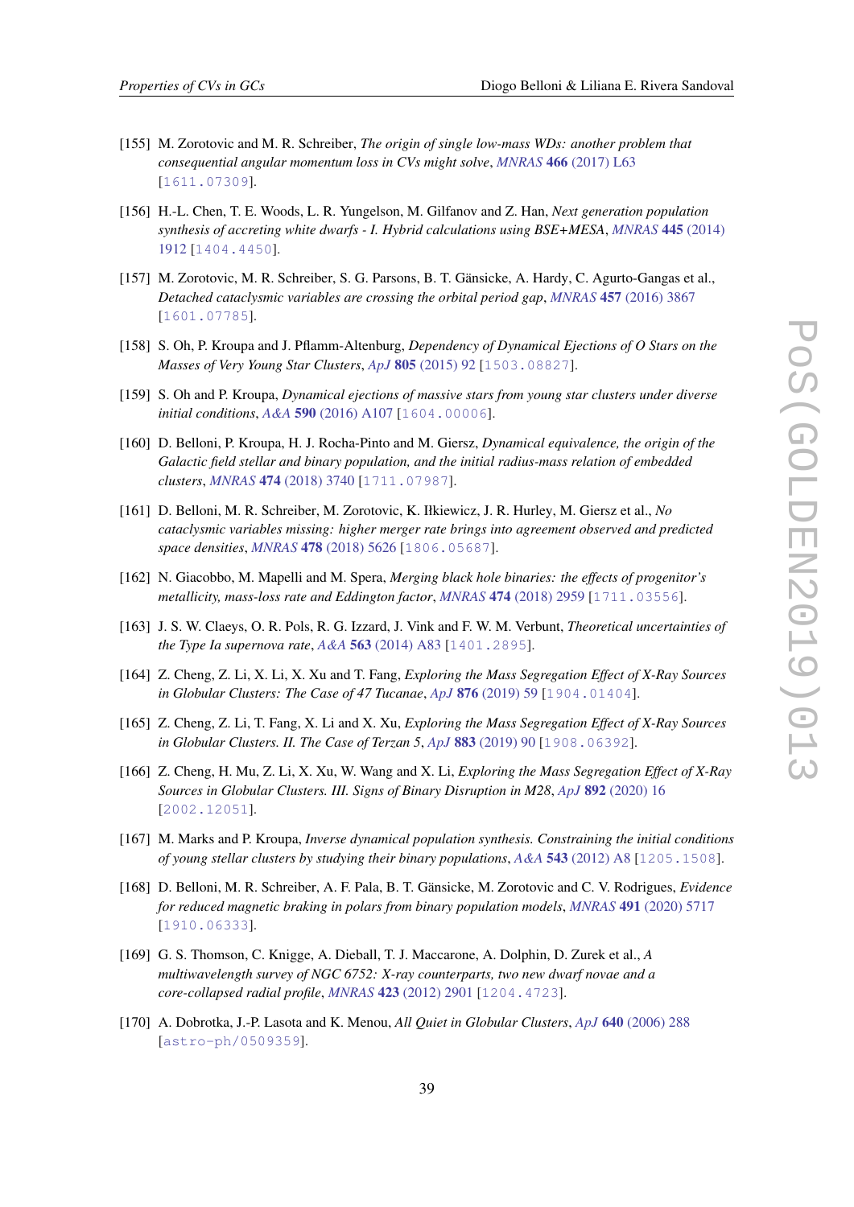[155] M. Zorotovic and M. R. Schreiber, *The origin of single low-mass WDs: another problem that consequential angular momentum loss in CVs might solve*, *MNRAS* **466** (2017) L63 [1611.07309].

[156] H.-L. Chen, T. E. Woods, L. R. Yungelson, M. Gilfanov and Z. Han, *Next generation population synthesis of accreting white dwarfs - I. Hybrid calculations using BSE+MESA*, *MNRAS* **445** (2014) 1912 [1404.4450].

[157] M. Zorotovic, M. R. Schreiber, S. G. Parsons, B. T. Gänsicke, A. Hardy, C. Agurto-Gangas et al., *Detached cataclysmic variables are crossing the orbital period gap*, *MNRAS* **457** (2016) 3867 [1601.07785].

[158] S. Oh, P. Kroupa and J. Pflamm-Altenburg, *Dependency of Dynamical Ejections of O Stars on the Masses of Very Young Star Clusters*, *ApJ* **805** (2015) 92 [1503.08827].

[159] S. Oh and P. Kroupa, *Dynamical ejections of massive stars from young star clusters under diverse initial conditions*, *A&A* **590** (2016) A107 [1604.00006].

[160] D. Belloni, P. Kroupa, H. J. Rocha-Pinto and M. Giersz, *Dynamical equivalence, the origin of the Galactic field stellar and binary population, and the initial radius-mass relation of embedded clusters*, *MNRAS* **474** (2018) 3740 [1711.07987].

[161] D. Belloni, M. R. Schreiber, M. Zorotovic, K. Iłkiewicz, J. R. Hurley, M. Giersz et al., *No cataclysmic variables missing: higher merger rate brings into agreement observed and predicted space densities*, *MNRAS* **478** (2018) 5626 [1806.05687].

[162] N. Giacobbo, M. Mapelli and M. Spera, *Merging black hole binaries: the effects of progenitor's metallicity, mass-loss rate and Eddington factor*, *MNRAS* **474** (2018) 2959 [1711.03556].

[163] J. S. W. Claeys, O. R. Pols, R. G. Izzard, J. Vink and F. W. M. Verbunt, *Theoretical uncertainties of the Type Ia supernova rate*, *A&A* **563** (2014) A83 [1401.2895].

[164] Z. Cheng, Z. Li, X. Li, X. Xu and T. Fang, *Exploring the Mass Segregation Effect of X-Ray Sources in Globular Clusters: The Case of 47 Tucanae*, *ApJ* **876** (2019) 59 [1904.01404].

[165] Z. Cheng, Z. Li, T. Fang, X. Li and X. Xu, *Exploring the Mass Segregation Effect of X-Ray Sources in Globular Clusters. II. The Case of Terzan 5*, *ApJ* **883** (2019) 90 [1908.06392].

[166] Z. Cheng, H. Mu, Z. Li, X. Xu, W. Wang and X. Li, *Exploring the Mass Segregation Effect of X-Ray Sources in Globular Clusters. III. Signs of Binary Disruption in M28*, *ApJ* **892** (2020) 16 [2002.12051].

[167] M. Marks and P. Kroupa, *Inverse dynamical population synthesis. Constraining the initial conditions of young stellar clusters by studying their binary populations*, *A&A* **543** (2012) A8 [1205.1508].

[168] D. Belloni, M. R. Schreiber, A. F. Pala, B. T. Gänsicke, M. Zorotovic and C. V. Rodrigues, *Evidence for reduced magnetic braking in polars from binary population models*, *MNRAS* **491** (2020) 5717 [1910.06333].

[169] G. S. Thomson, C. Knigge, A. Dieball, T. J. Maccarone, A. Dolphin, D. Zurek et al., *A multiwavelength survey of NGC 6752: X-ray counterparts, two new dwarf novae and a core-collapsed radial profile*, *MNRAS* **423** (2012) 2901 [1204.4723].

[170] A. Dobrotka, J.-P. Lasota and K. Menou, *All Quiet in Globular Clusters*, *ApJ* **640** (2006) 288 [astro-ph/0509359].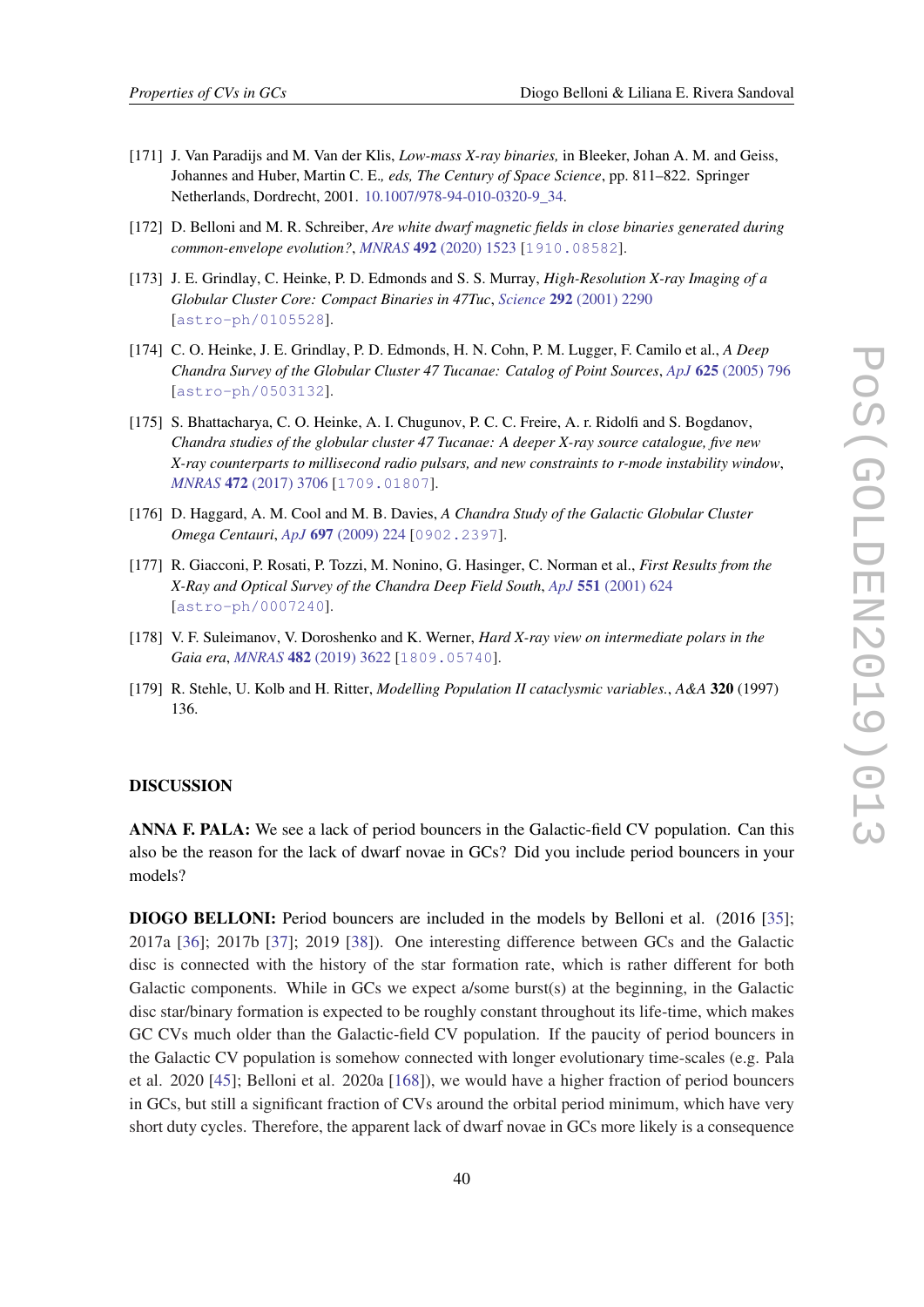[171] J. Van Paradijs and M. Van der Klis, *Low-mass X-ray binaries,* in Bleeker, Johan A. M. and Geiss, Johannes and Huber, Martin C. E.*, eds, The Century of Space Science*, pp. 811–822. Springer Netherlands, Dordrecht, 2001. 10.1007/978-94-010-0320-9_34.

[172] D. Belloni and M. R. Schreiber, *Are white dwarf magnetic fields in close binaries generated during common-envelope evolution?*, *MNRAS* **492** (2020) 1523 [1910.08582].

[173] J. E. Grindlay, C. Heinke, P. D. Edmonds and S. S. Murray, *High-Resolution X-ray Imaging of a Globular Cluster Core: Compact Binaries in 47Tuc*, *Science* **292** (2001) 2290 [astro-ph/0105528].

[174] C. O. Heinke, J. E. Grindlay, P. D. Edmonds, H. N. Cohn, P. M. Lugger, F. Camilo et al., *A Deep Chandra Survey of the Globular Cluster 47 Tucanae: Catalog of Point Sources*, *ApJ* **625** (2005) 796 [astro-ph/0503132].

[175] S. Bhattacharya, C. O. Heinke, A. I. Chugunov, P. C. C. Freire, A. r. Ridolfi and S. Bogdanov, *Chandra studies of the globular cluster 47 Tucanae: A deeper X-ray source catalogue, five new X-ray counterparts to millisecond radio pulsars, and new constraints to r-mode instability window*, *MNRAS* **472** (2017) 3706 [1709.01807].

[176] D. Haggard, A. M. Cool and M. B. Davies, *A Chandra Study of the Galactic Globular Cluster Omega Centauri*, *ApJ* **697** (2009) 224 [0902.2397].

[177] R. Giacconi, P. Rosati, P. Tozzi, M. Nonino, G. Hasinger, C. Norman et al., *First Results from the X-Ray and Optical Survey of the Chandra Deep Field South*, *ApJ* **551** (2001) 624 [astro-ph/0007240].

[178] V. F. Suleimanov, V. Doroshenko and K. Werner, *Hard X-ray view on intermediate polars in the Gaia era*, *MNRAS* **482** (2019) 3622 [1809.05740].

[179] R. Stehle, U. Kolb and H. Ritter, *Modelling Population II cataclysmic variables.*, *A&A* **320** (1997) 136.

## DISCUSSION

**ANNA F. PALA:** We see a lack of period bouncers in the Galactic-field CV population. Can this also be the reason for the lack of dwarf novae in GCs? Did you include period bouncers in your models?

**DIOGO BELLONI:** Period bouncers are included in the models by Belloni et al. (2016 [35]; 2017a [36]; 2017b [37]; 2019 [38]). One interesting difference between GCs and the Galactic disc is connected with the history of the star formation rate, which is rather different for both Galactic components. While in GCs we expect a/some burst(s) at the beginning, in the Galactic disc star/binary formation is expected to be roughly constant throughout its life-time, which makes GC CVs much older than the Galactic-field CV population. If the paucity of period bouncers in the Galactic CV population is somehow connected with longer evolutionary time-scales (e.g. Pala et al. 2020 [45]; Belloni et al. 2020a [168]), we would have a higher fraction of period bouncers in GCs, but still a significant fraction of CVs around the orbital period minimum, which have very short duty cycles. Therefore, the apparent lack of dwarf novae in GCs more likely is a consequence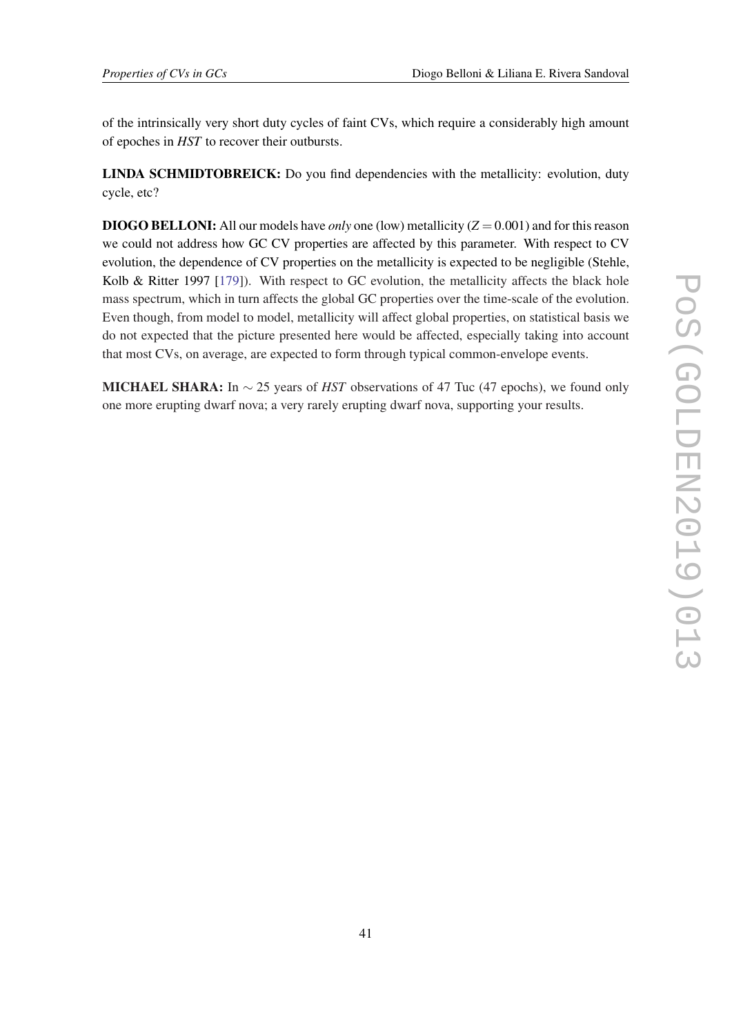of the intrinsically very short duty cycles of faint CVs, which require a considerably high amount of epoches in *HST* to recover their outbursts.

**LINDA SCHMIDTOBREICK:** Do you find dependencies with the metallicity: evolution, duty cycle, etc?

**DIOGO BELLONI:** All our models have *only* one (low) metallicity ($Z = 0.001$) and for this reason we could not address how GC CV properties are affected by this parameter. With respect to CV evolution, the dependence of CV properties on the metallicity is expected to be negligible (Stehle, Kolb & Ritter 1997 [179]). With respect to GC evolution, the metallicity affects the black hole mass spectrum, which in turn affects the global GC properties over the time-scale of the evolution. Even though, from model to model, metallicity will affect global properties, on statistical basis we do not expected that the picture presented here would be affected, especially taking into account that most CVs, on average, are expected to form through typical common-envelope events.

**MICHAEL SHARA:** In $\sim 25$ years of *HST* observations of 47 Tuc (47 epochs), we found only one more erupting dwarf nova; a very rarely erupting dwarf nova, supporting your results.